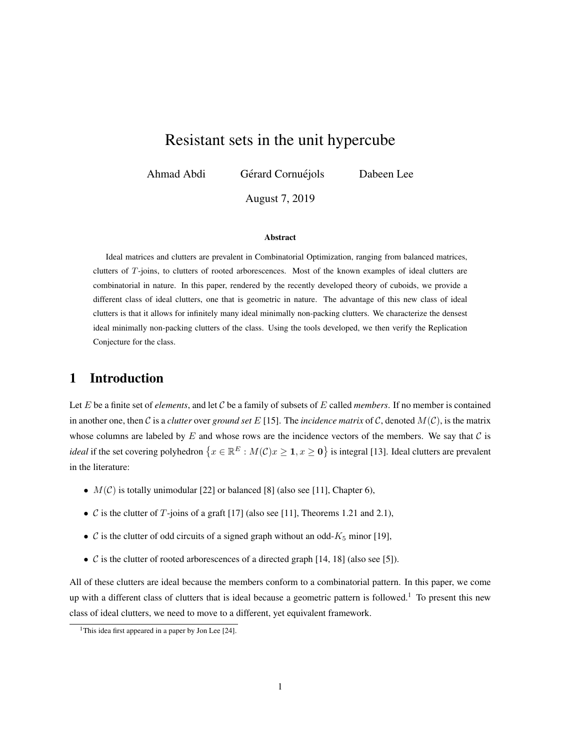# Resistant sets in the unit hypercube

Ahmad Abdi  Gérard Cornuéjols  Dabeen Lee

August 7, 2019

### Abstract

Ideal matrices and clutters are prevalent in Combinatorial Optimization, ranging from balanced matrices, clutters of $T$-joins, to clutters of rooted arborescences. Most of the known examples of ideal clutters are combinatorial in nature. In this paper, rendered by the recently developed theory of cuboids, we provide a different class of ideal clutters, one that is geometric in nature. The advantage of this new class of ideal clutters is that it allows for infinitely many ideal minimally non-packing clutters. We characterize the densest ideal minimally non-packing clutters of the class. Using the tools developed, we then verify the Replication Conjecture for the class.

## 1 Introduction

Let $E$ be a finite set of *elements*, and let $\mathcal{C}$ be a family of subsets of $E$ called *members*. If no member is contained in another one, then $\mathcal{C}$ is a *clutter* over *ground set* $E$ [15]. The *incidence matrix* of $\mathcal{C}$, denoted $M(\mathcal{C})$, is the matrix whose columns are labeled by $E$ and whose rows are the incidence vectors of the members. We say that $\mathcal{C}$ is *ideal* if the set covering polyhedron $\left\{x \in \mathbb{R}^E : M(\mathcal{C})x \geq \mathbf{1}, x \geq \mathbf{0}\right\}$ is integral [13]. Ideal clutters are prevalent in the literature:

- $M(\mathcal{C})$ is totally unimodular [22] or balanced [8] (also see [11], Chapter 6),
- $\mathcal{C}$ is the clutter of $T$-joins of a graft [17] (also see [11], Theorems 1.21 and 2.1),
- $\mathcal{C}$ is the clutter of odd circuits of a signed graph without an odd-$K_5$ minor [19],
- $\mathcal{C}$ is the clutter of rooted arborescences of a directed graph [14, 18] (also see [5]).

All of these clutters are ideal because the members conform to a combinatorial pattern. In this paper, we come up with a different class of clutters that is ideal because a geometric pattern is followed.[1] To present this new class of ideal clutters, we need to move to a different, yet equivalent framework.

[1] This idea first appeared in a paper by Jon Lee [24].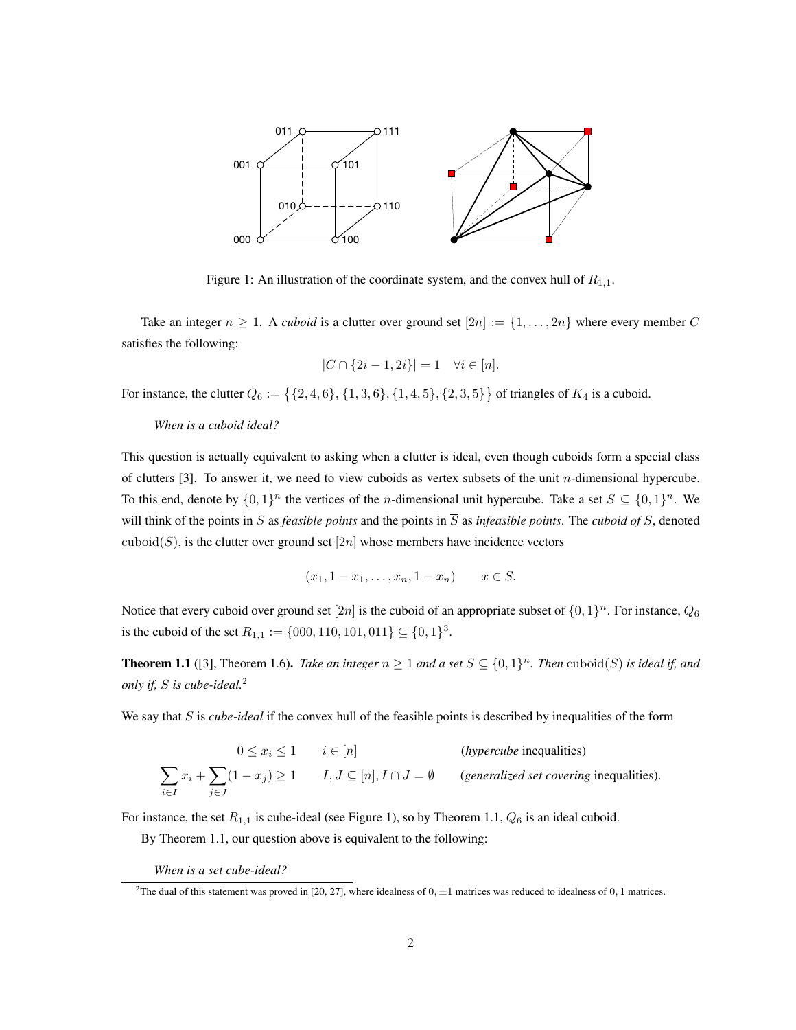Figure 1: An illustration of the coordinate system, and the convex hull of $R_{1,1}$.

Take an integer $n \geq 1$. A *cuboid* is a clutter over ground set $[2n] := \{1, \ldots, 2n\}$ where every member $C$ satisfies the following:

$$|C \cap \{2i-1, 2i\}| = 1 \quad \forall i \in [n].$$

For instance, the clutter $Q_6 := \big\{\{2,4,6\}, \{1,3,6\}, \{1,4,5\}, \{2,3,5\}\big\}$ of triangles of $K_4$ is a cuboid.

*When is a cuboid ideal?*

This question is actually equivalent to asking when a clutter is ideal, even though cuboids form a special class of clutters [3]. To answer it, we need to view cuboids as vertex subsets of the unit $n$-dimensional hypercube. To this end, denote by $\{0,1\}^n$ the vertices of the $n$-dimensional unit hypercube. Take a set $S \subseteq \{0,1\}^n$. We will think of the points in $S$ as *feasible points* and the points in $\overline{S}$ as *infeasible points*. The *cuboid of* $S$, denoted $\text{cuboid}(S)$, is the clutter over ground set $[2n]$ whose members have incidence vectors

$$(x_1, 1-x_1, \ldots, x_n, 1-x_n) \qquad x \in S.$$

Notice that every cuboid over ground set $[2n]$ is the cuboid of an appropriate subset of $\{0,1\}^n$. For instance, $Q_6$ is the cuboid of the set $R_{1,1} := \{000, 110, 101, 011\} \subseteq \{0,1\}^3$.

**Theorem 1.1** ([3], Theorem 1.6). *Take an integer $n \geq 1$ and a set $S \subseteq \{0,1\}^n$. Then $\text{cuboid}(S)$ is ideal if, and only if, $S$ is cube-ideal.*[2]

We say that $S$ is *cube-ideal* if the convex hull of the feasible points is described by inequalities of the form

$$0 \leq x_i \leq 1 \qquad i \in [n] \qquad\qquad (\textit{hypercube} \text{ inequalities})$$

$$\sum_{i \in I} x_i + \sum_{j \in J}(1 - x_j) \geq 1 \qquad I, J \subseteq [n], I \cap J = \emptyset \qquad (\textit{generalized set covering} \text{ inequalities}).$$

For instance, the set $R_{1,1}$ is cube-ideal (see Figure 1), so by Theorem 1.1, $Q_6$ is an ideal cuboid.

By Theorem 1.1, our question above is equivalent to the following:

*When is a set cube-ideal?*

---

[2] The dual of this statement was proved in [20, 27], where idealness of $0, \pm 1$ matrices was reduced to idealness of $0, 1$ matrices.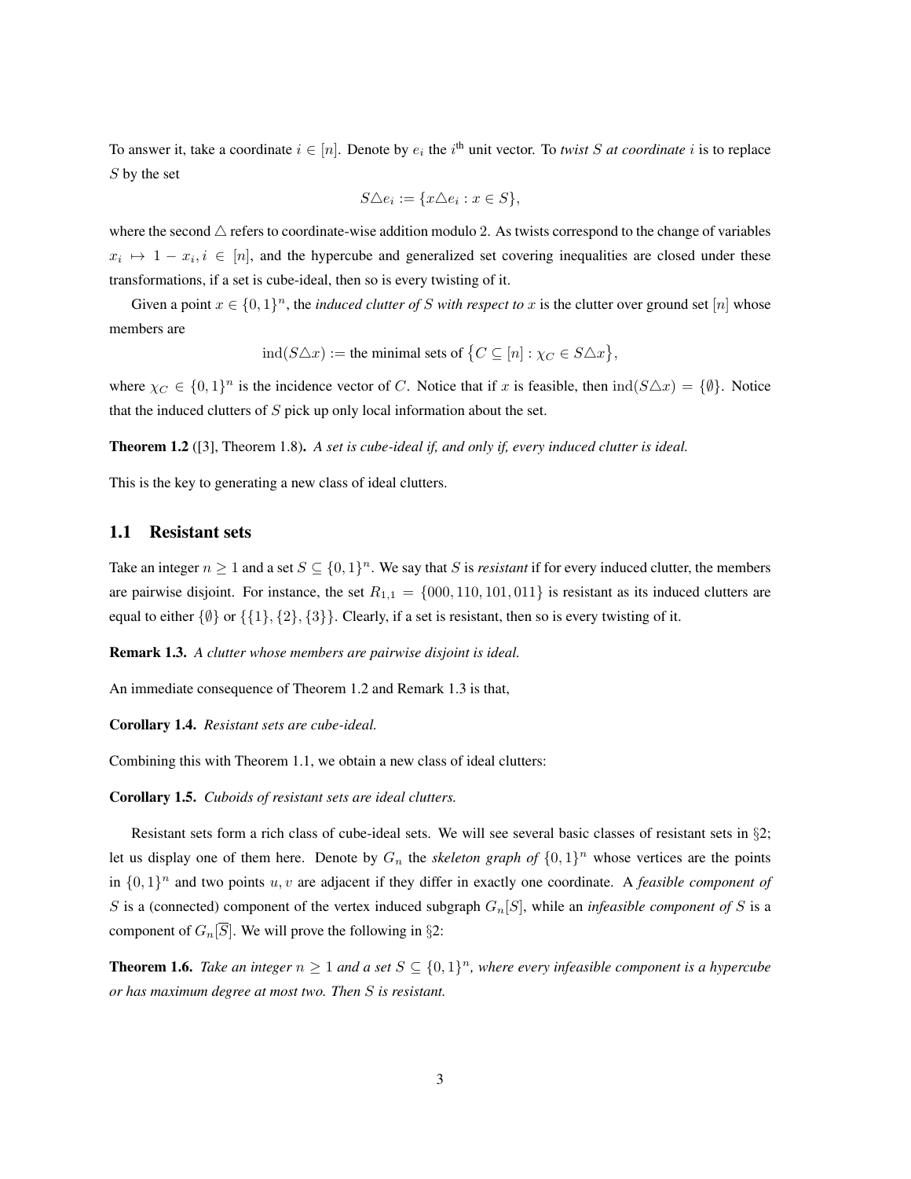To answer it, take a coordinate $i \in [n]$. Denote by $e_i$ the $i^{\text{th}}$ unit vector. To *twist $S$ at coordinate $i$* is to replace $S$ by the set

$$S \triangle e_i := \{x \triangle e_i : x \in S\},$$

where the second $\triangle$ refers to coordinate-wise addition modulo 2. As twists correspond to the change of variables $x_i \mapsto 1 - x_i, i \in [n]$, and the hypercube and generalized set covering inequalities are closed under these transformations, if a set is cube-ideal, then so is every twisting of it.

Given a point $x \in \{0,1\}^n$, the *induced clutter of $S$ with respect to $x$* is the clutter over ground set $[n]$ whose members are

$$\mathrm{ind}(S \triangle x) := \text{the minimal sets of } \big\{C \subseteq [n] : \chi_C \in S \triangle x\big\},$$

where $\chi_C \in \{0,1\}^n$ is the incidence vector of $C$. Notice that if $x$ is feasible, then $\mathrm{ind}(S \triangle x) = \{\emptyset\}$. Notice that the induced clutters of $S$ pick up only local information about the set.

**Theorem 1.2** ([3], Theorem 1.8)**.** *A set is cube-ideal if, and only if, every induced clutter is ideal.*

This is the key to generating a new class of ideal clutters.

## 1.1 Resistant sets

Take an integer $n \geq 1$ and a set $S \subseteq \{0,1\}^n$. We say that $S$ is *resistant* if for every induced clutter, the members are pairwise disjoint. For instance, the set $R_{1,1} = \{000, 110, 101, 011\}$ is resistant as its induced clutters are equal to either $\{\emptyset\}$ or $\{\{1\},\{2\},\{3\}\}$. Clearly, if a set is resistant, then so is every twisting of it.

**Remark 1.3.** *A clutter whose members are pairwise disjoint is ideal.*

An immediate consequence of Theorem 1.2 and Remark 1.3 is that,

**Corollary 1.4.** *Resistant sets are cube-ideal.*

Combining this with Theorem 1.1, we obtain a new class of ideal clutters:

**Corollary 1.5.** *Cuboids of resistant sets are ideal clutters.*

Resistant sets form a rich class of cube-ideal sets. We will see several basic classes of resistant sets in §2; let us display one of them here. Denote by $G_n$ the *skeleton graph of* $\{0,1\}^n$ whose vertices are the points in $\{0,1\}^n$ and two points $u, v$ are adjacent if they differ in exactly one coordinate. A *feasible component of* $S$ is a (connected) component of the vertex induced subgraph $G_n[S]$, while an *infeasible component of* $S$ is a component of $G_n[\overline{S}]$. We will prove the following in §2:

**Theorem 1.6.** *Take an integer $n \geq 1$ and a set $S \subseteq \{0,1\}^n$, where every infeasible component is a hypercube or has maximum degree at most two. Then $S$ is resistant.*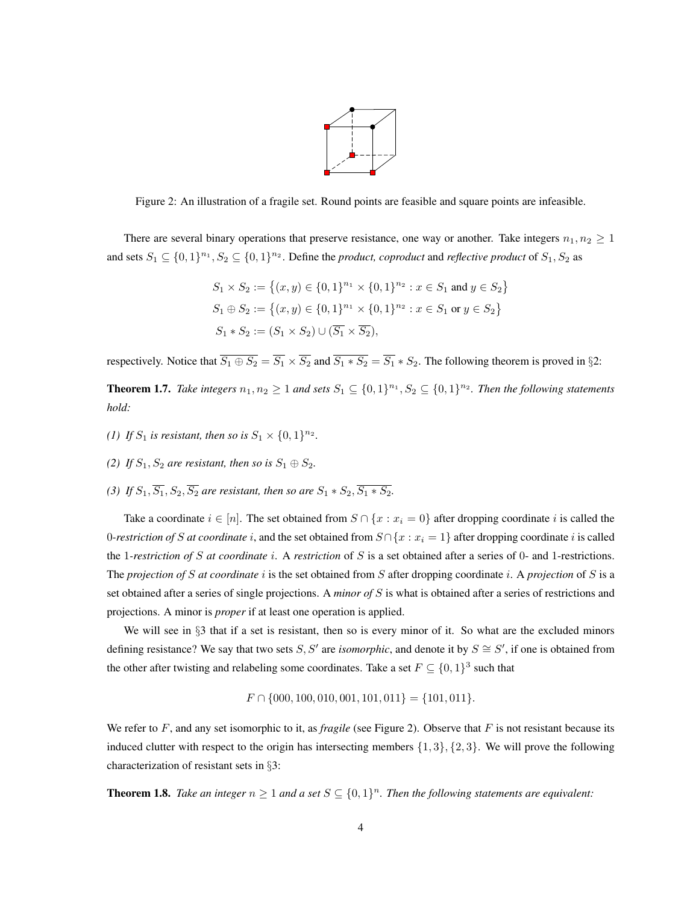Figure 2: An illustration of a fragile set. Round points are feasible and square points are infeasible.

There are several binary operations that preserve resistance, one way or another. Take integers $n_1, n_2 \geq 1$ and sets $S_1 \subseteq \{0,1\}^{n_1}, S_2 \subseteq \{0,1\}^{n_2}$. Define the *product, coproduct* and *reflective product* of $S_1, S_2$ as

$$
\begin{aligned}
S_1 \times S_2 &:= \left\{(x,y) \in \{0,1\}^{n_1} \times \{0,1\}^{n_2} : x \in S_1 \text{ and } y \in S_2\right\} \\
S_1 \oplus S_2 &:= \left\{(x,y) \in \{0,1\}^{n_1} \times \{0,1\}^{n_2} : x \in S_1 \text{ or } y \in S_2\right\} \\
S_1 * S_2 &:= (S_1 \times S_2) \cup (\overline{S_1} \times \overline{S_2}),
\end{aligned}
$$

respectively. Notice that $\overline{S_1 \oplus S_2} = \overline{S_1} \times \overline{S_2}$ and $\overline{S_1 * S_2} = \overline{S_1} * S_2$. The following theorem is proved in §2:

**Theorem 1.7.** *Take integers $n_1, n_2 \geq 1$ and sets $S_1 \subseteq \{0,1\}^{n_1}, S_2 \subseteq \{0,1\}^{n_2}$. Then the following statements hold:*

*(1) If $S_1$ is resistant, then so is $S_1 \times \{0,1\}^{n_2}$.*

*(2) If $S_1, S_2$ are resistant, then so is $S_1 \oplus S_2$.*

*(3) If $S_1, \overline{S_1}, S_2, \overline{S_2}$ are resistant, then so are $S_1 * S_2, \overline{S_1 * S_2}$.*

Take a coordinate $i \in [n]$. The set obtained from $S \cap \{x : x_i = 0\}$ after dropping coordinate $i$ is called the *0-restriction of $S$ at coordinate $i$*, and the set obtained from $S \cap \{x : x_i = 1\}$ after dropping coordinate $i$ is called the *1-restriction of $S$ at coordinate $i$*. A *restriction* of $S$ is a set obtained after a series of 0- and 1-restrictions. The *projection of $S$ at coordinate $i$* is the set obtained from $S$ after dropping coordinate $i$. A *projection* of $S$ is a set obtained after a series of single projections. A *minor of $S$* is what is obtained after a series of restrictions and projections. A minor is *proper* if at least one operation is applied.

We will see in §3 that if a set is resistant, then so is every minor of it. So what are the excluded minors defining resistance? We say that two sets $S, S'$ are *isomorphic*, and denote it by $S \cong S'$, if one is obtained from the other after twisting and relabeling some coordinates. Take a set $F \subseteq \{0,1\}^3$ such that

$$F \cap \{000, 100, 010, 001, 101, 011\} = \{101, 011\}.$$

We refer to $F$, and any set isomorphic to it, as *fragile* (see Figure 2). Observe that $F$ is not resistant because its induced clutter with respect to the origin has intersecting members $\{1,3\}, \{2,3\}$. We will prove the following characterization of resistant sets in §3:

**Theorem 1.8.** *Take an integer $n \geq 1$ and a set $S \subseteq \{0,1\}^n$. Then the following statements are equivalent:*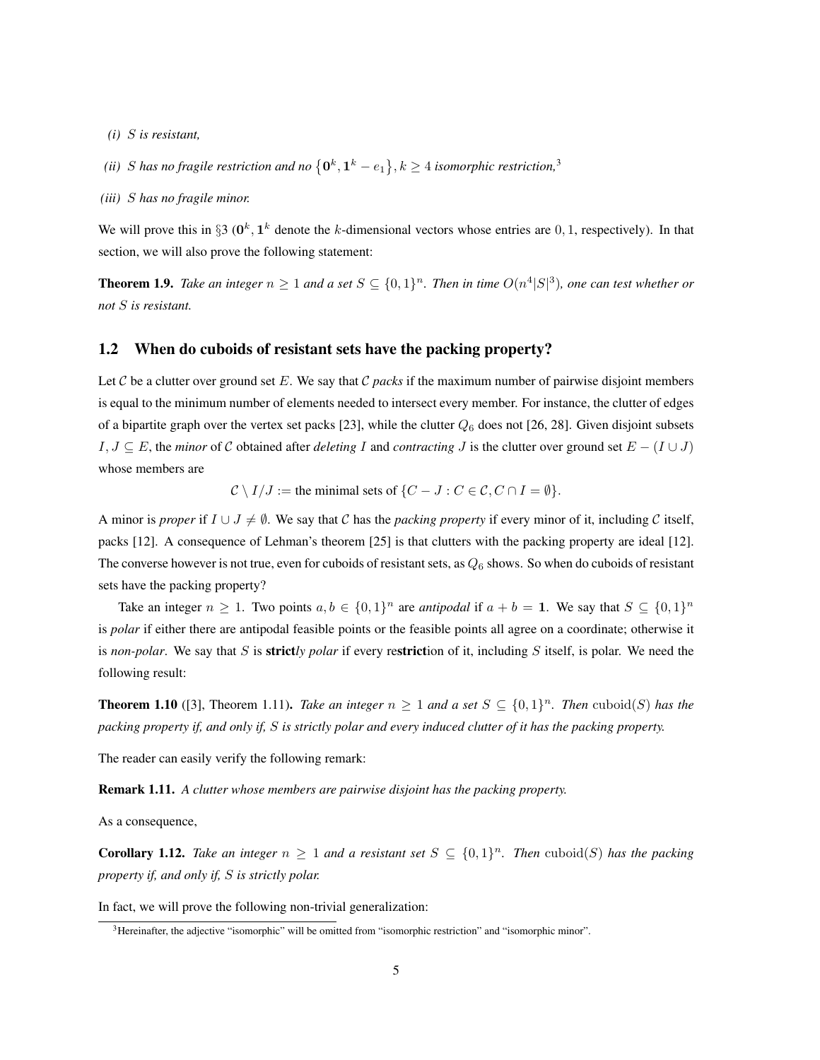*(i) $S$ is resistant,*

*(ii) $S$ has no fragile restriction and no $\{\mathbf{0}^k, \mathbf{1}^k - e_1\}, k \geq 4$ isomorphic restriction,*[3]

*(iii) $S$ has no fragile minor.*

We will prove this in §3 ($\mathbf{0}^k, \mathbf{1}^k$ denote the $k$-dimensional vectors whose entries are $0, 1$, respectively). In that section, we will also prove the following statement:

**Theorem 1.9.** *Take an integer $n \geq 1$ and a set $S \subseteq \{0,1\}^n$. Then in time $O(n^4|S|^3)$, one can test whether or not $S$ is resistant.*

## 1.2 When do cuboids of resistant sets have the packing property?

Let $\mathcal{C}$ be a clutter over ground set $E$. We say that $\mathcal{C}$ *packs* if the maximum number of pairwise disjoint members is equal to the minimum number of elements needed to intersect every member. For instance, the clutter of edges of a bipartite graph over the vertex set packs [23], while the clutter $Q_6$ does not [26, 28]. Given disjoint subsets $I, J \subseteq E$, the *minor* of $\mathcal{C}$ obtained after *deleting* $I$ and *contracting* $J$ is the clutter over ground set $E - (I \cup J)$ whose members are

$$\mathcal{C} \setminus I/J := \text{the minimal sets of } \{C - J : C \in \mathcal{C}, C \cap I = \emptyset\}.$$

A minor is *proper* if $I \cup J \neq \emptyset$. We say that $\mathcal{C}$ has the *packing property* if every minor of it, including $\mathcal{C}$ itself, packs [12]. A consequence of Lehman's theorem [25] is that clutters with the packing property are ideal [12]. The converse however is not true, even for cuboids of resistant sets, as $Q_6$ shows. So when do cuboids of resistant sets have the packing property?

Take an integer $n \geq 1$. Two points $a, b \in \{0,1\}^n$ are *antipodal* if $a + b = \mathbf{1}$. We say that $S \subseteq \{0,1\}^n$ is *polar* if either there are antipodal feasible points or the feasible points all agree on a coordinate; otherwise it is *non-polar*. We say that $S$ is **strict***ly polar* if every re**strict**ion of it, including $S$ itself, is polar. We need the following result:

**Theorem 1.10** ([3], Theorem 1.11)**.** *Take an integer $n \geq 1$ and a set $S \subseteq \{0,1\}^n$. Then $\mathrm{cuboid}(S)$ has the packing property if, and only if, $S$ is strictly polar and every induced clutter of it has the packing property.*

The reader can easily verify the following remark:

**Remark 1.11.** *A clutter whose members are pairwise disjoint has the packing property.*

As a consequence,

**Corollary 1.12.** *Take an integer $n \geq 1$ and a resistant set $S \subseteq \{0,1\}^n$. Then $\mathrm{cuboid}(S)$ has the packing property if, and only if, $S$ is strictly polar.*

In fact, we will prove the following non-trivial generalization:

[3] Hereinafter, the adjective "isomorphic" will be omitted from "isomorphic restriction" and "isomorphic minor".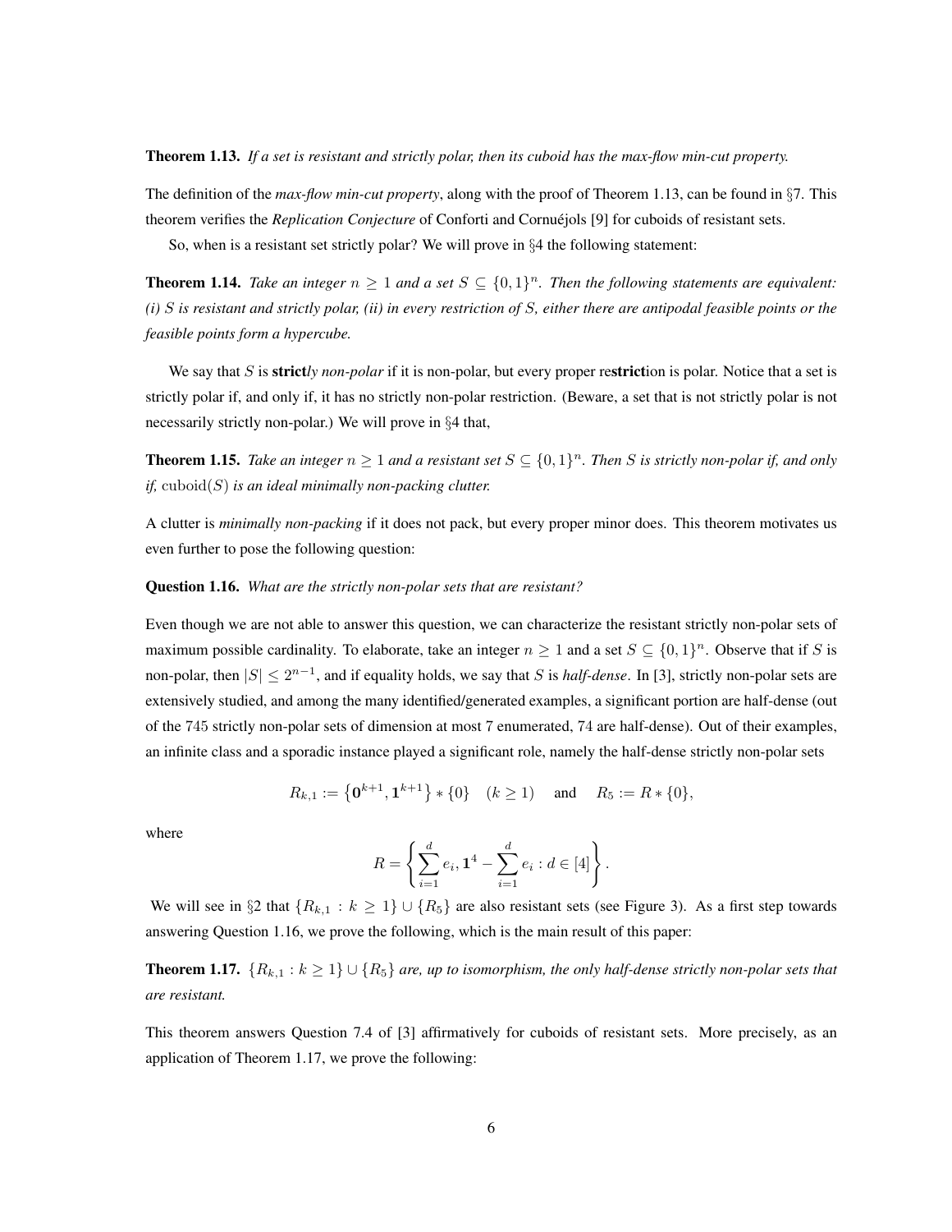**Theorem 1.13.** *If a set is resistant and strictly polar, then its cuboid has the max-flow min-cut property.*

The definition of the *max-flow min-cut property*, along with the proof of Theorem 1.13, can be found in §7. This theorem verifies the *Replication Conjecture* of Conforti and Cornuéjols [9] for cuboids of resistant sets.

So, when is a resistant set strictly polar? We will prove in §4 the following statement:

**Theorem 1.14.** *Take an integer $n \geq 1$ and a set $S \subseteq \{0,1\}^n$. Then the following statements are equivalent: (i) $S$ is resistant and strictly polar, (ii) in every restriction of $S$, either there are antipodal feasible points or the feasible points form a hypercube.*

We say that $S$ is **strict***ly non-polar* if it is non-polar, but every proper re**strict**ion is polar. Notice that a set is strictly polar if, and only if, it has no strictly non-polar restriction. (Beware, a set that is not strictly polar is not necessarily strictly non-polar.) We will prove in §4 that,

**Theorem 1.15.** *Take an integer $n \geq 1$ and a resistant set $S \subseteq \{0,1\}^n$. Then $S$ is strictly non-polar if, and only if, $\text{cuboid}(S)$ is an ideal minimally non-packing clutter.*

A clutter is *minimally non-packing* if it does not pack, but every proper minor does. This theorem motivates us even further to pose the following question:

**Question 1.16.** *What are the strictly non-polar sets that are resistant?*

Even though we are not able to answer this question, we can characterize the resistant strictly non-polar sets of maximum possible cardinality. To elaborate, take an integer $n \geq 1$ and a set $S \subseteq \{0,1\}^n$. Observe that if $S$ is non-polar, then $|S| \leq 2^{n-1}$, and if equality holds, we say that $S$ is *half-dense*. In [3], strictly non-polar sets are extensively studied, and among the many identified/generated examples, a significant portion are half-dense (out of the 745 strictly non-polar sets of dimension at most 7 enumerated, 74 are half-dense). Out of their examples, an infinite class and a sporadic instance played a significant role, namely the half-dense strictly non-polar sets

$$R_{k,1} := \left\{\mathbf{0}^{k+1}, \mathbf{1}^{k+1}\right\} * \{0\} \quad (k \geq 1) \quad \text{ and } \quad R_5 := R * \{0\},$$

where

$$R = \left\{ \sum_{i=1}^{d} e_i, \mathbf{1}^4 - \sum_{i=1}^{d} e_i : d \in [4] \right\}.$$

We will see in §2 that $\{R_{k,1} : k \geq 1\} \cup \{R_5\}$ are also resistant sets (see Figure 3). As a first step towards answering Question 1.16, we prove the following, which is the main result of this paper:

**Theorem 1.17.** *$\{R_{k,1} : k \geq 1\} \cup \{R_5\}$ are, up to isomorphism, the only half-dense strictly non-polar sets that are resistant.*

This theorem answers Question 7.4 of [3] affirmatively for cuboids of resistant sets. More precisely, as an application of Theorem 1.17, we prove the following: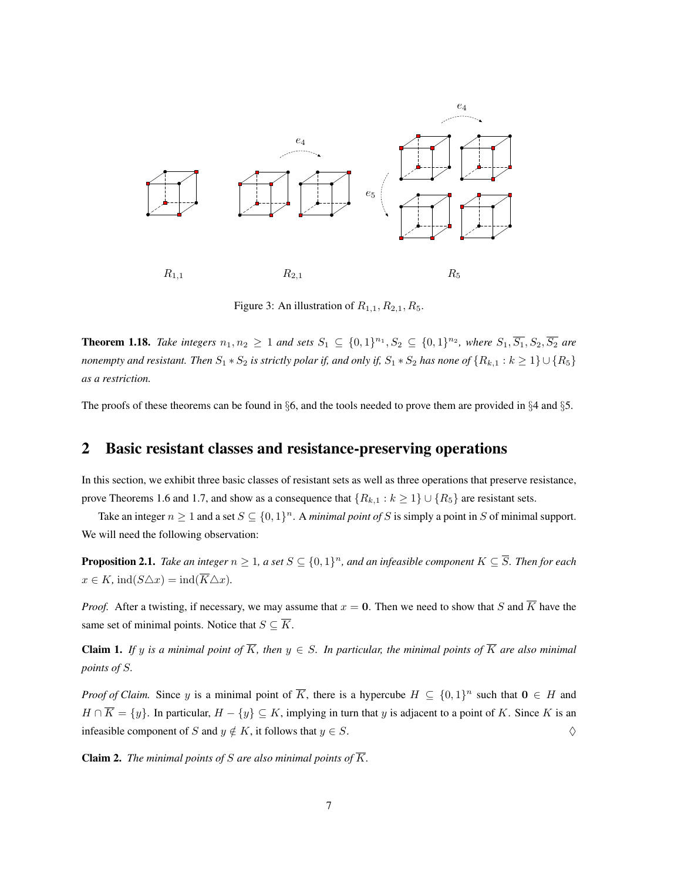Figure 3: An illustration of $R_{1,1}, R_{2,1}, R_5$.

**Theorem 1.18.** *Take integers $n_1, n_2 \geq 1$ and sets $S_1 \subseteq \{0,1\}^{n_1}, S_2 \subseteq \{0,1\}^{n_2}$, where $S_1, \overline{S_1}, S_2, \overline{S_2}$ are nonempty and resistant. Then $S_1 * S_2$ is strictly polar if, and only if, $S_1 * S_2$ has none of $\{R_{k,1} : k \geq 1\} \cup \{R_5\}$ as a restriction.*

The proofs of these theorems can be found in §6, and the tools needed to prove them are provided in §4 and §5.

## 2 Basic resistant classes and resistance-preserving operations

In this section, we exhibit three basic classes of resistant sets as well as three operations that preserve resistance, prove Theorems 1.6 and 1.7, and show as a consequence that $\{R_{k,1} : k \geq 1\} \cup \{R_5\}$ are resistant sets.

Take an integer $n \geq 1$ and a set $S \subseteq \{0,1\}^n$. A *minimal point of $S$* is simply a point in $S$ of minimal support. We will need the following observation:

**Proposition 2.1.** *Take an integer $n \geq 1$, a set $S \subseteq \{0,1\}^n$, and an infeasible component $K \subseteq \overline{S}$. Then for each $x \in K$, $\text{ind}(S \triangle x) = \text{ind}(\overline{K} \triangle x)$.*

*Proof.* After a twisting, if necessary, we may assume that $x = \mathbf{0}$. Then we need to show that $S$ and $\overline{K}$ have the same set of minimal points. Notice that $S \subseteq \overline{K}$.

**Claim 1.** *If $y$ is a minimal point of $\overline{K}$, then $y \in S$. In particular, the minimal points of $\overline{K}$ are also minimal points of $S$.*

*Proof of Claim.* Since $y$ is a minimal point of $\overline{K}$, there is a hypercube $H \subseteq \{0,1\}^n$ such that $\mathbf{0} \in H$ and $H \cap \overline{K} = \{y\}$. In particular, $H - \{y\} \subseteq K$, implying in turn that $y$ is adjacent to a point of $K$. Since $K$ is an infeasible component of $S$ and $y \notin K$, it follows that $y \in S$. $\diamondsuit$

**Claim 2.** *The minimal points of $S$ are also minimal points of $\overline{K}$.*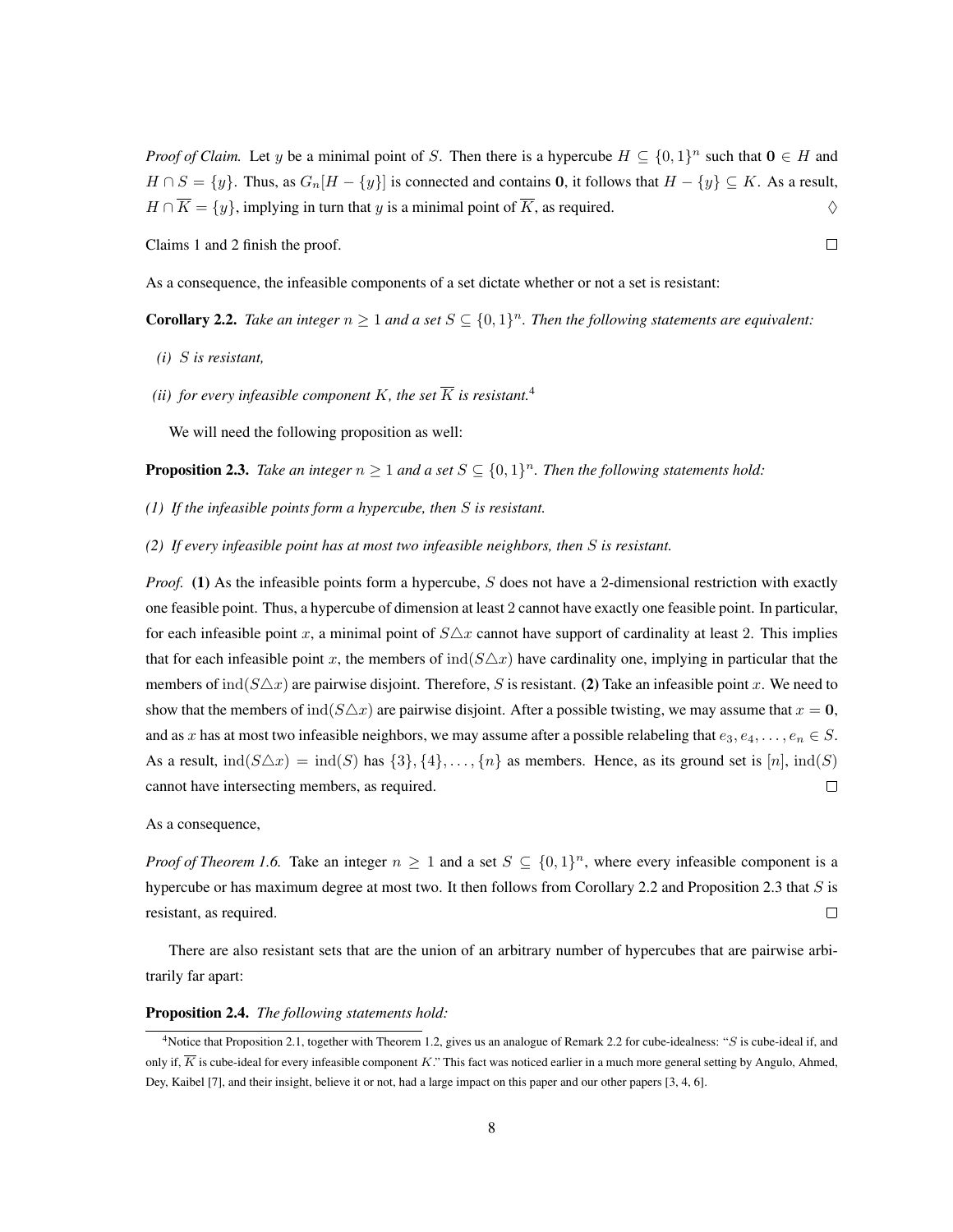*Proof of Claim.* Let $y$ be a minimal point of $S$. Then there is a hypercube $H \subseteq \{0,1\}^n$ such that $\mathbf{0} \in H$ and $H \cap S = \{y\}$. Thus, as $G_n[H - \{y\}]$ is connected and contains $\mathbf{0}$, it follows that $H - \{y\} \subseteq K$. As a result, $H \cap \overline{K} = \{y\}$, implying in turn that $y$ is a minimal point of $\overline{K}$, as required. $\diamondsuit$

Claims 1 and 2 finish the proof. $\square$

As a consequence, the infeasible components of a set dictate whether or not a set is resistant:

**Corollary 2.2.** *Take an integer $n \geq 1$ and a set $S \subseteq \{0,1\}^n$. Then the following statements are equivalent:*

*(i) $S$ is resistant,*

*(ii) for every infeasible component $K$, the set $\overline{K}$ is resistant.*[4]

We will need the following proposition as well:

**Proposition 2.3.** *Take an integer $n \geq 1$ and a set $S \subseteq \{0,1\}^n$. Then the following statements hold:*

*(1) If the infeasible points form a hypercube, then $S$ is resistant.*

*(2) If every infeasible point has at most two infeasible neighbors, then $S$ is resistant.*

*Proof.* **(1)** As the infeasible points form a hypercube, $S$ does not have a 2-dimensional restriction with exactly one feasible point. Thus, a hypercube of dimension at least 2 cannot have exactly one feasible point. In particular, for each infeasible point $x$, a minimal point of $S \triangle x$ cannot have support of cardinality at least 2. This implies that for each infeasible point $x$, the members of $\mathrm{ind}(S \triangle x)$ have cardinality one, implying in particular that the members of $\mathrm{ind}(S \triangle x)$ are pairwise disjoint. Therefore, $S$ is resistant. **(2)** Take an infeasible point $x$. We need to show that the members of $\mathrm{ind}(S \triangle x)$ are pairwise disjoint. After a possible twisting, we may assume that $x = \mathbf{0}$, and as $x$ has at most two infeasible neighbors, we may assume after a possible relabeling that $e_3, e_4, \ldots, e_n \in S$. As a result, $\mathrm{ind}(S \triangle x) = \mathrm{ind}(S)$ has $\{3\}, \{4\}, \ldots, \{n\}$ as members. Hence, as its ground set is $[n]$, $\mathrm{ind}(S)$ cannot have intersecting members, as required. $\square$

As a consequence,

*Proof of Theorem 1.6.* Take an integer $n \geq 1$ and a set $S \subseteq \{0,1\}^n$, where every infeasible component is a hypercube or has maximum degree at most two. It then follows from Corollary 2.2 and Proposition 2.3 that $S$ is resistant, as required. $\square$

There are also resistant sets that are the union of an arbitrary number of hypercubes that are pairwise arbitrarily far apart:

**Proposition 2.4.** *The following statements hold:*

[4] Notice that Proposition 2.1, together with Theorem 1.2, gives us an analogue of Remark 2.2 for cube-idealness: "$S$ is cube-ideal if, and only if, $\overline{K}$ is cube-ideal for every infeasible component $K$." This fact was noticed earlier in a much more general setting by Angulo, Ahmed, Dey, Kaibel [7], and their insight, believe it or not, had a large impact on this paper and our other papers [3, 4, 6].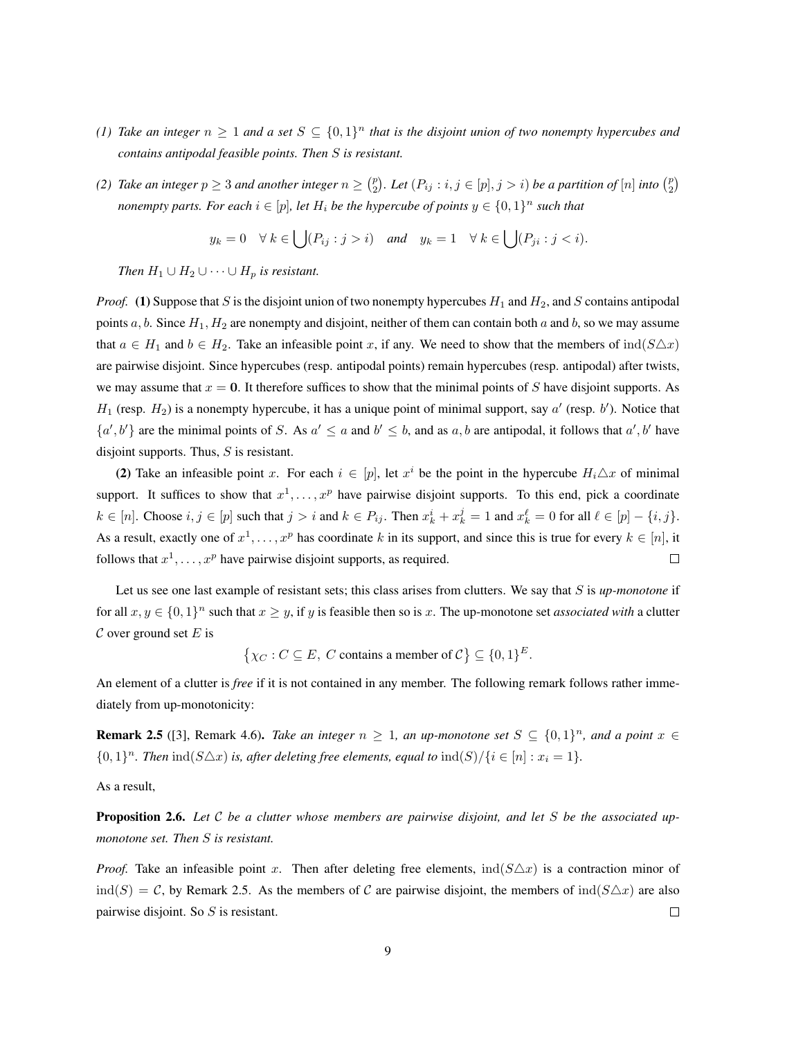*(1) Take an integer $n \geq 1$ and a set $S \subseteq \{0,1\}^n$ that is the disjoint union of two nonempty hypercubes and contains antipodal feasible points. Then $S$ is resistant.*

*(2) Take an integer $p \geq 3$ and another integer $n \geq \binom{p}{2}$. Let $(P_{ij} : i, j \in [p], j > i)$ be a partition of $[n]$ into $\binom{p}{2}$ nonempty parts. For each $i \in [p]$, let $H_i$ be the hypercube of points $y \in \{0,1\}^n$ such that*

$$y_k = 0 \quad \forall\, k \in \bigcup(P_{ij} : j > i) \quad \text{and} \quad y_k = 1 \quad \forall\, k \in \bigcup(P_{ji} : j < i).$$

*Then $H_1 \cup H_2 \cup \cdots \cup H_p$ is resistant.*

*Proof.* **(1)** Suppose that $S$ is the disjoint union of two nonempty hypercubes $H_1$ and $H_2$, and $S$ contains antipodal points $a, b$. Since $H_1, H_2$ are nonempty and disjoint, neither of them can contain both $a$ and $b$, so we may assume that $a \in H_1$ and $b \in H_2$. Take an infeasible point $x$, if any. We need to show that the members of $\operatorname{ind}(S \triangle x)$ are pairwise disjoint. Since hypercubes (resp. antipodal points) remain hypercubes (resp. antipodal) after twists, we may assume that $x = \mathbf{0}$. It therefore suffices to show that the minimal points of $S$ have disjoint supports. As $H_1$ (resp. $H_2$) is a nonempty hypercube, it has a unique point of minimal support, say $a'$ (resp. $b'$). Notice that $\{a', b'\}$ are the minimal points of $S$. As $a' \leq a$ and $b' \leq b$, and as $a, b$ are antipodal, it follows that $a', b'$ have disjoint supports. Thus, $S$ is resistant.

**(2)** Take an infeasible point $x$. For each $i \in [p]$, let $x^i$ be the point in the hypercube $H_i \triangle x$ of minimal support. It suffices to show that $x^1, \ldots, x^p$ have pairwise disjoint supports. To this end, pick a coordinate $k \in [n]$. Choose $i, j \in [p]$ such that $j > i$ and $k \in P_{ij}$. Then $x^i_k + x^j_k = 1$ and $x^\ell_k = 0$ for all $\ell \in [p] - \{i, j\}$. As a result, exactly one of $x^1, \ldots, x^p$ has coordinate $k$ in its support, and since this is true for every $k \in [n]$, it follows that $x^1, \ldots, x^p$ have pairwise disjoint supports, as required. $\square$

Let us see one last example of resistant sets; this class arises from clutters. We say that $S$ is *up-monotone* if for all $x, y \in \{0,1\}^n$ such that $x \geq y$, if $y$ is feasible then so is $x$. The up-monotone set *associated with* a clutter $\mathcal{C}$ over ground set $E$ is

$$\left\{\chi_C : C \subseteq E,\ C \text{ contains a member of } \mathcal{C}\right\} \subseteq \{0,1\}^E.$$

An element of a clutter is *free* if it is not contained in any member. The following remark follows rather immediately from up-monotonicity:

**Remark 2.5** ([3], Remark 4.6). *Take an integer $n \geq 1$, an up-monotone set $S \subseteq \{0,1\}^n$, and a point $x \in \{0,1\}^n$. Then $\operatorname{ind}(S \triangle x)$ is, after deleting free elements, equal to $\operatorname{ind}(S)/\{i \in [n] : x_i = 1\}$.*

As a result,

**Proposition 2.6.** *Let $\mathcal{C}$ be a clutter whose members are pairwise disjoint, and let $S$ be the associated up-monotone set. Then $S$ is resistant.*

*Proof.* Take an infeasible point $x$. Then after deleting free elements, $\operatorname{ind}(S \triangle x)$ is a contraction minor of $\operatorname{ind}(S) = \mathcal{C}$, by Remark 2.5. As the members of $\mathcal{C}$ are pairwise disjoint, the members of $\operatorname{ind}(S \triangle x)$ are also pairwise disjoint. So $S$ is resistant. $\square$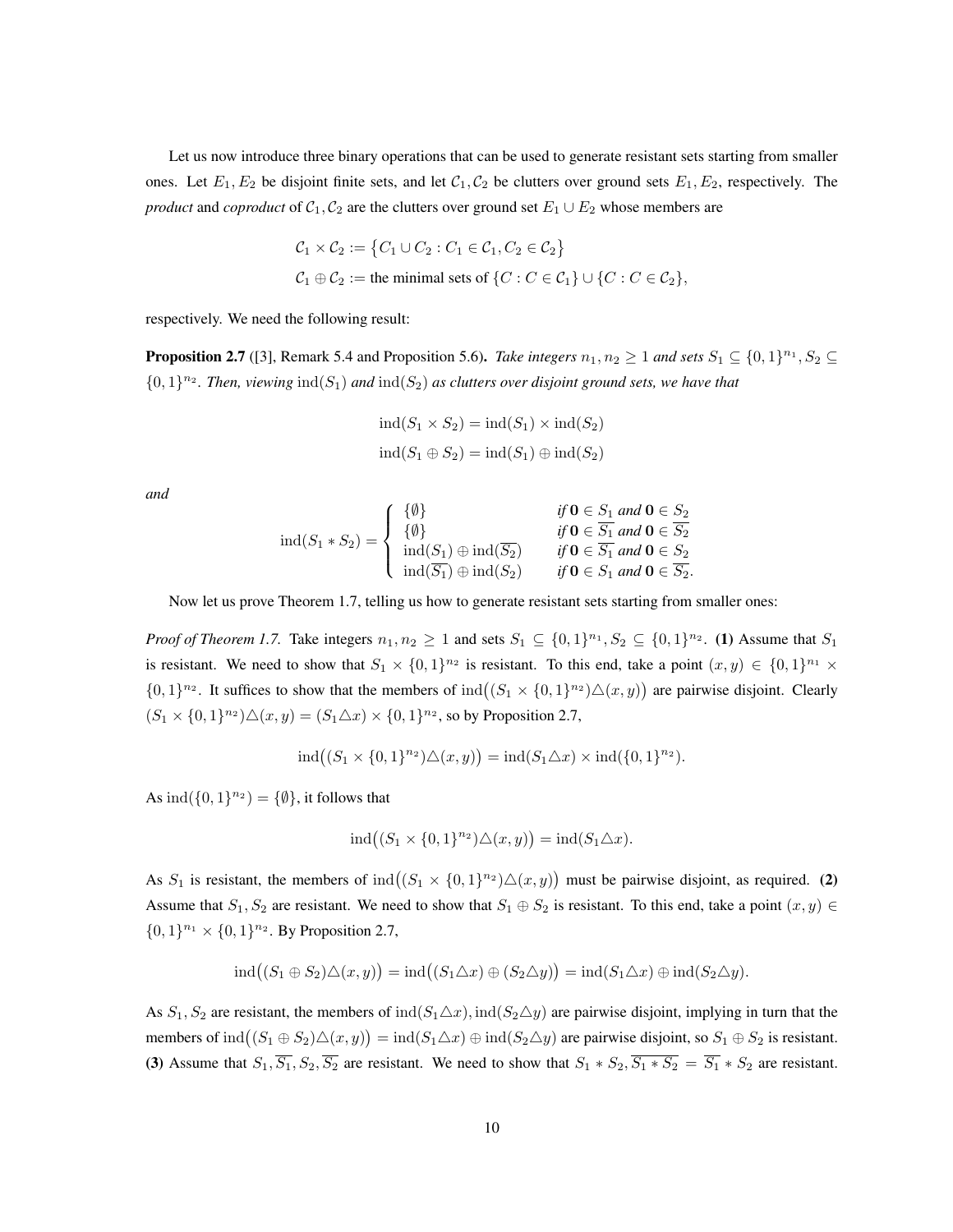Let us now introduce three binary operations that can be used to generate resistant sets starting from smaller ones. Let $E_1, E_2$ be disjoint finite sets, and let $\mathcal{C}_1, \mathcal{C}_2$ be clutters over ground sets $E_1, E_2$, respectively. The *product* and *coproduct* of $\mathcal{C}_1, \mathcal{C}_2$ are the clutters over ground set $E_1 \cup E_2$ whose members are

$$\mathcal{C}_1 \times \mathcal{C}_2 := \{C_1 \cup C_2 : C_1 \in \mathcal{C}_1, C_2 \in \mathcal{C}_2\}$$
$$\mathcal{C}_1 \oplus \mathcal{C}_2 := \text{the minimal sets of } \{C : C \in \mathcal{C}_1\} \cup \{C : C \in \mathcal{C}_2\},$$

respectively. We need the following result:

**Proposition 2.7** ([3], Remark 5.4 and Proposition 5.6)**.** *Take integers $n_1, n_2 \geq 1$ and sets $S_1 \subseteq \{0,1\}^{n_1}, S_2 \subseteq \{0,1\}^{n_2}$. Then, viewing $\mathrm{ind}(S_1)$ and $\mathrm{ind}(S_2)$ as clutters over disjoint ground sets, we have that*

$$\mathrm{ind}(S_1 \times S_2) = \mathrm{ind}(S_1) \times \mathrm{ind}(S_2)$$
$$\mathrm{ind}(S_1 \oplus S_2) = \mathrm{ind}(S_1) \oplus \mathrm{ind}(S_2)$$

*and*

$$\mathrm{ind}(S_1 * S_2) = \begin{cases} \{\emptyset\} & \text{if } \mathbf{0} \in S_1 \text{ and } \mathbf{0} \in S_2 \\ \{\emptyset\} & \text{if } \mathbf{0} \in \overline{S_1} \text{ and } \mathbf{0} \in \overline{S_2} \\ \mathrm{ind}(S_1) \oplus \mathrm{ind}(\overline{S_2}) & \text{if } \mathbf{0} \in \overline{S_1} \text{ and } \mathbf{0} \in S_2 \\ \mathrm{ind}(\overline{S_1}) \oplus \mathrm{ind}(S_2) & \text{if } \mathbf{0} \in S_1 \text{ and } \mathbf{0} \in \overline{S_2}. \end{cases}$$

Now let us prove Theorem 1.7, telling us how to generate resistant sets starting from smaller ones:

*Proof of Theorem 1.7.* Take integers $n_1, n_2 \geq 1$ and sets $S_1 \subseteq \{0,1\}^{n_1}, S_2 \subseteq \{0,1\}^{n_2}$. **(1)** Assume that $S_1$ is resistant. We need to show that $S_1 \times \{0,1\}^{n_2}$ is resistant. To this end, take a point $(x, y) \in \{0,1\}^{n_1} \times \{0,1\}^{n_2}$. It suffices to show that the members of $\mathrm{ind}\big((S_1 \times \{0,1\}^{n_2}) \triangle (x,y)\big)$ are pairwise disjoint. Clearly $(S_1 \times \{0,1\}^{n_2}) \triangle (x, y) = (S_1 \triangle x) \times \{0,1\}^{n_2}$, so by Proposition 2.7,

$$\mathrm{ind}\big((S_1 \times \{0,1\}^{n_2}) \triangle (x,y)\big) = \mathrm{ind}(S_1 \triangle x) \times \mathrm{ind}(\{0,1\}^{n_2}).$$

As $\mathrm{ind}(\{0,1\}^{n_2}) = \{\emptyset\}$, it follows that

$$\mathrm{ind}\big((S_1 \times \{0,1\}^{n_2}) \triangle (x,y)\big) = \mathrm{ind}(S_1 \triangle x).$$

As $S_1$ is resistant, the members of $\mathrm{ind}\big((S_1 \times \{0,1\}^{n_2}) \triangle (x,y)\big)$ must be pairwise disjoint, as required. **(2)** Assume that $S_1, S_2$ are resistant. We need to show that $S_1 \oplus S_2$ is resistant. To this end, take a point $(x, y) \in \{0,1\}^{n_1} \times \{0,1\}^{n_2}$. By Proposition 2.7,

$$\mathrm{ind}\big((S_1 \oplus S_2) \triangle (x,y)\big) = \mathrm{ind}\big((S_1 \triangle x) \oplus (S_2 \triangle y)\big) = \mathrm{ind}(S_1 \triangle x) \oplus \mathrm{ind}(S_2 \triangle y).$$

As $S_1, S_2$ are resistant, the members of $\mathrm{ind}(S_1 \triangle x), \mathrm{ind}(S_2 \triangle y)$ are pairwise disjoint, implying in turn that the members of $\mathrm{ind}\big((S_1 \oplus S_2) \triangle (x,y)\big) = \mathrm{ind}(S_1 \triangle x) \oplus \mathrm{ind}(S_2 \triangle y)$ are pairwise disjoint, so $S_1 \oplus S_2$ is resistant. **(3)** Assume that $S_1, \overline{S_1}, S_2, \overline{S_2}$ are resistant. We need to show that $S_1 * S_2, \overline{S_1 * S_2} = \overline{S_1} * S_2$ are resistant.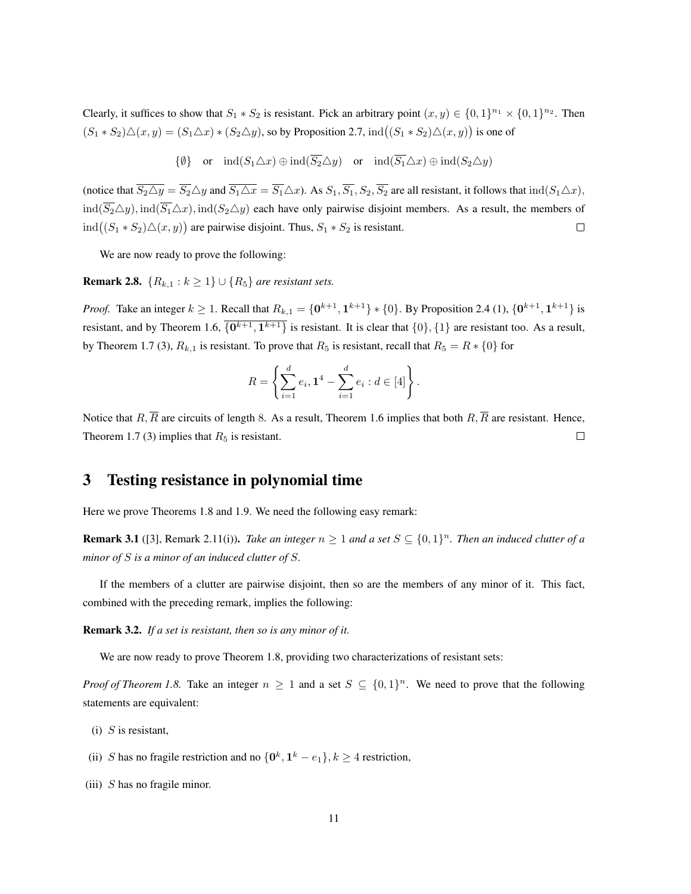Clearly, it suffices to show that $S_1 * S_2$ is resistant. Pick an arbitrary point $(x,y) \in \{0,1\}^{n_1} \times \{0,1\}^{n_2}$. Then $(S_1 * S_2) \triangle (x,y) = (S_1 \triangle x) * (S_2 \triangle y)$, so by Proposition 2.7, $\operatorname{ind}\big((S_1 * S_2)\triangle(x,y)\big)$ is one of

$$\{\emptyset\} \quad \text{or} \quad \operatorname{ind}(S_1 \triangle x) \oplus \operatorname{ind}(\overline{S_2} \triangle y) \quad \text{or} \quad \operatorname{ind}(\overline{S_1} \triangle x) \oplus \operatorname{ind}(S_2 \triangle y)$$

(notice that $\overline{S_2 \triangle y} = \overline{S_2} \triangle y$ and $\overline{S_1 \triangle x} = \overline{S_1} \triangle x$). As $S_1, \overline{S_1}, S_2, \overline{S_2}$ are all resistant, it follows that $\operatorname{ind}(S_1 \triangle x)$, $\operatorname{ind}(\overline{S_2} \triangle y), \operatorname{ind}(\overline{S_1} \triangle x), \operatorname{ind}(S_2 \triangle y)$ each have only pairwise disjoint members. As a result, the members of $\operatorname{ind}\big((S_1 * S_2)\triangle(x,y)\big)$ are pairwise disjoint. Thus, $S_1 * S_2$ is resistant. $\square$

We are now ready to prove the following:

**Remark 2.8.** *$\{R_{k,1} : k \geq 1\} \cup \{R_5\}$ are resistant sets.*

*Proof.* Take an integer $k \geq 1$. Recall that $R_{k,1} = \{\mathbf{0}^{k+1}, \mathbf{1}^{k+1}\} * \{0\}$. By Proposition 2.4 (1), $\{\mathbf{0}^{k+1}, \mathbf{1}^{k+1}\}$ is resistant, and by Theorem 1.6, $\overline{\{\mathbf{0}^{k+1}, \mathbf{1}^{k+1}\}}$ is resistant. It is clear that $\{0\}, \{1\}$ are resistant too. As a result, by Theorem 1.7 (3), $R_{k,1}$ is resistant. To prove that $R_5$ is resistant, recall that $R_5 = R * \{0\}$ for

$$R = \left\{ \sum_{i=1}^{d} e_i, \mathbf{1}^4 - \sum_{i=1}^{d} e_i : d \in [4] \right\}.$$

Notice that $R, \overline{R}$ are circuits of length 8. As a result, Theorem 1.6 implies that both $R, \overline{R}$ are resistant. Hence, Theorem 1.7 (3) implies that $R_5$ is resistant. $\square$

## 3 Testing resistance in polynomial time

Here we prove Theorems 1.8 and 1.9. We need the following easy remark:

**Remark 3.1** ([3], Remark 2.11(i))**.** *Take an integer $n \geq 1$ and a set $S \subseteq \{0,1\}^n$. Then an induced clutter of a minor of $S$ is a minor of an induced clutter of $S$.*

If the members of a clutter are pairwise disjoint, then so are the members of any minor of it. This fact, combined with the preceding remark, implies the following:

**Remark 3.2.** *If a set is resistant, then so is any minor of it.*

We are now ready to prove Theorem 1.8, providing two characterizations of resistant sets:

*Proof of Theorem 1.8.* Take an integer $n \geq 1$ and a set $S \subseteq \{0,1\}^n$. We need to prove that the following statements are equivalent:

(i) $S$ is resistant,

(ii) $S$ has no fragile restriction and no $\{\mathbf{0}^k, \mathbf{1}^k - e_1\}, k \geq 4$ restriction,

(iii) $S$ has no fragile minor.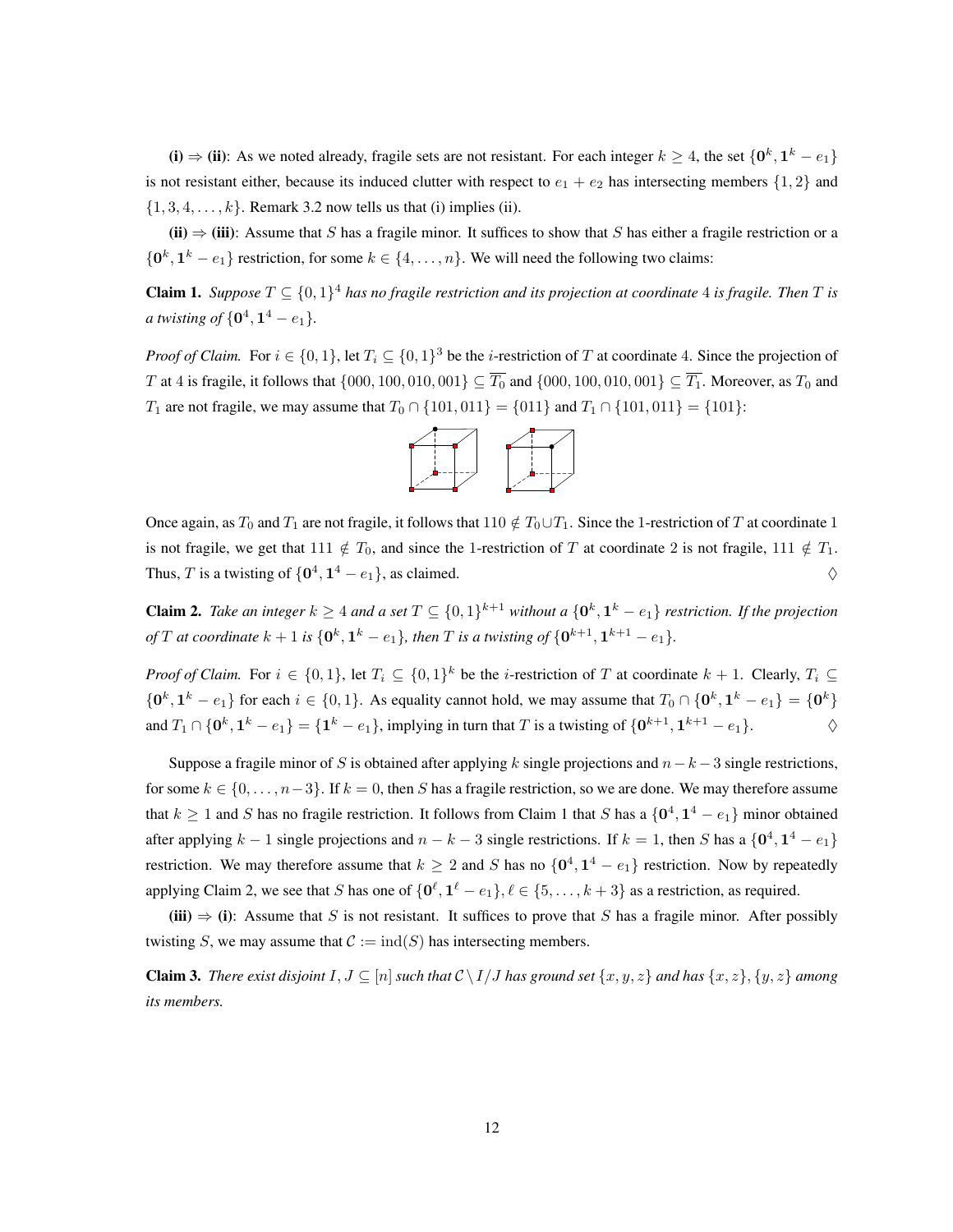**(i) ⇒ (ii)**: As we noted already, fragile sets are not resistant. For each integer $k \geq 4$, the set $\{\mathbf{0}^k, \mathbf{1}^k - e_1\}$ is not resistant either, because its induced clutter with respect to $e_1 + e_2$ has intersecting members $\{1, 2\}$ and $\{1, 3, 4, \ldots, k\}$. Remark 3.2 now tells us that (i) implies (ii).

**(ii) ⇒ (iii)**: Assume that $S$ has a fragile minor. It suffices to show that $S$ has either a fragile restriction or a $\{\mathbf{0}^k, \mathbf{1}^k - e_1\}$ restriction, for some $k \in \{4, \ldots, n\}$. We will need the following two claims:

**Claim 1.** *Suppose $T \subseteq \{0, 1\}^4$ has no fragile restriction and its projection at coordinate 4 is fragile. Then $T$ is a twisting of $\{\mathbf{0}^4, \mathbf{1}^4 - e_1\}$.*

*Proof of Claim.* For $i \in \{0, 1\}$, let $T_i \subseteq \{0, 1\}^3$ be the $i$-restriction of $T$ at coordinate 4. Since the projection of $T$ at 4 is fragile, it follows that $\{000, 100, 010, 001\} \subseteq \overline{T_0}$ and $\{000, 100, 010, 001\} \subseteq \overline{T_1}$. Moreover, as $T_0$ and $T_1$ are not fragile, we may assume that $T_0 \cap \{101, 011\} = \{011\}$ and $T_1 \cap \{101, 011\} = \{101\}$:

Once again, as $T_0$ and $T_1$ are not fragile, it follows that $110 \notin T_0 \cup T_1$. Since the 1-restriction of $T$ at coordinate 1 is not fragile, we get that $111 \notin T_0$, and since the 1-restriction of $T$ at coordinate 2 is not fragile, $111 \notin T_1$. Thus, $T$ is a twisting of $\{\mathbf{0}^4, \mathbf{1}^4 - e_1\}$, as claimed. ♢

**Claim 2.** *Take an integer $k \geq 4$ and a set $T \subseteq \{0, 1\}^{k+1}$ without a $\{\mathbf{0}^k, \mathbf{1}^k - e_1\}$ restriction. If the projection of $T$ at coordinate $k + 1$ is $\{\mathbf{0}^k, \mathbf{1}^k - e_1\}$, then $T$ is a twisting of $\{\mathbf{0}^{k+1}, \mathbf{1}^{k+1} - e_1\}$.*

*Proof of Claim.* For $i \in \{0, 1\}$, let $T_i \subseteq \{0, 1\}^k$ be the $i$-restriction of $T$ at coordinate $k + 1$. Clearly, $T_i \subseteq \{\mathbf{0}^k, \mathbf{1}^k - e_1\}$ for each $i \in \{0, 1\}$. As equality cannot hold, we may assume that $T_0 \cap \{\mathbf{0}^k, \mathbf{1}^k - e_1\} = \{\mathbf{0}^k\}$ and $T_1 \cap \{\mathbf{0}^k, \mathbf{1}^k - e_1\} = \{\mathbf{1}^k - e_1\}$, implying in turn that $T$ is a twisting of $\{\mathbf{0}^{k+1}, \mathbf{1}^{k+1} - e_1\}$. ♢

Suppose a fragile minor of $S$ is obtained after applying $k$ single projections and $n - k - 3$ single restrictions, for some $k \in \{0, \ldots, n-3\}$. If $k = 0$, then $S$ has a fragile restriction, so we are done. We may therefore assume that $k \geq 1$ and $S$ has no fragile restriction. It follows from Claim 1 that $S$ has a $\{\mathbf{0}^4, \mathbf{1}^4 - e_1\}$ minor obtained after applying $k - 1$ single projections and $n - k - 3$ single restrictions. If $k = 1$, then $S$ has a $\{\mathbf{0}^4, \mathbf{1}^4 - e_1\}$ restriction. We may therefore assume that $k \geq 2$ and $S$ has no $\{\mathbf{0}^4, \mathbf{1}^4 - e_1\}$ restriction. Now by repeatedly applying Claim 2, we see that $S$ has one of $\{\mathbf{0}^\ell, \mathbf{1}^\ell - e_1\}, \ell \in \{5, \ldots, k + 3\}$ as a restriction, as required.

**(iii) ⇒ (i)**: Assume that $S$ is not resistant. It suffices to prove that $S$ has a fragile minor. After possibly twisting $S$, we may assume that $\mathcal{C} := \mathrm{ind}(S)$ has intersecting members.

**Claim 3.** *There exist disjoint $I, J \subseteq [n]$ such that $\mathcal{C} \setminus I/J$ has ground set $\{x, y, z\}$ and has $\{x, z\}, \{y, z\}$ among its members.*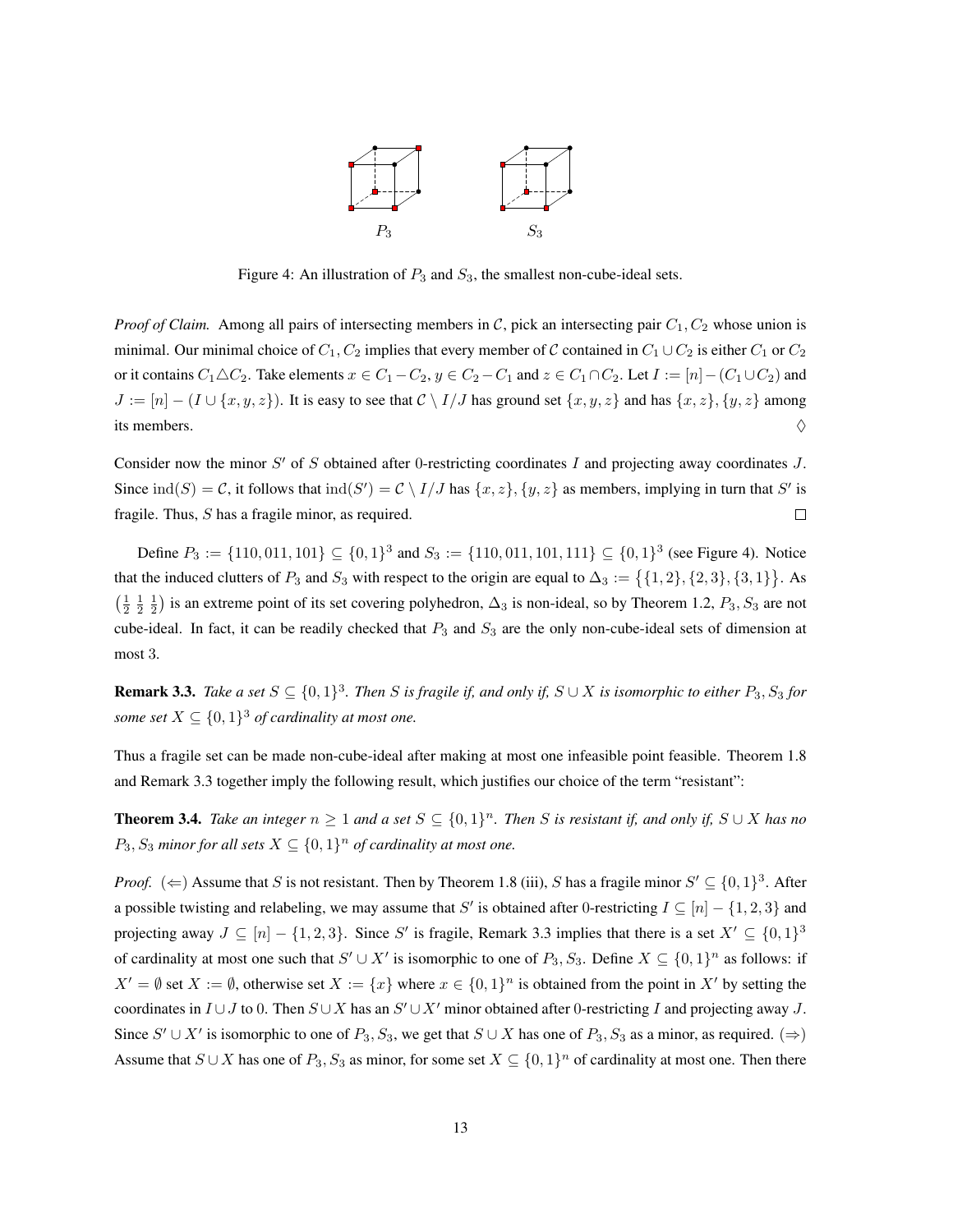Figure 4: An illustration of $P_3$ and $S_3$, the smallest non-cube-ideal sets.

*Proof of Claim.* Among all pairs of intersecting members in $\mathcal{C}$, pick an intersecting pair $C_1, C_2$ whose union is minimal. Our minimal choice of $C_1, C_2$ implies that every member of $\mathcal{C}$ contained in $C_1 \cup C_2$ is either $C_1$ or $C_2$ or it contains $C_1 \triangle C_2$. Take elements $x \in C_1 - C_2$, $y \in C_2 - C_1$ and $z \in C_1 \cap C_2$. Let $I := [n] - (C_1 \cup C_2)$ and $J := [n] - (I \cup \{x, y, z\})$. It is easy to see that $\mathcal{C} \setminus I/J$ has ground set $\{x, y, z\}$ and has $\{x, z\}, \{y, z\}$ among its members. $\diamondsuit$

Consider now the minor $S'$ of $S$ obtained after 0-restricting coordinates $I$ and projecting away coordinates $J$. Since $\mathrm{ind}(S) = \mathcal{C}$, it follows that $\mathrm{ind}(S') = \mathcal{C} \setminus I/J$ has $\{x, z\}, \{y, z\}$ as members, implying in turn that $S'$ is fragile. Thus, $S$ has a fragile minor, as required. $\square$

Define $P_3 := \{110, 011, 101\} \subseteq \{0,1\}^3$ and $S_3 := \{110, 011, 101, 111\} \subseteq \{0,1\}^3$ (see Figure 4). Notice that the induced clutters of $P_3$ and $S_3$ with respect to the origin are equal to $\Delta_3 := \{\{1,2\}, \{2,3\}, \{3,1\}\}$. As $\left(\frac{1}{2}\ \frac{1}{2}\ \frac{1}{2}\right)$ is an extreme point of its set covering polyhedron, $\Delta_3$ is non-ideal, so by Theorem 1.2, $P_3, S_3$ are not cube-ideal. In fact, it can be readily checked that $P_3$ and $S_3$ are the only non-cube-ideal sets of dimension at most 3.

**Remark 3.3.** *Take a set $S \subseteq \{0,1\}^3$. Then $S$ is fragile if, and only if, $S \cup X$ is isomorphic to either $P_3, S_3$ for some set $X \subseteq \{0,1\}^3$ of cardinality at most one.*

Thus a fragile set can be made non-cube-ideal after making at most one infeasible point feasible. Theorem 1.8 and Remark 3.3 together imply the following result, which justifies our choice of the term "resistant":

**Theorem 3.4.** *Take an integer $n \geq 1$ and a set $S \subseteq \{0,1\}^n$. Then $S$ is resistant if, and only if, $S \cup X$ has no $P_3, S_3$ minor for all sets $X \subseteq \{0,1\}^n$ of cardinality at most one.*

*Proof.* ($\Leftarrow$) Assume that $S$ is not resistant. Then by Theorem 1.8 (iii), $S$ has a fragile minor $S' \subseteq \{0,1\}^3$. After a possible twisting and relabeling, we may assume that $S'$ is obtained after 0-restricting $I \subseteq [n] - \{1,2,3\}$ and projecting away $J \subseteq [n] - \{1,2,3\}$. Since $S'$ is fragile, Remark 3.3 implies that there is a set $X' \subseteq \{0,1\}^3$ of cardinality at most one such that $S' \cup X'$ is isomorphic to one of $P_3, S_3$. Define $X \subseteq \{0,1\}^n$ as follows: if $X' = \emptyset$ set $X := \emptyset$, otherwise set $X := \{x\}$ where $x \in \{0,1\}^n$ is obtained from the point in $X'$ by setting the coordinates in $I \cup J$ to 0. Then $S \cup X$ has an $S' \cup X'$ minor obtained after 0-restricting $I$ and projecting away $J$. Since $S' \cup X'$ is isomorphic to one of $P_3, S_3$, we get that $S \cup X$ has one of $P_3, S_3$ as a minor, as required. ($\Rightarrow$) Assume that $S \cup X$ has one of $P_3, S_3$ as minor, for some set $X \subseteq \{0,1\}^n$ of cardinality at most one. Then there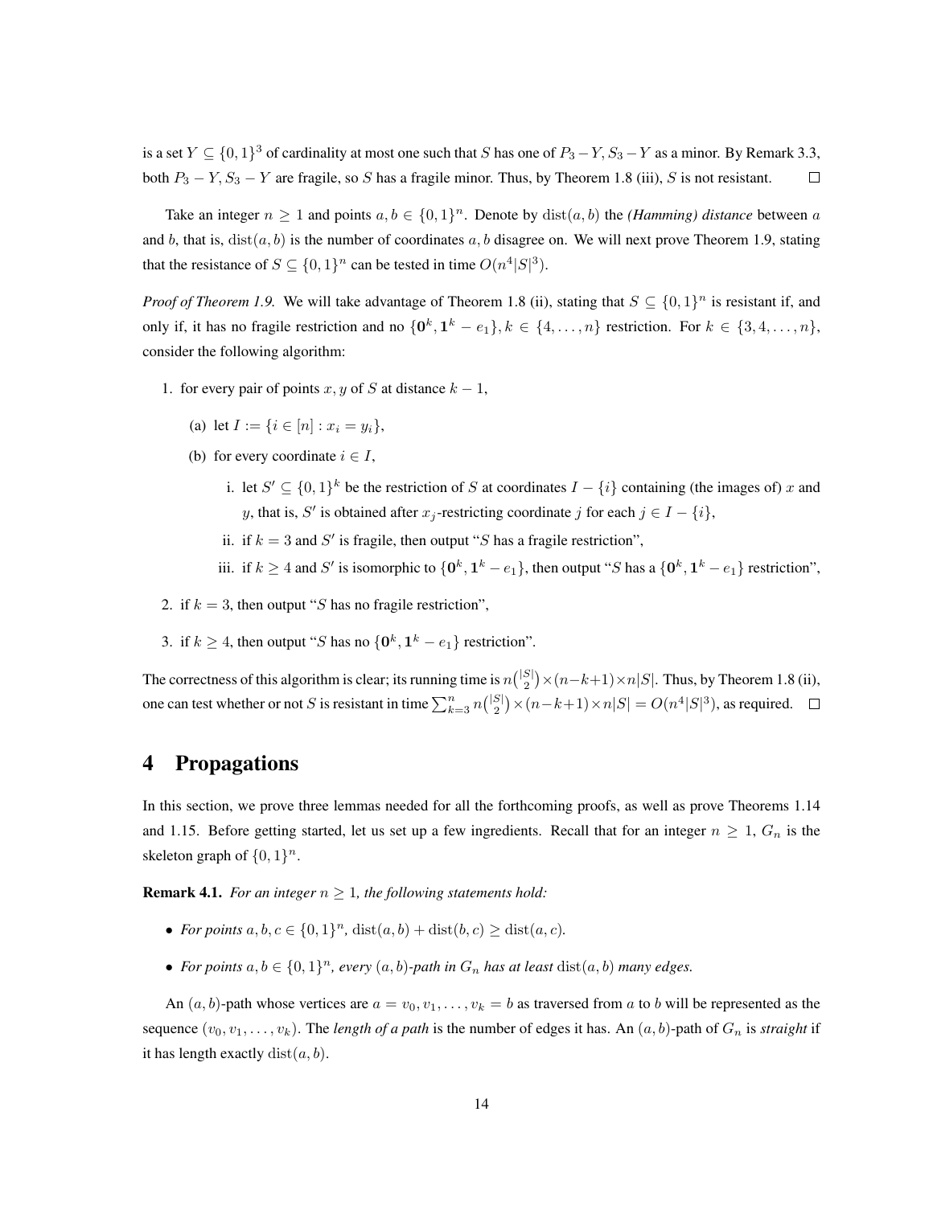is a set $Y \subseteq \{0,1\}^3$ of cardinality at most one such that $S$ has one of $P_3 - Y, S_3 - Y$ as a minor. By Remark 3.3, both $P_3 - Y, S_3 - Y$ are fragile, so $S$ has a fragile minor. Thus, by Theorem 1.8 (iii), $S$ is not resistant. $\square$

Take an integer $n \geq 1$ and points $a, b \in \{0,1\}^n$. Denote by $\mathrm{dist}(a,b)$ the *(Hamming) distance* between $a$ and $b$, that is, $\mathrm{dist}(a,b)$ is the number of coordinates $a, b$ disagree on. We will next prove Theorem 1.9, stating that the resistance of $S \subseteq \{0,1\}^n$ can be tested in time $O(n^4|S|^3)$.

*Proof of Theorem 1.9.* We will take advantage of Theorem 1.8 (ii), stating that $S \subseteq \{0,1\}^n$ is resistant if, and only if, it has no fragile restriction and no $\{\mathbf{0}^k, \mathbf{1}^k - e_1\}, k \in \{4, \ldots, n\}$ restriction. For $k \in \{3, 4, \ldots, n\}$, consider the following algorithm:

1. for every pair of points $x, y$ of $S$ at distance $k-1$,
   (a) let $I := \{i \in [n] : x_i = y_i\}$,
   (b) for every coordinate $i \in I$,
      i. let $S' \subseteq \{0,1\}^k$ be the restriction of $S$ at coordinates $I - \{i\}$ containing (the images of) $x$ and $y$, that is, $S'$ is obtained after $x_j$-restricting coordinate $j$ for each $j \in I - \{i\}$,
      ii. if $k = 3$ and $S'$ is fragile, then output "$S$ has a fragile restriction",
      iii. if $k \geq 4$ and $S'$ is isomorphic to $\{\mathbf{0}^k, \mathbf{1}^k - e_1\}$, then output "$S$ has a $\{\mathbf{0}^k, \mathbf{1}^k - e_1\}$ restriction",
2. if $k = 3$, then output "$S$ has no fragile restriction",
3. if $k \geq 4$, then output "$S$ has no $\{\mathbf{0}^k, \mathbf{1}^k - e_1\}$ restriction".

The correctness of this algorithm is clear; its running time is $n\binom{|S|}{2} \times (n-k+1) \times n|S|$. Thus, by Theorem 1.8 (ii), one can test whether or not $S$ is resistant in time $\sum_{k=3}^{n} n\binom{|S|}{2} \times (n-k+1) \times n|S| = O(n^4|S|^3)$, as required. $\square$

# 4 Propagations

In this section, we prove three lemmas needed for all the forthcoming proofs, as well as prove Theorems 1.14 and 1.15. Before getting started, let us set up a few ingredients. Recall that for an integer $n \geq 1$, $G_n$ is the skeleton graph of $\{0,1\}^n$.

**Remark 4.1.** *For an integer $n \geq 1$, the following statements hold:*

- *For points $a, b, c \in \{0,1\}^n$, $\mathrm{dist}(a,b) + \mathrm{dist}(b,c) \geq \mathrm{dist}(a,c)$.*
- *For points $a, b \in \{0,1\}^n$, every $(a,b)$-path in $G_n$ has at least $\mathrm{dist}(a,b)$ many edges.*

An $(a,b)$-path whose vertices are $a = v_0, v_1, \ldots, v_k = b$ as traversed from $a$ to $b$ will be represented as the sequence $(v_0, v_1, \ldots, v_k)$. The *length of a path* is the number of edges it has. An $(a,b)$-path of $G_n$ is *straight* if it has length exactly $\mathrm{dist}(a,b)$.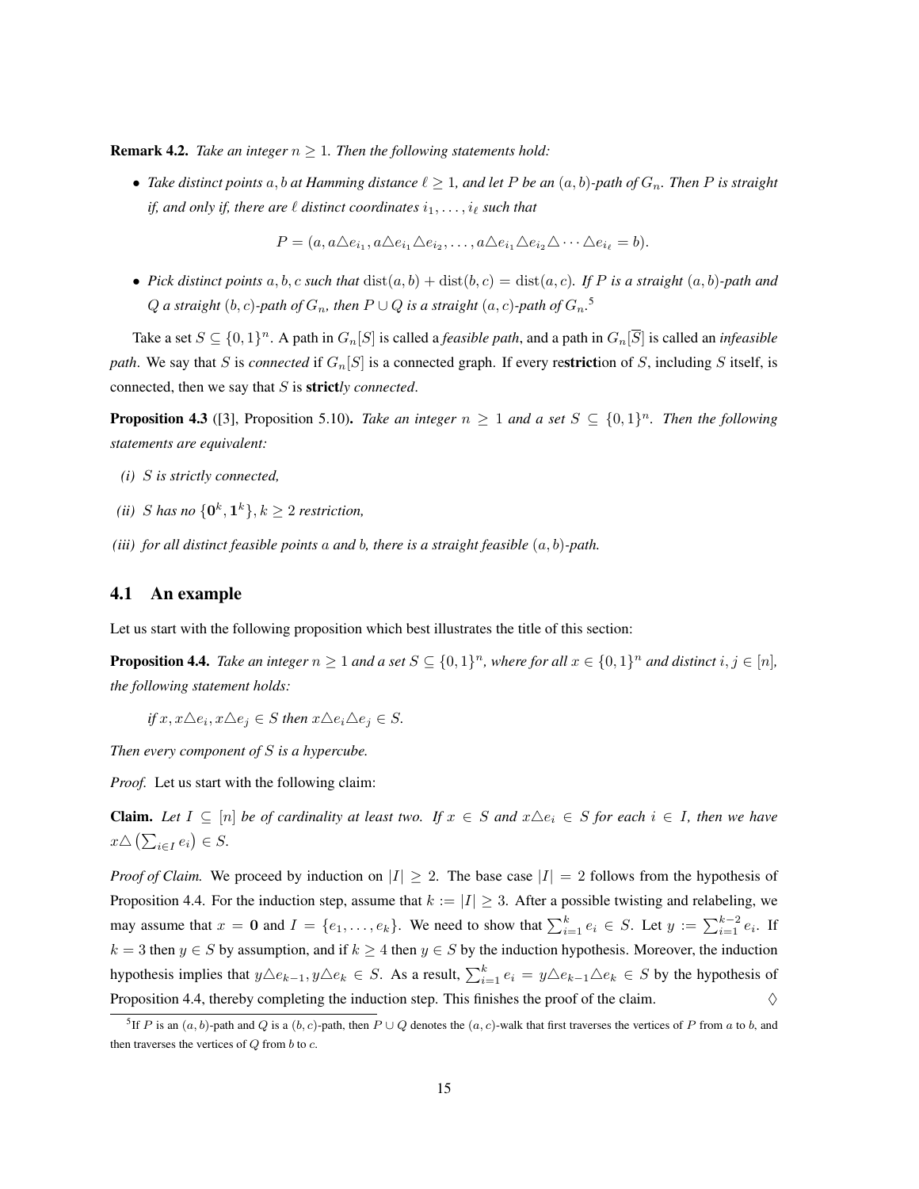**Remark 4.2.** *Take an integer $n \geq 1$. Then the following statements hold:*

- *Take distinct points $a, b$ at Hamming distance $\ell \geq 1$, and let $P$ be an $(a,b)$-path of $G_n$. Then $P$ is straight if, and only if, there are $\ell$ distinct coordinates $i_1, \ldots, i_\ell$ such that*

$$P = (a, a\triangle e_{i_1}, a\triangle e_{i_1}\triangle e_{i_2}, \ldots, a\triangle e_{i_1}\triangle e_{i_2}\triangle \cdots \triangle e_{i_\ell} = b).$$

- *Pick distinct points $a, b, c$ such that $\operatorname{dist}(a,b) + \operatorname{dist}(b,c) = \operatorname{dist}(a,c)$. If $P$ is a straight $(a,b)$-path and $Q$ a straight $(b,c)$-path of $G_n$, then $P \cup Q$ is a straight $(a,c)$-path of $G_n$.*[5]

Take a set $S \subseteq \{0,1\}^n$. A path in $G_n[S]$ is called a *feasible path*, and a path in $G_n[\overline{S}]$ is called an *infeasible path*. We say that $S$ is *connected* if $G_n[S]$ is a connected graph. If every re**strict**ion of $S$, including $S$ itself, is connected, then we say that $S$ is **strict***ly connected*.

**Proposition 4.3** ([3], Proposition 5.10)**.** *Take an integer $n \geq 1$ and a set $S \subseteq \{0,1\}^n$. Then the following statements are equivalent:*

*(i) $S$ is strictly connected,*

*(ii) $S$ has no $\{\mathbf{0}^k, \mathbf{1}^k\}, k \geq 2$ restriction,*

*(iii) for all distinct feasible points $a$ and $b$, there is a straight feasible $(a,b)$-path.*

## 4.1 An example

Let us start with the following proposition which best illustrates the title of this section:

**Proposition 4.4.** *Take an integer $n \geq 1$ and a set $S \subseteq \{0,1\}^n$, where for all $x \in \{0,1\}^n$ and distinct $i, j \in [n]$, the following statement holds:*

*if $x, x\triangle e_i, x\triangle e_j \in S$ then $x\triangle e_i \triangle e_j \in S$.*

*Then every component of $S$ is a hypercube.*

*Proof.* Let us start with the following claim:

**Claim.** *Let $I \subseteq [n]$ be of cardinality at least two. If $x \in S$ and $x\triangle e_i \in S$ for each $i \in I$, then we have $x\triangle \left(\sum_{i\in I} e_i\right) \in S$.*

*Proof of Claim.* We proceed by induction on $|I| \geq 2$. The base case $|I| = 2$ follows from the hypothesis of Proposition 4.4. For the induction step, assume that $k := |I| \geq 3$. After a possible twisting and relabeling, we may assume that $x = \mathbf{0}$ and $I = \{e_1, \ldots, e_k\}$. We need to show that $\sum_{i=1}^k e_i \in S$. Let $y := \sum_{i=1}^{k-2} e_i$. If $k = 3$ then $y \in S$ by assumption, and if $k \geq 4$ then $y \in S$ by the induction hypothesis. Moreover, the induction hypothesis implies that $y\triangle e_{k-1}, y\triangle e_k \in S$. As a result, $\sum_{i=1}^k e_i = y\triangle e_{k-1}\triangle e_k \in S$ by the hypothesis of Proposition 4.4, thereby completing the induction step. This finishes the proof of the claim. $\diamondsuit$

[5] If $P$ is an $(a,b)$-path and $Q$ is a $(b,c)$-path, then $P \cup Q$ denotes the $(a,c)$-walk that first traverses the vertices of $P$ from $a$ to $b$, and then traverses the vertices of $Q$ from $b$ to $c$.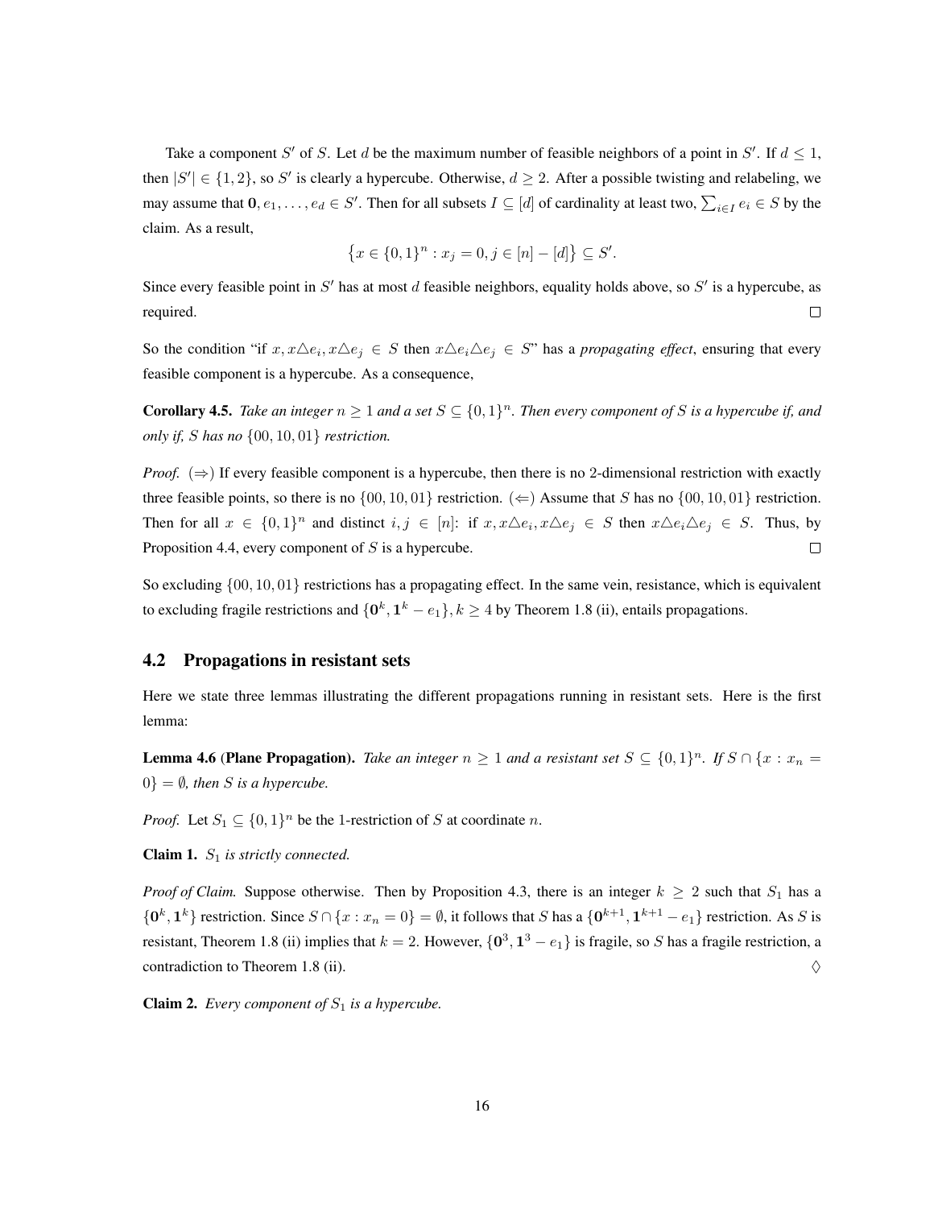Take a component $S'$ of $S$. Let $d$ be the maximum number of feasible neighbors of a point in $S'$. If $d \leq 1$, then $|S'| \in \{1, 2\}$, so $S'$ is clearly a hypercube. Otherwise, $d \geq 2$. After a possible twisting and relabeling, we may assume that $\mathbf{0}, e_1, \ldots, e_d \in S'$. Then for all subsets $I \subseteq [d]$ of cardinality at least two, $\sum_{i \in I} e_i \in S$ by the claim. As a result,

$$\left\{x \in \{0,1\}^n : x_j = 0, j \in [n] - [d]\right\} \subseteq S'.$$

Since every feasible point in $S'$ has at most $d$ feasible neighbors, equality holds above, so $S'$ is a hypercube, as required. $\square$

So the condition "if $x, x\triangle e_i, x\triangle e_j \in S$ then $x\triangle e_i\triangle e_j \in S$" has a *propagating effect*, ensuring that every feasible component is a hypercube. As a consequence,

**Corollary 4.5.** *Take an integer $n \geq 1$ and a set $S \subseteq \{0,1\}^n$. Then every component of $S$ is a hypercube if, and only if, $S$ has no $\{00, 10, 01\}$ restriction.*

*Proof.* $(\Rightarrow)$ If every feasible component is a hypercube, then there is no 2-dimensional restriction with exactly three feasible points, so there is no $\{00, 10, 01\}$ restriction. $(\Leftarrow)$ Assume that $S$ has no $\{00, 10, 01\}$ restriction. Then for all $x \in \{0,1\}^n$ and distinct $i, j \in [n]$: if $x, x\triangle e_i, x\triangle e_j \in S$ then $x\triangle e_i\triangle e_j \in S$. Thus, by Proposition 4.4, every component of $S$ is a hypercube. $\square$

So excluding $\{00, 10, 01\}$ restrictions has a propagating effect. In the same vein, resistance, which is equivalent to excluding fragile restrictions and $\{\mathbf{0}^k, \mathbf{1}^k - e_1\}, k \geq 4$ by Theorem 1.8 (ii), entails propagations.

### 4.2 Propagations in resistant sets

Here we state three lemmas illustrating the different propagations running in resistant sets. Here is the first lemma:

**Lemma 4.6 (Plane Propagation).** *Take an integer $n \geq 1$ and a resistant set $S \subseteq \{0,1\}^n$. If $S \cap \{x : x_n = 0\} = \emptyset$, then $S$ is a hypercube.*

*Proof.* Let $S_1 \subseteq \{0,1\}^n$ be the 1-restriction of $S$ at coordinate $n$.

**Claim 1.** *$S_1$ is strictly connected.*

*Proof of Claim.* Suppose otherwise. Then by Proposition 4.3, there is an integer $k \geq 2$ such that $S_1$ has a $\{\mathbf{0}^k, \mathbf{1}^k\}$ restriction. Since $S \cap \{x : x_n = 0\} = \emptyset$, it follows that $S$ has a $\{\mathbf{0}^{k+1}, \mathbf{1}^{k+1} - e_1\}$ restriction. As $S$ is resistant, Theorem 1.8 (ii) implies that $k = 2$. However, $\{\mathbf{0}^3, \mathbf{1}^3 - e_1\}$ is fragile, so $S$ has a fragile restriction, a contradiction to Theorem 1.8 (ii). $\diamondsuit$

**Claim 2.** *Every component of $S_1$ is a hypercube.*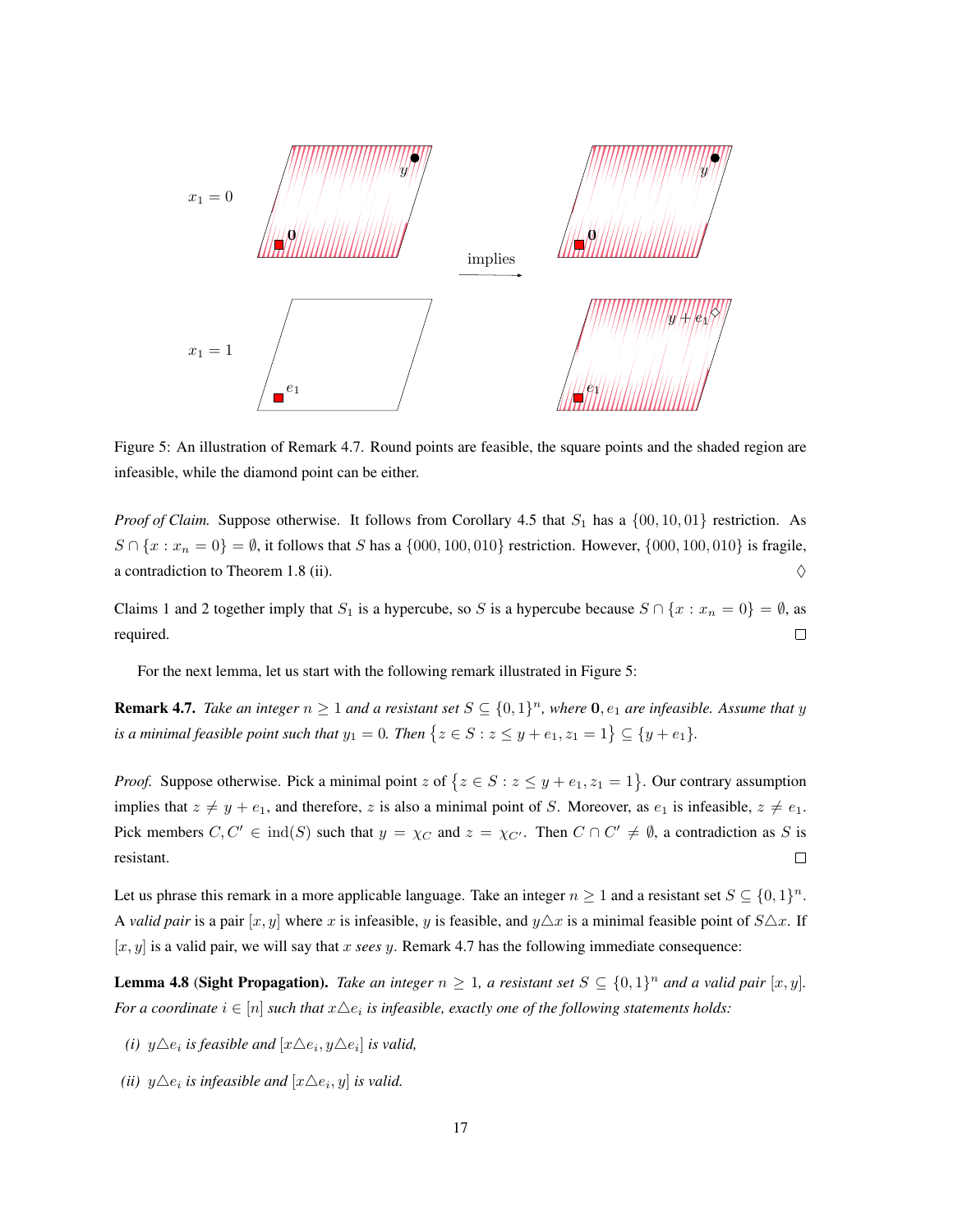Figure 5: An illustration of Remark 4.7. Round points are feasible, the square points and the shaded region are infeasible, while the diamond point can be either.

*Proof of Claim.* Suppose otherwise. It follows from Corollary 4.5 that $S_1$ has a $\{00, 10, 01\}$ restriction. As $S \cap \{x : x_n = 0\} = \emptyset$, it follows that $S$ has a $\{000, 100, 010\}$ restriction. However, $\{000, 100, 010\}$ is fragile, a contradiction to Theorem 1.8 (ii). $\diamondsuit$

Claims 1 and 2 together imply that $S_1$ is a hypercube, so $S$ is a hypercube because $S \cap \{x : x_n = 0\} = \emptyset$, as required. $\square$

For the next lemma, let us start with the following remark illustrated in Figure 5:

**Remark 4.7.** *Take an integer $n \geq 1$ and a resistant set $S \subseteq \{0,1\}^n$, where $\mathbf{0}, e_1$ are infeasible. Assume that $y$ is a minimal feasible point such that $y_1 = 0$. Then $\{z \in S : z \leq y + e_1, z_1 = 1\} \subseteq \{y + e_1\}$.*

*Proof.* Suppose otherwise. Pick a minimal point $z$ of $\{z \in S : z \leq y + e_1, z_1 = 1\}$. Our contrary assumption implies that $z \neq y + e_1$, and therefore, $z$ is also a minimal point of $S$. Moreover, as $e_1$ is infeasible, $z \neq e_1$. Pick members $C, C' \in \text{ind}(S)$ such that $y = \chi_C$ and $z = \chi_{C'}$. Then $C \cap C' \neq \emptyset$, a contradiction as $S$ is resistant. $\square$

Let us phrase this remark in a more applicable language. Take an integer $n \geq 1$ and a resistant set $S \subseteq \{0,1\}^n$. A *valid pair* is a pair $[x, y]$ where $x$ is infeasible, $y$ is feasible, and $y \triangle x$ is a minimal feasible point of $S \triangle x$. If $[x, y]$ is a valid pair, we will say that $x$ *sees* $y$. Remark 4.7 has the following immediate consequence:

**Lemma 4.8 (Sight Propagation).** *Take an integer $n \geq 1$, a resistant set $S \subseteq \{0,1\}^n$ and a valid pair $[x, y]$. For a coordinate $i \in [n]$ such that $x \triangle e_i$ is infeasible, exactly one of the following statements holds:*

*(i) $y \triangle e_i$ is feasible and $[x \triangle e_i, y \triangle e_i]$ is valid,*

*(ii) $y \triangle e_i$ is infeasible and $[x \triangle e_i, y]$ is valid.*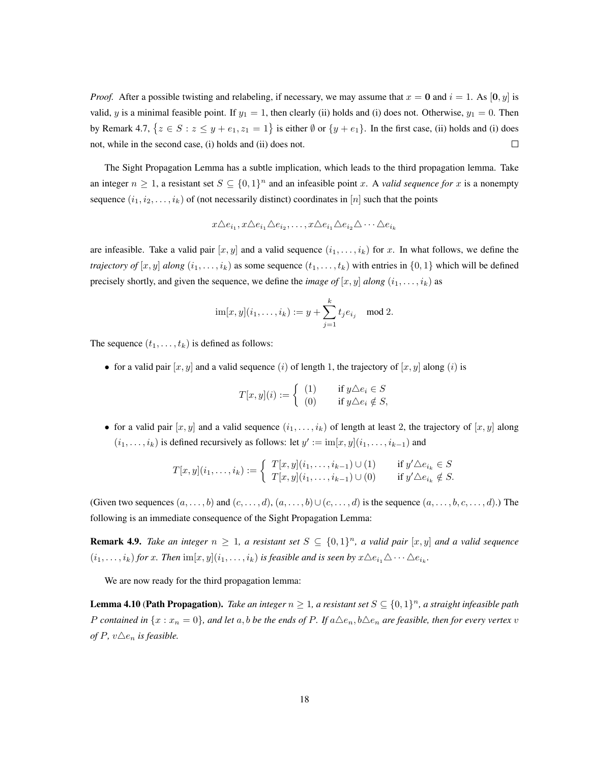*Proof.* After a possible twisting and relabeling, if necessary, we may assume that $x = \mathbf{0}$ and $i = 1$. As $[\mathbf{0}, y]$ is valid, $y$ is a minimal feasible point. If $y_1 = 1$, then clearly (ii) holds and (i) does not. Otherwise, $y_1 = 0$. Then by Remark 4.7, $\{z \in S : z \leq y + e_1, z_1 = 1\}$ is either $\emptyset$ or $\{y + e_1\}$. In the first case, (ii) holds and (i) does not, while in the second case, (i) holds and (ii) does not. $\square$

The Sight Propagation Lemma has a subtle implication, which leads to the third propagation lemma. Take an integer $n \geq 1$, a resistant set $S \subseteq \{0,1\}^n$ and an infeasible point $x$. A *valid sequence for* $x$ is a nonempty sequence $(i_1, i_2, \ldots, i_k)$ of (not necessarily distinct) coordinates in $[n]$ such that the points

$$x \triangle e_{i_1}, x \triangle e_{i_1} \triangle e_{i_2}, \ldots, x \triangle e_{i_1} \triangle e_{i_2} \triangle \cdots \triangle e_{i_k}$$

are infeasible. Take a valid pair $[x, y]$ and a valid sequence $(i_1, \ldots, i_k)$ for $x$. In what follows, we define the *trajectory of* $[x, y]$ *along* $(i_1, \ldots, i_k)$ as some sequence $(t_1, \ldots, t_k)$ with entries in $\{0, 1\}$ which will be defined precisely shortly, and given the sequence, we define the *image of* $[x, y]$ *along* $(i_1, \ldots, i_k)$ as

$$\operatorname{im}[x, y](i_1, \ldots, i_k) := y + \sum_{j=1}^{k} t_j e_{i_j} \mod 2.$$

The sequence $(t_1, \ldots, t_k)$ is defined as follows:

- for a valid pair $[x, y]$ and a valid sequence $(i)$ of length 1, the trajectory of $[x, y]$ along $(i)$ is

$$T[x, y](i) := \begin{cases} (1) & \text{if } y \triangle e_i \in S \\ (0) & \text{if } y \triangle e_i \notin S, \end{cases}$$

- for a valid pair $[x, y]$ and a valid sequence $(i_1, \ldots, i_k)$ of length at least 2, the trajectory of $[x, y]$ along $(i_1, \ldots, i_k)$ is defined recursively as follows: let $y' := \operatorname{im}[x, y](i_1, \ldots, i_{k-1})$ and

$$T[x, y](i_1, \ldots, i_k) := \begin{cases} T[x, y](i_1, \ldots, i_{k-1}) \cup (1) & \text{if } y' \triangle e_{i_k} \in S \\ T[x, y](i_1, \ldots, i_{k-1}) \cup (0) & \text{if } y' \triangle e_{i_k} \notin S. \end{cases}$$

(Given two sequences $(a, \ldots, b)$ and $(c, \ldots, d)$, $(a, \ldots, b) \cup (c, \ldots, d)$ is the sequence $(a, \ldots, b, c, \ldots, d)$.) The following is an immediate consequence of the Sight Propagation Lemma:

**Remark 4.9.** *Take an integer $n \geq 1$, a resistant set $S \subseteq \{0,1\}^n$, a valid pair $[x, y]$ and a valid sequence $(i_1, \ldots, i_k)$ for $x$. Then $\operatorname{im}[x, y](i_1, \ldots, i_k)$ is feasible and is seen by $x \triangle e_{i_1} \triangle \cdots \triangle e_{i_k}$.*

We are now ready for the third propagation lemma:

**Lemma 4.10 (Path Propagation).** *Take an integer $n \geq 1$, a resistant set $S \subseteq \{0,1\}^n$, a straight infeasible path $P$ contained in $\{x : x_n = 0\}$, and let $a, b$ be the ends of $P$. If $a \triangle e_n, b \triangle e_n$ are feasible, then for every vertex $v$ of $P$, $v \triangle e_n$ is feasible.*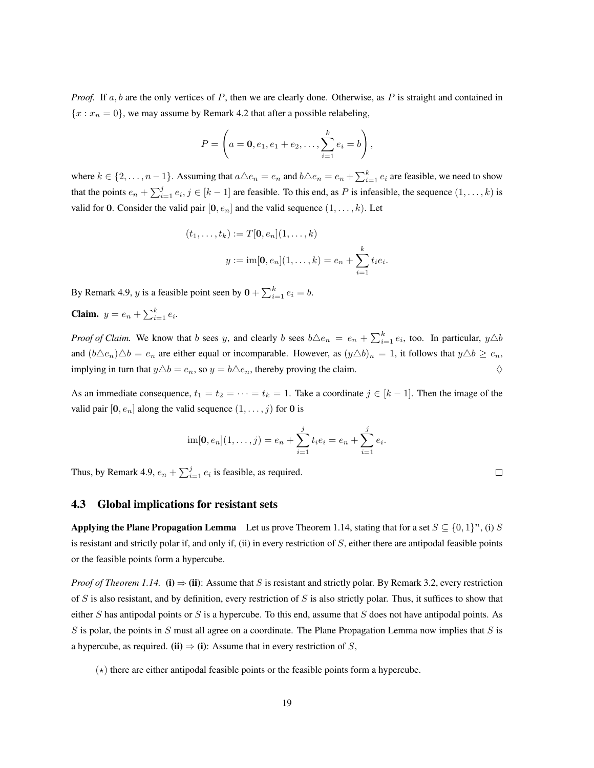*Proof.* If $a, b$ are the only vertices of $P$, then we are clearly done. Otherwise, as $P$ is straight and contained in $\{x : x_n = 0\}$, we may assume by Remark 4.2 that after a possible relabeling,

$$P = \left( a = \mathbf{0}, e_1, e_1 + e_2, \ldots, \sum_{i=1}^{k} e_i = b \right),$$

where $k \in \{2, \ldots, n-1\}$. Assuming that $a \triangle e_n = e_n$ and $b \triangle e_n = e_n + \sum_{i=1}^{k} e_i$ are feasible, we need to show that the points $e_n + \sum_{i=1}^{j} e_i, j \in [k-1]$ are feasible. To this end, as $P$ is infeasible, the sequence $(1, \ldots, k)$ is valid for $\mathbf{0}$. Consider the valid pair $[\mathbf{0}, e_n]$ and the valid sequence $(1, \ldots, k)$. Let

$$(t_1, \ldots, t_k) := T[\mathbf{0}, e_n](1, \ldots, k)$$
$$y := \mathrm{im}[\mathbf{0}, e_n](1, \ldots, k) = e_n + \sum_{i=1}^{k} t_i e_i.$$

By Remark 4.9, $y$ is a feasible point seen by $\mathbf{0} + \sum_{i=1}^{k} e_i = b$.

**Claim.** $y = e_n + \sum_{i=1}^{k} e_i$.

*Proof of Claim.* We know that $b$ sees $y$, and clearly $b$ sees $b \triangle e_n = e_n + \sum_{i=1}^{k} e_i$, too. In particular, $y \triangle b$ and $(b \triangle e_n) \triangle b = e_n$ are either equal or incomparable. However, as $(y \triangle b)_n = 1$, it follows that $y \triangle b \geq e_n$, implying in turn that $y \triangle b = e_n$, so $y = b \triangle e_n$, thereby proving the claim. $\diamondsuit$

As an immediate consequence, $t_1 = t_2 = \cdots = t_k = 1$. Take a coordinate $j \in [k-1]$. Then the image of the valid pair $[\mathbf{0}, e_n]$ along the valid sequence $(1, \ldots, j)$ for $\mathbf{0}$ is

$$\mathrm{im}[\mathbf{0}, e_n](1, \ldots, j) = e_n + \sum_{i=1}^{j} t_i e_i = e_n + \sum_{i=1}^{j} e_i.$$

Thus, by Remark 4.9, $e_n + \sum_{i=1}^{j} e_i$ is feasible, as required. $\square$

### 4.3 Global implications for resistant sets

**Applying the Plane Propagation Lemma** Let us prove Theorem 1.14, stating that for a set $S \subseteq \{0, 1\}^n$, (i) $S$ is resistant and strictly polar if, and only if, (ii) in every restriction of $S$, either there are antipodal feasible points or the feasible points form a hypercube.

*Proof of Theorem 1.14.* **(i) $\Rightarrow$ (ii)**: Assume that $S$ is resistant and strictly polar. By Remark 3.2, every restriction of $S$ is also resistant, and by definition, every restriction of $S$ is also strictly polar. Thus, it suffices to show that either $S$ has antipodal points or $S$ is a hypercube. To this end, assume that $S$ does not have antipodal points. As $S$ is polar, the points in $S$ must all agree on a coordinate. The Plane Propagation Lemma now implies that $S$ is a hypercube, as required. **(ii) $\Rightarrow$ (i)**: Assume that in every restriction of $S$,

($\star$) there are either antipodal feasible points or the feasible points form a hypercube.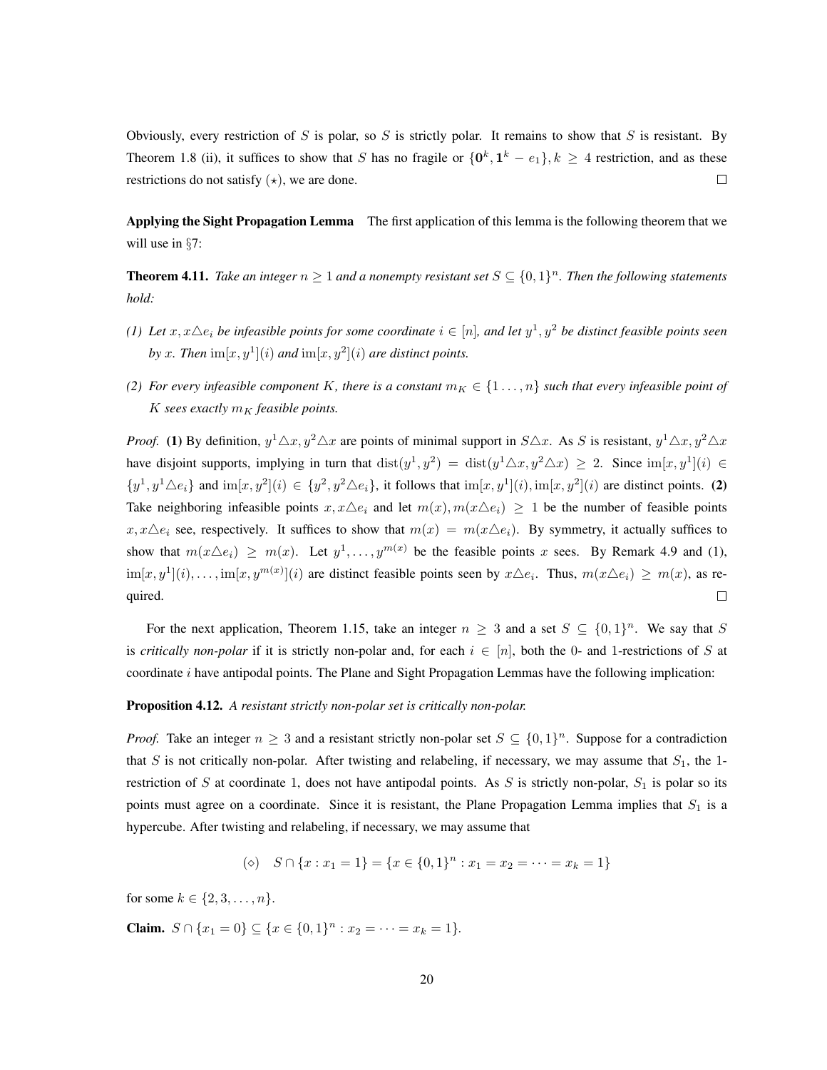Obviously, every restriction of $S$ is polar, so $S$ is strictly polar. It remains to show that $S$ is resistant. By Theorem 1.8 (ii), it suffices to show that $S$ has no fragile or $\{\mathbf{0}^k, \mathbf{1}^k - e_1\}, k \geq 4$ restriction, and as these restrictions do not satisfy $(\star)$, we are done. $\square$

**Applying the Sight Propagation Lemma** The first application of this lemma is the following theorem that we will use in §7:

**Theorem 4.11.** *Take an integer $n \geq 1$ and a nonempty resistant set $S \subseteq \{0,1\}^n$. Then the following statements hold:*

*(1) Let $x, x\triangle e_i$ be infeasible points for some coordinate $i \in [n]$, and let $y^1, y^2$ be distinct feasible points seen by $x$. Then $\mathrm{im}[x, y^1](i)$ and $\mathrm{im}[x, y^2](i)$ are distinct points.*

*(2) For every infeasible component $K$, there is a constant $m_K \in \{1 \ldots, n\}$ such that every infeasible point of $K$ sees exactly $m_K$ feasible points.*

*Proof.* **(1)** By definition, $y^1\triangle x, y^2\triangle x$ are points of minimal support in $S\triangle x$. As $S$ is resistant, $y^1\triangle x, y^2\triangle x$ have disjoint supports, implying in turn that $\mathrm{dist}(y^1, y^2) = \mathrm{dist}(y^1\triangle x, y^2\triangle x) \geq 2$. Since $\mathrm{im}[x, y^1](i) \in \{y^1, y^1\triangle e_i\}$ and $\mathrm{im}[x, y^2](i) \in \{y^2, y^2\triangle e_i\}$, it follows that $\mathrm{im}[x, y^1](i), \mathrm{im}[x, y^2](i)$ are distinct points. **(2)** Take neighboring infeasible points $x, x\triangle e_i$ and let $m(x), m(x\triangle e_i) \geq 1$ be the number of feasible points $x, x\triangle e_i$ see, respectively. It suffices to show that $m(x) = m(x\triangle e_i)$. By symmetry, it actually suffices to show that $m(x\triangle e_i) \geq m(x)$. Let $y^1, \ldots, y^{m(x)}$ be the feasible points $x$ sees. By Remark 4.9 and (1), $\mathrm{im}[x, y^1](i), \ldots, \mathrm{im}[x, y^{m(x)}](i)$ are distinct feasible points seen by $x\triangle e_i$. Thus, $m(x\triangle e_i) \geq m(x)$, as required. $\square$

For the next application, Theorem 1.15, take an integer $n \geq 3$ and a set $S \subseteq \{0,1\}^n$. We say that $S$ is *critically non-polar* if it is strictly non-polar and, for each $i \in [n]$, both the 0- and 1-restrictions of $S$ at coordinate $i$ have antipodal points. The Plane and Sight Propagation Lemmas have the following implication:

**Proposition 4.12.** *A resistant strictly non-polar set is critically non-polar.*

*Proof.* Take an integer $n \geq 3$ and a resistant strictly non-polar set $S \subseteq \{0,1\}^n$. Suppose for a contradiction that $S$ is not critically non-polar. After twisting and relabeling, if necessary, we may assume that $S_1$, the 1-restriction of $S$ at coordinate 1, does not have antipodal points. As $S$ is strictly non-polar, $S_1$ is polar so its points must agree on a coordinate. Since it is resistant, the Plane Propagation Lemma implies that $S_1$ is a hypercube. After twisting and relabeling, if necessary, we may assume that

$$(\diamond) \quad S \cap \{x : x_1 = 1\} = \{x \in \{0,1\}^n : x_1 = x_2 = \cdots = x_k = 1\}$$

for some $k \in \{2, 3, \ldots, n\}$.

**Claim.** $S \cap \{x_1 = 0\} \subseteq \{x \in \{0,1\}^n : x_2 = \cdots = x_k = 1\}$.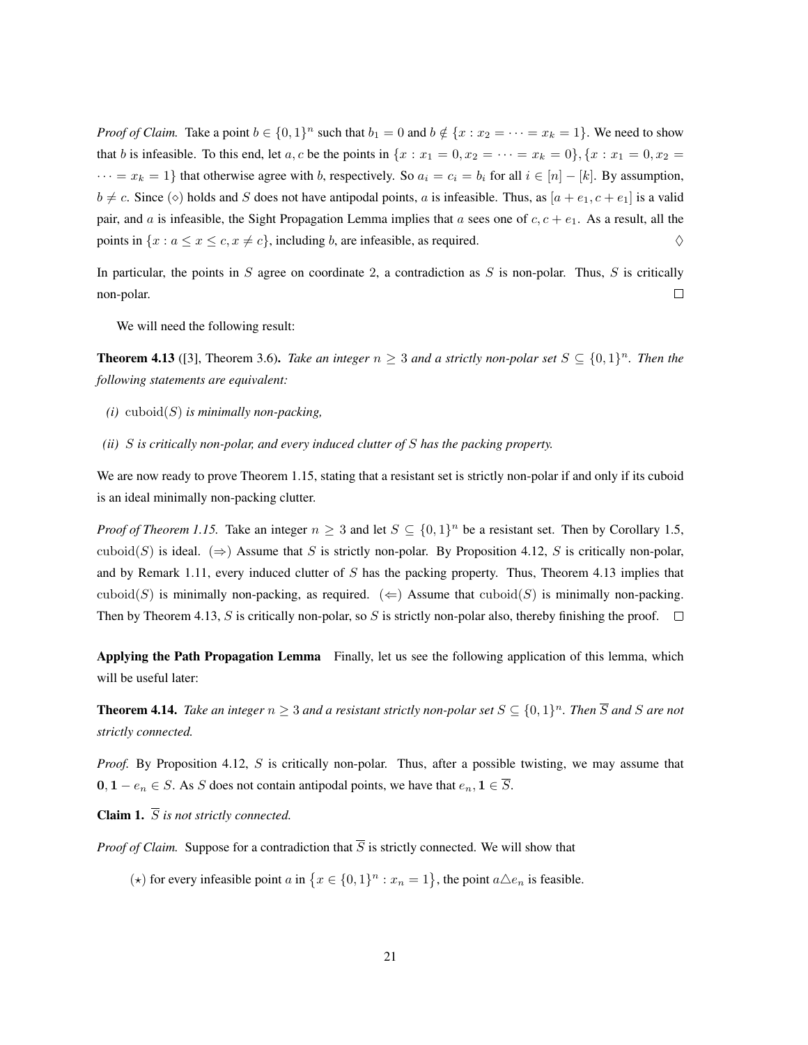*Proof of Claim.* Take a point $b \in \{0,1\}^n$ such that $b_1 = 0$ and $b \notin \{x : x_2 = \cdots = x_k = 1\}$. We need to show that $b$ is infeasible. To this end, let $a, c$ be the points in $\{x : x_1 = 0, x_2 = \cdots = x_k = 0\}, \{x : x_1 = 0, x_2 = \cdots = x_k = 1\}$ that otherwise agree with $b$, respectively. So $a_i = c_i = b_i$ for all $i \in [n] - [k]$. By assumption, $b \neq c$. Since $(\diamond)$ holds and $S$ does not have antipodal points, $a$ is infeasible. Thus, as $[a + e_1, c + e_1]$ is a valid pair, and $a$ is infeasible, the Sight Propagation Lemma implies that $a$ sees one of $c, c + e_1$. As a result, all the points in $\{x : a \leq x \leq c, x \neq c\}$, including $b$, are infeasible, as required. $\diamondsuit$

In particular, the points in $S$ agree on coordinate 2, a contradiction as $S$ is non-polar. Thus, $S$ is critically non-polar. $\square$

We will need the following result:

**Theorem 4.13** ([3], Theorem 3.6)**.** *Take an integer $n \geq 3$ and a strictly non-polar set $S \subseteq \{0,1\}^n$. Then the following statements are equivalent:*

- *(i)* $\mathrm{cuboid}(S)$ *is minimally non-packing,*
- *(ii)* $S$ *is critically non-polar, and every induced clutter of $S$ has the packing property.*

We are now ready to prove Theorem 1.15, stating that a resistant set is strictly non-polar if and only if its cuboid is an ideal minimally non-packing clutter.

*Proof of Theorem 1.15.* Take an integer $n \geq 3$ and let $S \subseteq \{0,1\}^n$ be a resistant set. Then by Corollary 1.5, $\mathrm{cuboid}(S)$ is ideal. $(\Rightarrow)$ Assume that $S$ is strictly non-polar. By Proposition 4.12, $S$ is critically non-polar, and by Remark 1.11, every induced clutter of $S$ has the packing property. Thus, Theorem 4.13 implies that $\mathrm{cuboid}(S)$ is minimally non-packing, as required. $(\Leftarrow)$ Assume that $\mathrm{cuboid}(S)$ is minimally non-packing. Then by Theorem 4.13, $S$ is critically non-polar, so $S$ is strictly non-polar also, thereby finishing the proof. $\square$

**Applying the Path Propagation Lemma** Finally, let us see the following application of this lemma, which will be useful later:

**Theorem 4.14.** *Take an integer $n \geq 3$ and a resistant strictly non-polar set $S \subseteq \{0,1\}^n$. Then $\overline{S}$ and $S$ are not strictly connected.*

*Proof.* By Proposition 4.12, $S$ is critically non-polar. Thus, after a possible twisting, we may assume that $\mathbf{0}, \mathbf{1} - e_n \in S$. As $S$ does not contain antipodal points, we have that $e_n, \mathbf{1} \in \overline{S}$.

**Claim 1.** *$\overline{S}$ is not strictly connected.*

*Proof of Claim.* Suppose for a contradiction that $\overline{S}$ is strictly connected. We will show that

$(\star)$ for every infeasible point $a$ in $\{x \in \{0,1\}^n : x_n = 1\}$, the point $a \triangle e_n$ is feasible.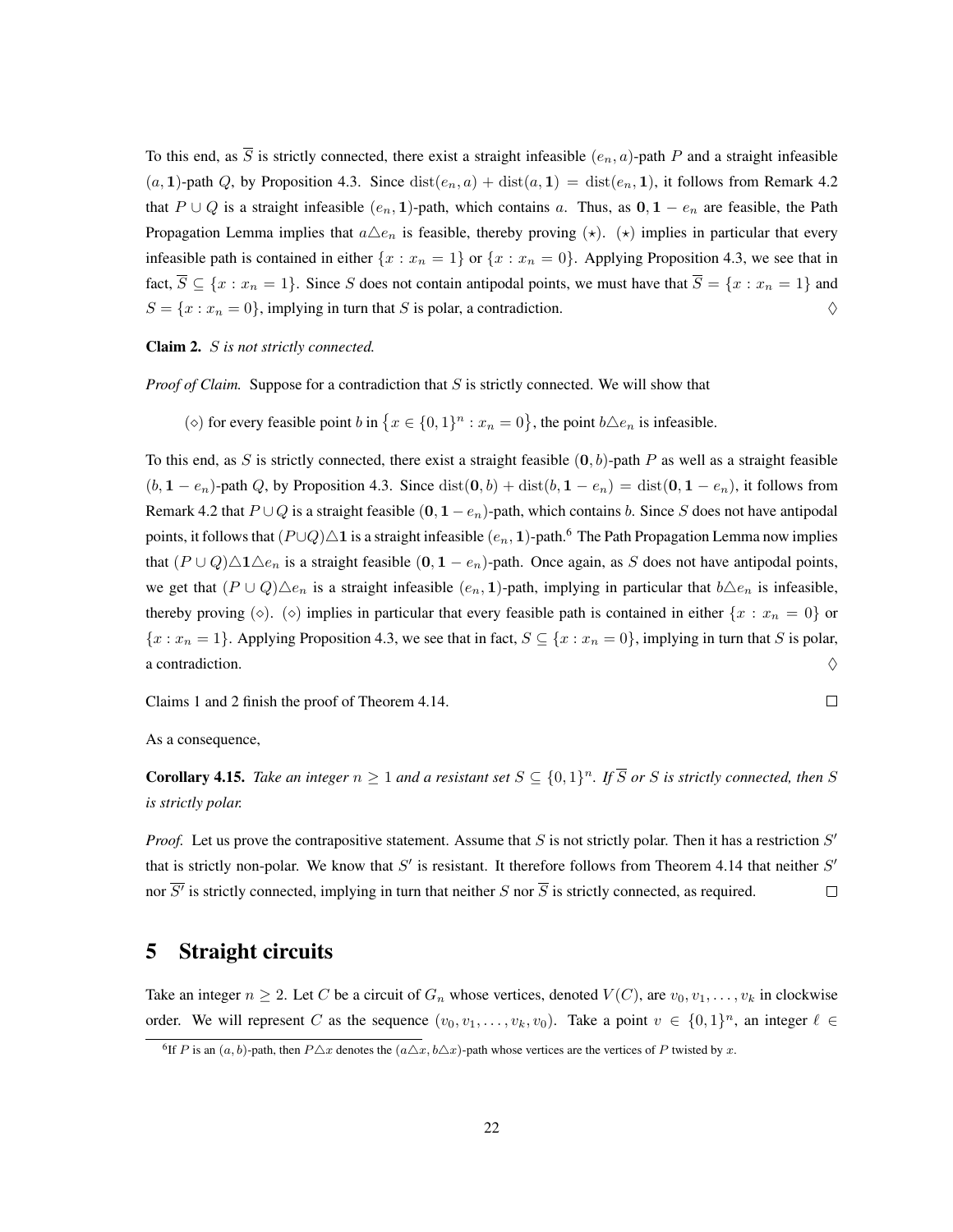To this end, as $\overline{S}$ is strictly connected, there exist a straight infeasible $(e_n, a)$-path $P$ and a straight infeasible $(a, \mathbf{1})$-path $Q$, by Proposition 4.3. Since $\mathrm{dist}(e_n, a) + \mathrm{dist}(a, \mathbf{1}) = \mathrm{dist}(e_n, \mathbf{1})$, it follows from Remark 4.2 that $P \cup Q$ is a straight infeasible $(e_n, \mathbf{1})$-path, which contains $a$. Thus, as $\mathbf{0}, \mathbf{1} - e_n$ are feasible, the Path Propagation Lemma implies that $a \triangle e_n$ is feasible, thereby proving $(\star)$. $(\star)$ implies in particular that every infeasible path is contained in either $\{x : x_n = 1\}$ or $\{x : x_n = 0\}$. Applying Proposition 4.3, we see that in fact, $\overline{S} \subseteq \{x : x_n = 1\}$. Since $S$ does not contain antipodal points, we must have that $\overline{S} = \{x : x_n = 1\}$ and $S = \{x : x_n = 0\}$, implying in turn that $S$ is polar, a contradiction. ♢

**Claim 2.** *$S$ is not strictly connected.*

*Proof of Claim.* Suppose for a contradiction that $S$ is strictly connected. We will show that

($\diamond$) for every feasible point $b$ in $\{x \in \{0,1\}^n : x_n = 0\}$, the point $b \triangle e_n$ is infeasible.

To this end, as $S$ is strictly connected, there exist a straight feasible $(\mathbf{0}, b)$-path $P$ as well as a straight feasible $(b, \mathbf{1} - e_n)$-path $Q$, by Proposition 4.3. Since $\mathrm{dist}(\mathbf{0}, b) + \mathrm{dist}(b, \mathbf{1} - e_n) = \mathrm{dist}(\mathbf{0}, \mathbf{1} - e_n)$, it follows from Remark 4.2 that $P \cup Q$ is a straight feasible $(\mathbf{0}, \mathbf{1} - e_n)$-path, which contains $b$. Since $S$ does not have antipodal points, it follows that $(P \cup Q) \triangle \mathbf{1}$ is a straight infeasible $(e_n, \mathbf{1})$-path.[6] The Path Propagation Lemma now implies that $(P \cup Q) \triangle \mathbf{1} \triangle e_n$ is a straight feasible $(\mathbf{0}, \mathbf{1} - e_n)$-path. Once again, as $S$ does not have antipodal points, we get that $(P \cup Q) \triangle e_n$ is a straight infeasible $(e_n, \mathbf{1})$-path, implying in particular that $b \triangle e_n$ is infeasible, thereby proving ($\diamond$). ($\diamond$) implies in particular that every feasible path is contained in either $\{x : x_n = 0\}$ or $\{x : x_n = 1\}$. Applying Proposition 4.3, we see that in fact, $S \subseteq \{x : x_n = 0\}$, implying in turn that $S$ is polar, a contradiction. ♢

Claims 1 and 2 finish the proof of Theorem 4.14. □

As a consequence,

**Corollary 4.15.** *Take an integer $n \geq 1$ and a resistant set $S \subseteq \{0,1\}^n$. If $\overline{S}$ or $S$ is strictly connected, then $S$ is strictly polar.*

*Proof.* Let us prove the contrapositive statement. Assume that $S$ is not strictly polar. Then it has a restriction $S'$ that is strictly non-polar. We know that $S'$ is resistant. It therefore follows from Theorem 4.14 that neither $S'$ nor $\overline{S'}$ is strictly connected, implying in turn that neither $S$ nor $\overline{S}$ is strictly connected, as required. □

# 5 Straight circuits

Take an integer $n \geq 2$. Let $C$ be a circuit of $G_n$ whose vertices, denoted $V(C)$, are $v_0, v_1, \ldots, v_k$ in clockwise order. We will represent $C$ as the sequence $(v_0, v_1, \ldots, v_k, v_0)$. Take a point $v \in \{0,1\}^n$, an integer $\ell \in$

[6] If $P$ is an $(a, b)$-path, then $P \triangle x$ denotes the $(a \triangle x, b \triangle x)$-path whose vertices are the vertices of $P$ twisted by $x$.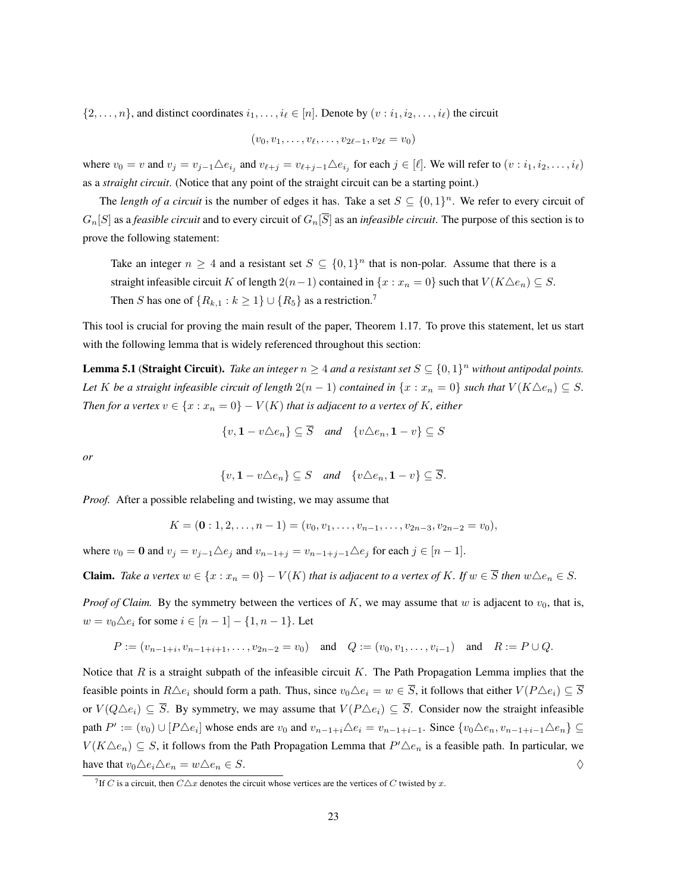$\{2,\dots,n\}$, and distinct coordinates $i_1,\dots,i_\ell \in [n]$. Denote by $(v : i_1, i_2, \dots, i_\ell)$ the circuit

$$(v_0, v_1, \dots, v_\ell, \dots, v_{2\ell-1}, v_{2\ell} = v_0)$$

where $v_0 = v$ and $v_j = v_{j-1}\triangle e_{i_j}$ and $v_{\ell+j} = v_{\ell+j-1}\triangle e_{i_j}$ for each $j \in [\ell]$. We will refer to $(v : i_1, i_2, \dots, i_\ell)$ as a *straight circuit*. (Notice that any point of the straight circuit can be a starting point.)

The *length of a circuit* is the number of edges it has. Take a set $S \subseteq \{0,1\}^n$. We refer to every circuit of $G_n[S]$ as a *feasible circuit* and to every circuit of $G_n[\overline{S}]$ as an *infeasible circuit*. The purpose of this section is to prove the following statement:

> Take an integer $n \geq 4$ and a resistant set $S \subseteq \{0,1\}^n$ that is non-polar. Assume that there is a straight infeasible circuit $K$ of length $2(n-1)$ contained in $\{x : x_n = 0\}$ such that $V(K\triangle e_n) \subseteq S$. Then $S$ has one of $\{R_{k,1} : k \geq 1\} \cup \{R_5\}$ as a restriction.[7]

This tool is crucial for proving the main result of the paper, Theorem 1.17. To prove this statement, let us start with the following lemma that is widely referenced throughout this section:

**Lemma 5.1 (Straight Circuit).** *Take an integer $n \geq 4$ and a resistant set $S \subseteq \{0,1\}^n$ without antipodal points. Let $K$ be a straight infeasible circuit of length $2(n-1)$ contained in $\{x : x_n = 0\}$ such that $V(K\triangle e_n) \subseteq S$. Then for a vertex $v \in \{x : x_n = 0\} - V(K)$ that is adjacent to a vertex of $K$, either*

$$\{v, \mathbf{1} - v\triangle e_n\} \subseteq \overline{S} \quad \textit{and} \quad \{v\triangle e_n, \mathbf{1} - v\} \subseteq S$$

*or*

$$\{v, \mathbf{1} - v\triangle e_n\} \subseteq S \quad \textit{and} \quad \{v\triangle e_n, \mathbf{1} - v\} \subseteq \overline{S}.$$

*Proof.* After a possible relabeling and twisting, we may assume that

$$K = (\mathbf{0} : 1, 2, \dots, n-1) = (v_0, v_1, \dots, v_{n-1}, \dots, v_{2n-3}, v_{2n-2} = v_0),$$

where $v_0 = \mathbf{0}$ and $v_j = v_{j-1}\triangle e_j$ and $v_{n-1+j} = v_{n-1+j-1}\triangle e_j$ for each $j \in [n-1]$.

**Claim.** *Take a vertex $w \in \{x : x_n = 0\} - V(K)$ that is adjacent to a vertex of $K$. If $w \in \overline{S}$ then $w\triangle e_n \in S$.*

*Proof of Claim.* By the symmetry between the vertices of $K$, we may assume that $w$ is adjacent to $v_0$, that is, $w = v_0\triangle e_i$ for some $i \in [n-1] - \{1, n-1\}$. Let

$$P := (v_{n-1+i}, v_{n-1+i+1}, \dots, v_{2n-2} = v_0) \quad \text{and} \quad Q := (v_0, v_1, \dots, v_{i-1}) \quad \text{and} \quad R := P \cup Q.$$

Notice that $R$ is a straight subpath of the infeasible circuit $K$. The Path Propagation Lemma implies that the feasible points in $R\triangle e_i$ should form a path. Thus, since $v_0\triangle e_i = w \in \overline{S}$, it follows that either $V(P\triangle e_i) \subseteq \overline{S}$ or $V(Q\triangle e_i) \subseteq \overline{S}$. By symmetry, we may assume that $V(P\triangle e_i) \subseteq \overline{S}$. Consider now the straight infeasible path $P' := (v_0) \cup [P\triangle e_i]$ whose ends are $v_0$ and $v_{n-1+i}\triangle e_i = v_{n-1+i-1}$. Since $\{v_0\triangle e_n, v_{n-1+i-1}\triangle e_n\} \subseteq V(K\triangle e_n) \subseteq S$, it follows from the Path Propagation Lemma that $P'\triangle e_n$ is a feasible path. In particular, we have that $v_0\triangle e_i\triangle e_n = w\triangle e_n \in S$. $\diamondsuit$

[7] If $C$ is a circuit, then $C\triangle x$ denotes the circuit whose vertices are the vertices of $C$ twisted by $x$.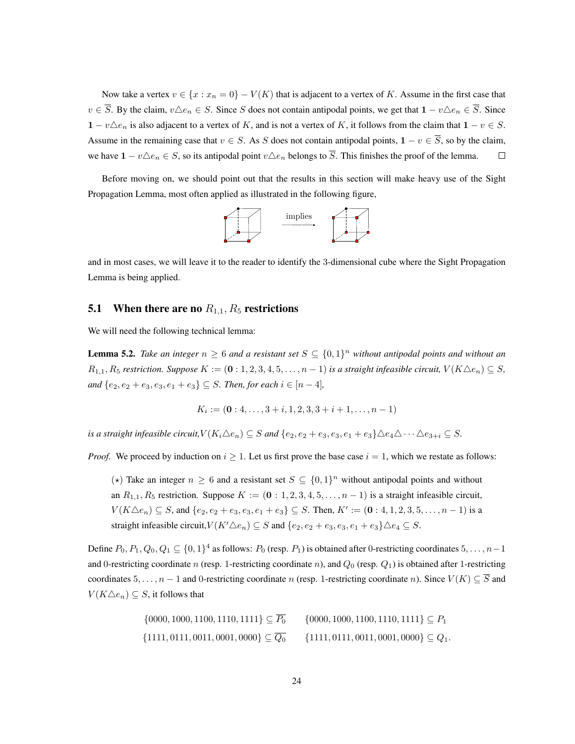Now take a vertex $v \in \{x : x_n = 0\} - V(K)$ that is adjacent to a vertex of $K$. Assume in the first case that $v \in \overline{S}$. By the claim, $v \triangle e_n \in S$. Since $S$ does not contain antipodal points, we get that $\mathbf{1} - v \triangle e_n \in \overline{S}$. Since $\mathbf{1} - v \triangle e_n$ is also adjacent to a vertex of $K$, and is not a vertex of $K$, it follows from the claim that $\mathbf{1} - v \in S$. Assume in the remaining case that $v \in S$. As $S$ does not contain antipodal points, $\mathbf{1} - v \in \overline{S}$, so by the claim, we have $\mathbf{1} - v \triangle e_n \in S$, so its antipodal point $v \triangle e_n$ belongs to $\overline{S}$. This finishes the proof of the lemma. $\square$

Before moving on, we should point out that the results in this section will make heavy use of the Sight Propagation Lemma, most often applied as illustrated in the following figure,

implies

and in most cases, we will leave it to the reader to identify the 3-dimensional cube where the Sight Propagation Lemma is being applied.

## 5.1 When there are no $R_{1,1}, R_5$ restrictions

We will need the following technical lemma:

**Lemma 5.2.** *Take an integer $n \geq 6$ and a resistant set $S \subseteq \{0,1\}^n$ without antipodal points and without an $R_{1,1}, R_5$ restriction. Suppose $K := (\mathbf{0} : 1, 2, 3, 4, 5, \ldots, n-1)$ is a straight infeasible circuit, $V(K \triangle e_n) \subseteq S$, and $\{e_2, e_2 + e_3, e_3, e_1 + e_3\} \subseteq S$. Then, for each $i \in [n-4]$,*

$$K_i := (\mathbf{0} : 4, \ldots, 3+i, 1, 2, 3, 3+i+1, \ldots, n-1)$$

*is a straight infeasible circuit,$V(K_i \triangle e_n) \subseteq S$ and $\{e_2, e_2 + e_3, e_3, e_1 + e_3\} \triangle e_4 \triangle \cdots \triangle e_{3+i} \subseteq S$.*

*Proof.* We proceed by induction on $i \geq 1$. Let us first prove the base case $i = 1$, which we restate as follows:

> ($\star$) Take an integer $n \geq 6$ and a resistant set $S \subseteq \{0,1\}^n$ without antipodal points and without an $R_{1,1}, R_5$ restriction. Suppose $K := (\mathbf{0} : 1, 2, 3, 4, 5, \ldots, n-1)$ is a straight infeasible circuit, $V(K \triangle e_n) \subseteq S$, and $\{e_2, e_2 + e_3, e_3, e_1 + e_3\} \subseteq S$. Then, $K' := (\mathbf{0} : 4, 1, 2, 3, 5, \ldots, n-1)$ is a straight infeasible circuit,$V(K' \triangle e_n) \subseteq S$ and $\{e_2, e_2 + e_3, e_3, e_1 + e_3\} \triangle e_4 \subseteq S$.

Define $P_0, P_1, Q_0, Q_1 \subseteq \{0,1\}^4$ as follows: $P_0$ (resp. $P_1$) is obtained after 0-restricting coordinates $5, \ldots, n-1$ and 0-restricting coordinate $n$ (resp. 1-restricting coordinate $n$), and $Q_0$ (resp. $Q_1$) is obtained after 1-restricting coordinates $5, \ldots, n-1$ and 0-restricting coordinate $n$ (resp. 1-restricting coordinate $n$). Since $V(K) \subseteq \overline{S}$ and $V(K \triangle e_n) \subseteq S$, it follows that

$$\{0000, 1000, 1100, 1110, 1111\} \subseteq \overline{P_0} \qquad \{0000, 1000, 1100, 1110, 1111\} \subseteq P_1$$
$$\{1111, 0111, 0011, 0001, 0000\} \subseteq \overline{Q_0} \qquad \{1111, 0111, 0011, 0001, 0000\} \subseteq Q_1.$$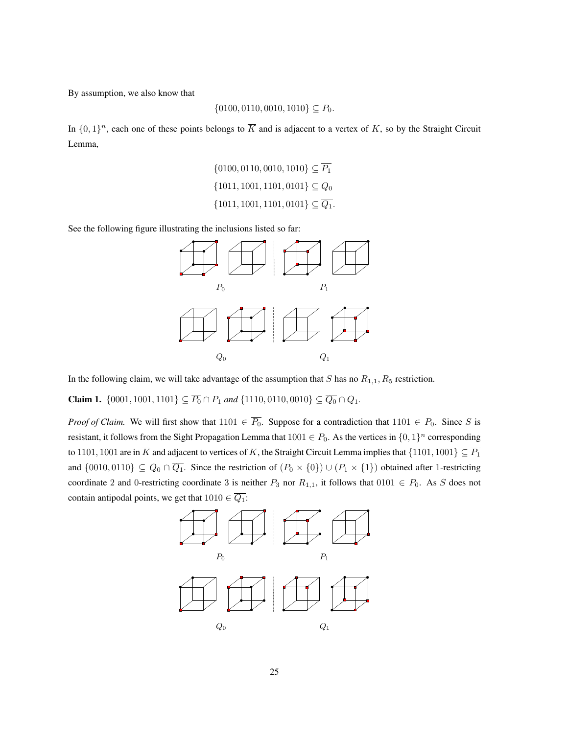By assumption, we also know that

$$\{0100, 0110, 0010, 1010\} \subseteq P_0.$$

In $\{0,1\}^n$, each one of these points belongs to $\overline{K}$ and is adjacent to a vertex of $K$, so by the Straight Circuit Lemma,

$$\{0100, 0110, 0010, 1010\} \subseteq \overline{P_1}$$
$$\{1011, 1001, 1101, 0101\} \subseteq Q_0$$
$$\{1011, 1001, 1101, 0101\} \subseteq \overline{Q_1}.$$

See the following figure illustrating the inclusions listed so far:

$P_0$ $P_1$

$Q_0$ $Q_1$

In the following claim, we will take advantage of the assumption that $S$ has no $R_{1,1}, R_5$ restriction.

**Claim 1.** $\{0001, 1001, 1101\} \subseteq \overline{P_0} \cap P_1$ *and* $\{1110, 0110, 0010\} \subseteq \overline{Q_0} \cap Q_1$.

*Proof of Claim.* We will first show that $1101 \in \overline{P_0}$. Suppose for a contradiction that $1101 \in P_0$. Since $S$ is resistant, it follows from the Sight Propagation Lemma that $1001 \in P_0$. As the vertices in $\{0,1\}^n$ corresponding to $1101, 1001$ are in $\overline{K}$ and adjacent to vertices of $K$, the Straight Circuit Lemma implies that $\{1101, 1001\} \subseteq \overline{P_1}$ and $\{0010, 0110\} \subseteq Q_0 \cap \overline{Q_1}$. Since the restriction of $(P_0 \times \{0\}) \cup (P_1 \times \{1\})$ obtained after 1-restricting coordinate 2 and 0-restricting coordinate 3 is neither $P_3$ nor $R_{1,1}$, it follows that $0101 \in P_0$. As $S$ does not contain antipodal points, we get that $1010 \in \overline{Q_1}$:

$P_0$ $P_1$

$Q_0$ $Q_1$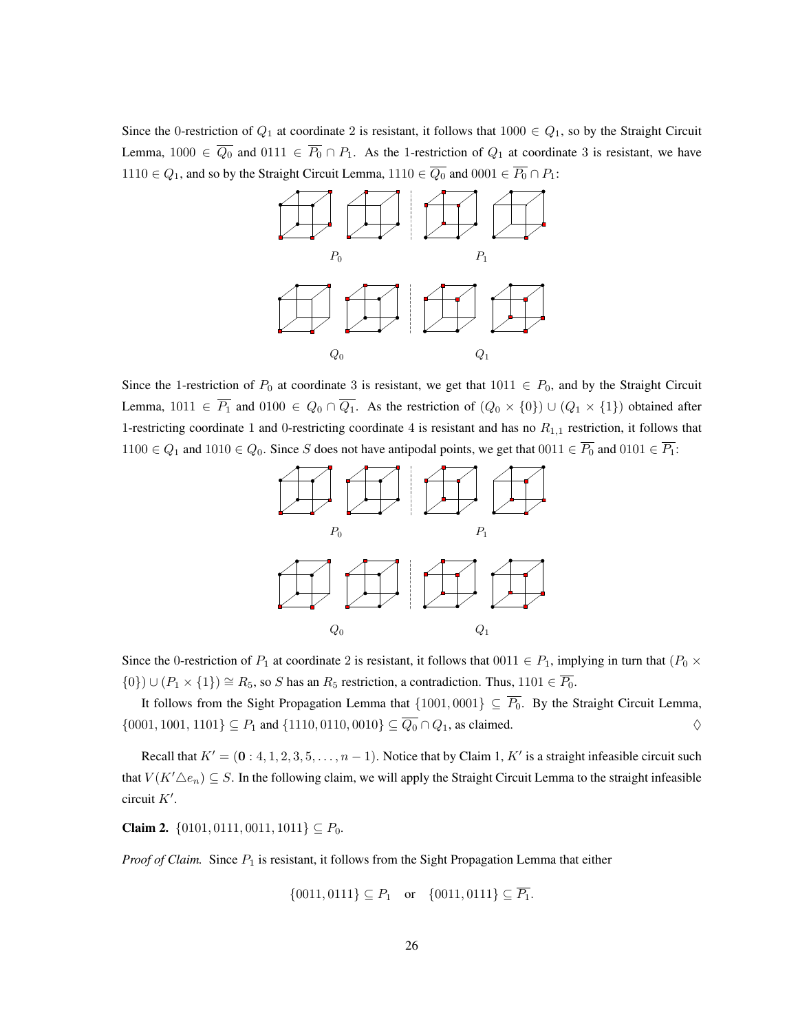Since the 0-restriction of $Q_1$ at coordinate 2 is resistant, it follows that $1000 \in Q_1$, so by the Straight Circuit Lemma, $1000 \in \overline{Q_0}$ and $0111 \in \overline{P_0} \cap P_1$. As the 1-restriction of $Q_1$ at coordinate 3 is resistant, we have $1110 \in Q_1$, and so by the Straight Circuit Lemma, $1110 \in \overline{Q_0}$ and $0001 \in \overline{P_0} \cap P_1$:

$P_0$ $P_1$

$Q_0$ $Q_1$

Since the 1-restriction of $P_0$ at coordinate 3 is resistant, we get that $1011 \in P_0$, and by the Straight Circuit Lemma, $1011 \in \overline{P_1}$ and $0100 \in Q_0 \cap \overline{Q_1}$. As the restriction of $(Q_0 \times \{0\}) \cup (Q_1 \times \{1\})$ obtained after 1-restricting coordinate 1 and 0-restricting coordinate 4 is resistant and has no $R_{1,1}$ restriction, it follows that $1100 \in Q_1$ and $1010 \in Q_0$. Since $S$ does not have antipodal points, we get that $0011 \in \overline{P_0}$ and $0101 \in \overline{P_1}$:

$P_0$ $P_1$

$Q_0$ $Q_1$

Since the 0-restriction of $P_1$ at coordinate 2 is resistant, it follows that $0011 \in P_1$, implying in turn that $(P_0 \times \{0\}) \cup (P_1 \times \{1\}) \cong R_5$, so $S$ has an $R_5$ restriction, a contradiction. Thus, $1101 \in \overline{P_0}$.

It follows from the Sight Propagation Lemma that $\{1001, 0001\} \subseteq \overline{P_0}$. By the Straight Circuit Lemma, $\{0001, 1001, 1101\} \subseteq P_1$ and $\{1110, 0110, 0010\} \subseteq \overline{Q_0} \cap Q_1$, as claimed. $\diamondsuit$

Recall that $K' = (\mathbf{0} : 4, 1, 2, 3, 5, \ldots, n-1)$. Notice that by Claim 1, $K'$ is a straight infeasible circuit such that $V(K' \triangle e_n) \subseteq S$. In the following claim, we will apply the Straight Circuit Lemma to the straight infeasible circuit $K'$.

**Claim 2.** $\{0101, 0111, 0011, 1011\} \subseteq P_0$.

*Proof of Claim.* Since $P_1$ is resistant, it follows from the Sight Propagation Lemma that either

$$\{0011, 0111\} \subseteq P_1 \quad \text{or} \quad \{0011, 0111\} \subseteq \overline{P_1}.$$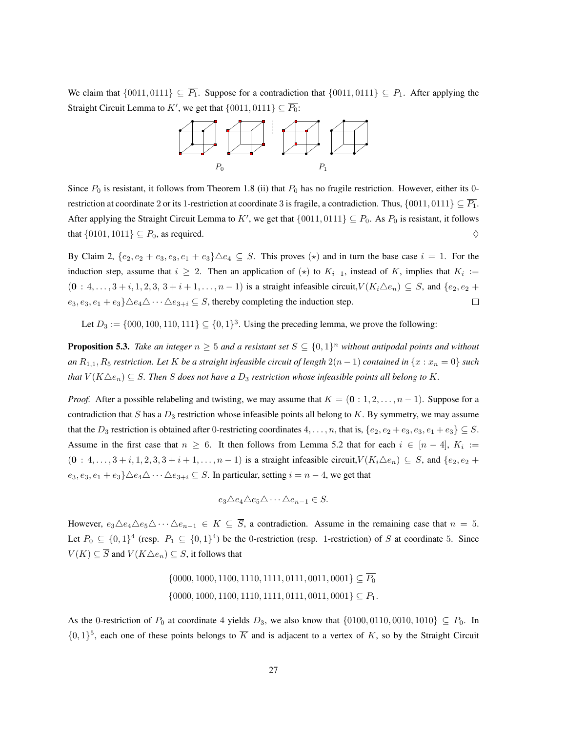We claim that $\{0011, 0111\} \subseteq \overline{P_1}$. Suppose for a contradiction that $\{0011, 0111\} \subseteq P_1$. After applying the Straight Circuit Lemma to $K'$, we get that $\{0011, 0111\} \subseteq \overline{P_0}$:

$P_0$ $\qquad\qquad$ $P_1$

Since $P_0$ is resistant, it follows from Theorem 1.8 (ii) that $P_0$ has no fragile restriction. However, either its 0-restriction at coordinate 2 or its 1-restriction at coordinate 3 is fragile, a contradiction. Thus, $\{0011, 0111\} \subseteq \overline{P_1}$. After applying the Straight Circuit Lemma to $K'$, we get that $\{0011, 0111\} \subseteq P_0$. As $P_0$ is resistant, it follows that $\{0101, 1011\} \subseteq P_0$, as required. $\Diamond$

By Claim 2, $\{e_2, e_2 + e_3, e_3, e_1 + e_3\} \triangle e_4 \subseteq S$. This proves ($\star$) and in turn the base case $i = 1$. For the induction step, assume that $i \geq 2$. Then an application of ($\star$) to $K_{i-1}$, instead of $K$, implies that $K_i := (\mathbf{0} : 4, \ldots, 3+i, 1, 2, 3,\ 3+i+1, \ldots, n-1)$ is a straight infeasible circuit, $V(K_i \triangle e_n) \subseteq S$, and $\{e_2, e_2 + e_3, e_3, e_1 + e_3\} \triangle e_4 \triangle \cdots \triangle e_{3+i} \subseteq S$, thereby completing the induction step. $\square$

Let $D_3 := \{000, 100, 110, 111\} \subseteq \{0,1\}^3$. Using the preceding lemma, we prove the following:

**Proposition 5.3.** *Take an integer $n \geq 5$ and a resistant set $S \subseteq \{0,1\}^n$ without antipodal points and without an $R_{1,1}, R_5$ restriction. Let $K$ be a straight infeasible circuit of length $2(n-1)$ contained in $\{x : x_n = 0\}$ such that $V(K \triangle e_n) \subseteq S$. Then $S$ does not have a $D_3$ restriction whose infeasible points all belong to $K$.*

*Proof.* After a possible relabeling and twisting, we may assume that $K = (\mathbf{0} : 1, 2, \ldots, n-1)$. Suppose for a contradiction that $S$ has a $D_3$ restriction whose infeasible points all belong to $K$. By symmetry, we may assume that the $D_3$ restriction is obtained after 0-restricting coordinates $4, \ldots, n$, that is, $\{e_2, e_2 + e_3, e_3, e_1 + e_3\} \subseteq S$. Assume in the first case that $n \geq 6$. It then follows from Lemma 5.2 that for each $i \in [n-4]$, $K_i := (\mathbf{0} : 4, \ldots, 3+i, 1, 2, 3, 3+i+1, \ldots, n-1)$ is a straight infeasible circuit, $V(K_i \triangle e_n) \subseteq S$, and $\{e_2, e_2 + e_3, e_3, e_1 + e_3\} \triangle e_4 \triangle \cdots \triangle e_{3+i} \subseteq S$. In particular, setting $i = n-4$, we get that

$$e_3 \triangle e_4 \triangle e_5 \triangle \cdots \triangle e_{n-1} \in S.$$

However, $e_3 \triangle e_4 \triangle e_5 \triangle \cdots \triangle e_{n-1} \in K \subseteq \overline{S}$, a contradiction. Assume in the remaining case that $n = 5$. Let $P_0 \subseteq \{0,1\}^4$ (resp. $P_1 \subseteq \{0,1\}^4$) be the 0-restriction (resp. 1-restriction) of $S$ at coordinate 5. Since $V(K) \subseteq \overline{S}$ and $V(K \triangle e_n) \subseteq S$, it follows that

$$\{0000, 1000, 1100, 1110, 1111, 0111, 0011, 0001\} \subseteq \overline{P_0}$$
$$\{0000, 1000, 1100, 1110, 1111, 0111, 0011, 0001\} \subseteq P_1.$$

As the 0-restriction of $P_0$ at coordinate 4 yields $D_3$, we also know that $\{0100, 0110, 0010, 1010\} \subseteq P_0$. In $\{0,1\}^5$, each one of these points belongs to $\overline{K}$ and is adjacent to a vertex of $K$, so by the Straight Circuit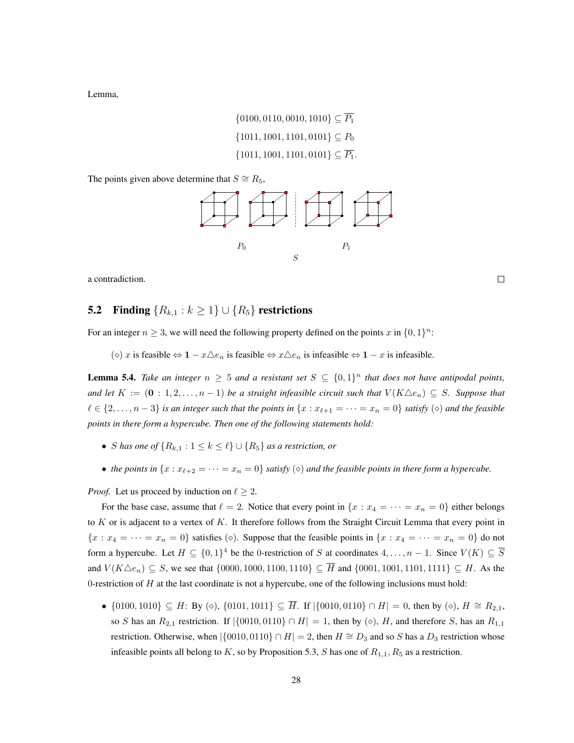Lemma,

$$\{0100, 0110, 0010, 1010\} \subseteq \overline{P_1}$$
$$\{1011, 1001, 1101, 0101\} \subseteq P_0$$
$$\{1011, 1001, 1101, 0101\} \subseteq \overline{P_1}.$$

The points given above determine that $S \cong R_5$,

$P_0$ $P_1$

$S$

a contradiction. $\square$

## 5.2 Finding $\{R_{k,1} : k \geq 1\} \cup \{R_5\}$ restrictions

For an integer $n \geq 3$, we will need the following property defined on the points $x$ in $\{0,1\}^n$:

($\diamond$) $x$ is feasible $\Leftrightarrow \mathbf{1} - x \triangle e_n$ is feasible $\Leftrightarrow x \triangle e_n$ is infeasible $\Leftrightarrow \mathbf{1} - x$ is infeasible.

**Lemma 5.4.** *Take an integer $n \geq 5$ and a resistant set $S \subseteq \{0,1\}^n$ that does not have antipodal points, and let $K := (\mathbf{0} : 1, 2, \ldots, n-1)$ be a straight infeasible circuit such that $V(K \triangle e_n) \subseteq S$. Suppose that $\ell \in \{2, \ldots, n-3\}$ is an integer such that the points in $\{x : x_{\ell+1} = \cdots = x_n = 0\}$ satisfy ($\diamond$) and the feasible points in there form a hypercube. Then one of the following statements hold:*

- *$S$ has one of $\{R_{k,1} : 1 \leq k \leq \ell\} \cup \{R_5\}$ as a restriction, or*
- *the points in $\{x : x_{\ell+2} = \cdots = x_n = 0\}$ satisfy ($\diamond$) and the feasible points in there form a hypercube.*

*Proof.* Let us proceed by induction on $\ell \geq 2$.

For the base case, assume that $\ell = 2$. Notice that every point in $\{x : x_4 = \cdots = x_n = 0\}$ either belongs to $K$ or is adjacent to a vertex of $K$. It therefore follows from the Straight Circuit Lemma that every point in $\{x : x_4 = \cdots = x_n = 0\}$ satisfies ($\diamond$). Suppose that the feasible points in $\{x : x_4 = \cdots = x_n = 0\}$ do not form a hypercube. Let $H \subseteq \{0,1\}^4$ be the 0-restriction of $S$ at coordinates $4, \ldots, n-1$. Since $V(K) \subseteq \overline{S}$ and $V(K \triangle e_n) \subseteq S$, we see that $\{0000, 1000, 1100, 1110\} \subseteq \overline{H}$ and $\{0001, 1001, 1101, 1111\} \subseteq H$. As the 0-restriction of $H$ at the last coordinate is not a hypercube, one of the following inclusions must hold:

- $\{0100, 1010\} \subseteq H$: By ($\diamond$), $\{0101, 1011\} \subseteq \overline{H}$. If $|\{0010, 0110\} \cap H| = 0$, then by ($\diamond$), $H \cong R_{2,1}$, so $S$ has an $R_{2,1}$ restriction. If $|\{0010, 0110\} \cap H| = 1$, then by ($\diamond$), $H$, and therefore $S$, has an $R_{1,1}$ restriction. Otherwise, when $|\{0010, 0110\} \cap H| = 2$, then $H \cong D_3$ and so $S$ has a $D_3$ restriction whose infeasible points all belong to $K$, so by Proposition 5.3, $S$ has one of $R_{1,1}, R_5$ as a restriction.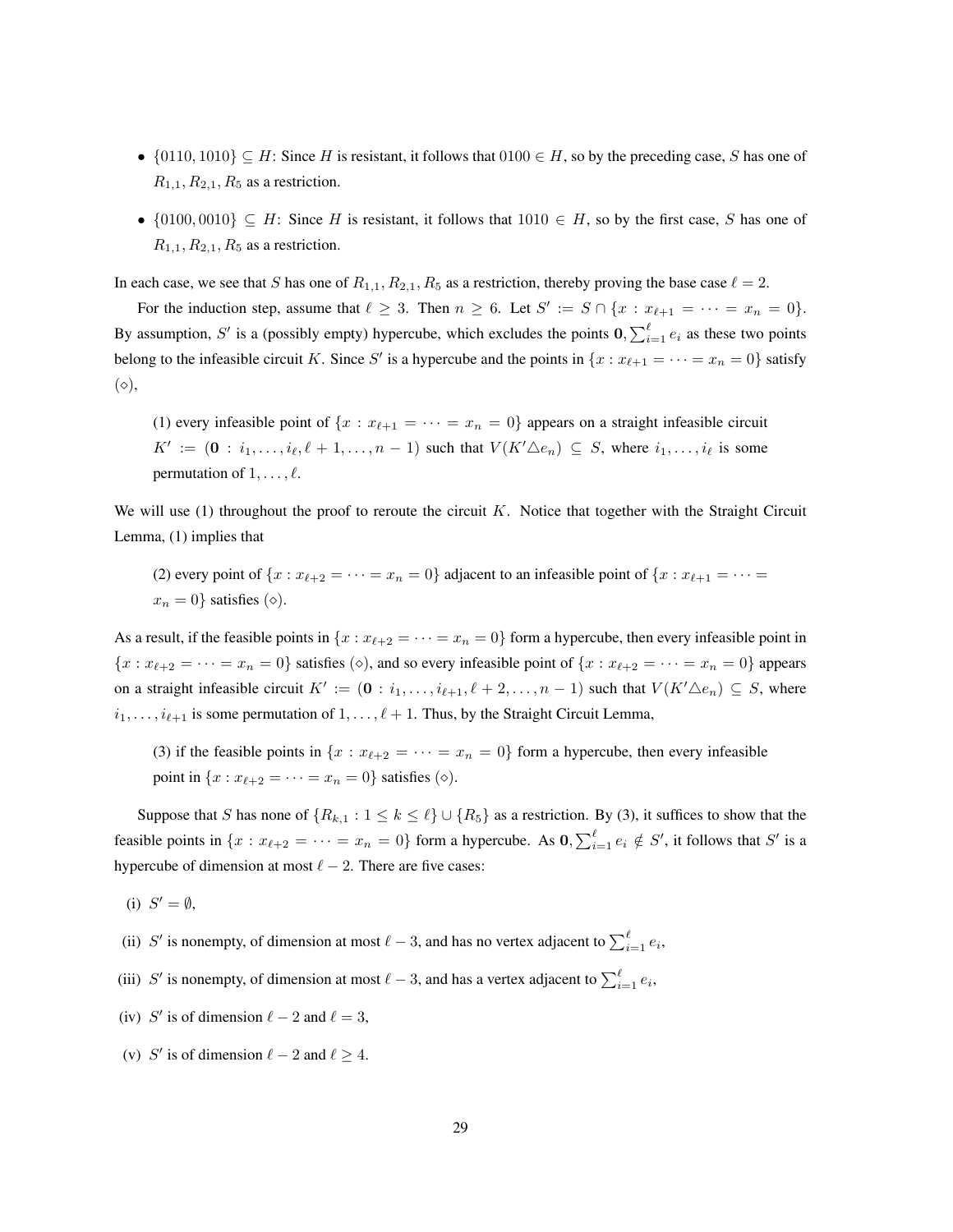- $\{0110, 1010\} \subseteq H$: Since $H$ is resistant, it follows that $0100 \in H$, so by the preceding case, $S$ has one of $R_{1,1}, R_{2,1}, R_5$ as a restriction.

- $\{0100, 0010\} \subseteq H$: Since $H$ is resistant, it follows that $1010 \in H$, so by the first case, $S$ has one of $R_{1,1}, R_{2,1}, R_5$ as a restriction.

In each case, we see that $S$ has one of $R_{1,1}, R_{2,1}, R_5$ as a restriction, thereby proving the base case $\ell = 2$.

For the induction step, assume that $\ell \geq 3$. Then $n \geq 6$. Let $S' := S \cap \{x : x_{\ell+1} = \cdots = x_n = 0\}$. By assumption, $S'$ is a (possibly empty) hypercube, which excludes the points $\mathbf{0}, \sum_{i=1}^{\ell} e_i$ as these two points belong to the infeasible circuit $K$. Since $S'$ is a hypercube and the points in $\{x : x_{\ell+1} = \cdots = x_n = 0\}$ satisfy $(\diamond)$,

> (1) every infeasible point of $\{x : x_{\ell+1} = \cdots = x_n = 0\}$ appears on a straight infeasible circuit $K' := (\mathbf{0} : i_1, \ldots, i_\ell, \ell+1, \ldots, n-1)$ such that $V(K' \triangle e_n) \subseteq S$, where $i_1, \ldots, i_\ell$ is some permutation of $1, \ldots, \ell$.

We will use (1) throughout the proof to reroute the circuit $K$. Notice that together with the Straight Circuit Lemma, (1) implies that

> (2) every point of $\{x : x_{\ell+2} = \cdots = x_n = 0\}$ adjacent to an infeasible point of $\{x : x_{\ell+1} = \cdots = x_n = 0\}$ satisfies $(\diamond)$.

As a result, if the feasible points in $\{x : x_{\ell+2} = \cdots = x_n = 0\}$ form a hypercube, then every infeasible point in $\{x : x_{\ell+2} = \cdots = x_n = 0\}$ satisfies $(\diamond)$, and so every infeasible point of $\{x : x_{\ell+2} = \cdots = x_n = 0\}$ appears on a straight infeasible circuit $K' := (\mathbf{0} : i_1, \ldots, i_{\ell+1}, \ell+2, \ldots, n-1)$ such that $V(K' \triangle e_n) \subseteq S$, where $i_1, \ldots, i_{\ell+1}$ is some permutation of $1, \ldots, \ell+1$. Thus, by the Straight Circuit Lemma,

> (3) if the feasible points in $\{x : x_{\ell+2} = \cdots = x_n = 0\}$ form a hypercube, then every infeasible point in $\{x : x_{\ell+2} = \cdots = x_n = 0\}$ satisfies $(\diamond)$.

Suppose that $S$ has none of $\{R_{k,1} : 1 \leq k \leq \ell\} \cup \{R_5\}$ as a restriction. By (3), it suffices to show that the feasible points in $\{x : x_{\ell+2} = \cdots = x_n = 0\}$ form a hypercube. As $\mathbf{0}, \sum_{i=1}^{\ell} e_i \notin S'$, it follows that $S'$ is a hypercube of dimension at most $\ell - 2$. There are five cases:

(i) $S' = \emptyset$,

(ii) $S'$ is nonempty, of dimension at most $\ell - 3$, and has no vertex adjacent to $\sum_{i=1}^{\ell} e_i$,

(iii) $S'$ is nonempty, of dimension at most $\ell - 3$, and has a vertex adjacent to $\sum_{i=1}^{\ell} e_i$,

(iv) $S'$ is of dimension $\ell - 2$ and $\ell = 3$,

(v) $S'$ is of dimension $\ell - 2$ and $\ell \geq 4$.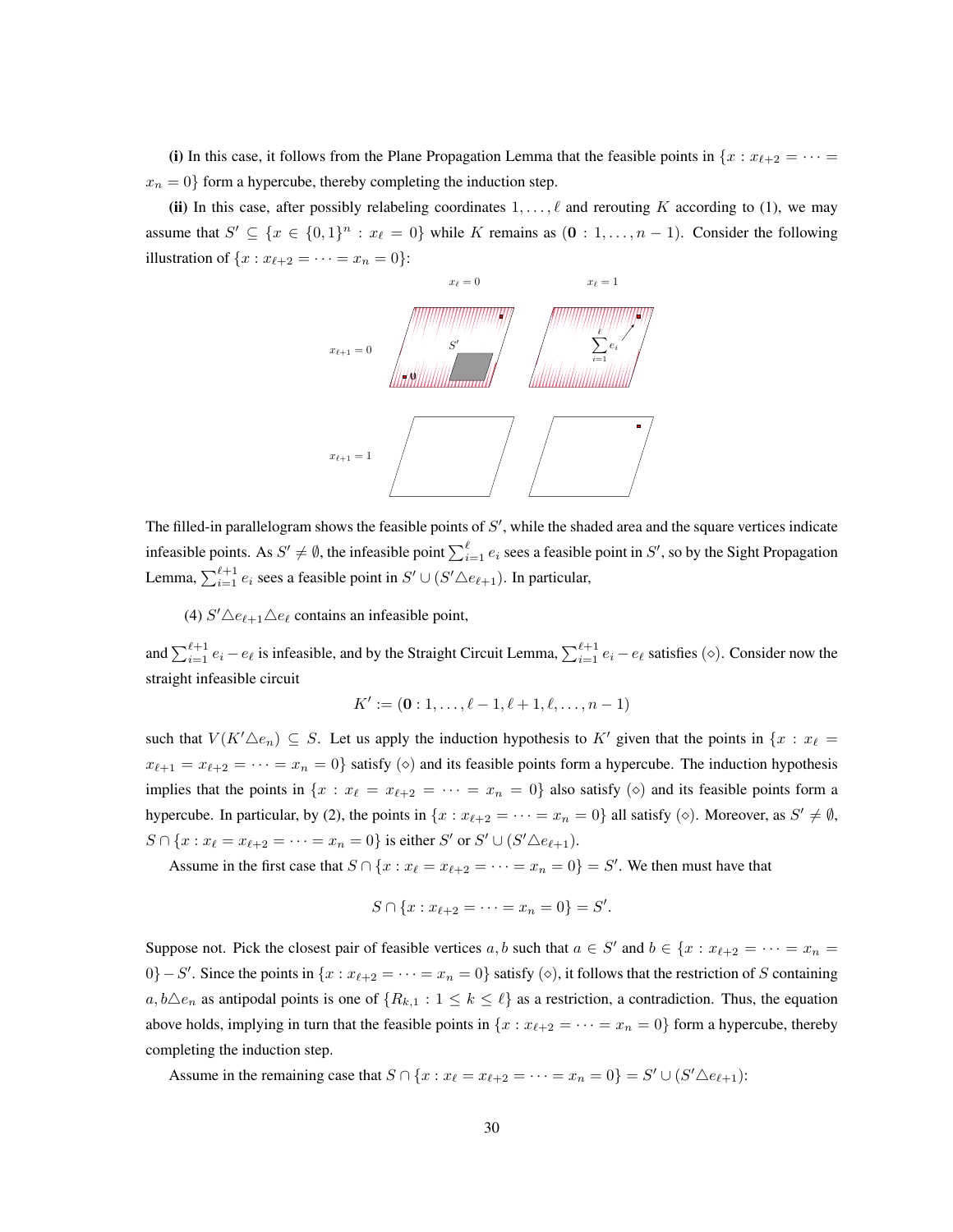**(i)** In this case, it follows from the Plane Propagation Lemma that the feasible points in $\{x : x_{\ell+2} = \cdots = x_n = 0\}$ form a hypercube, thereby completing the induction step.

**(ii)** In this case, after possibly relabeling coordinates $1, \ldots, \ell$ and rerouting $K$ according to (1), we may assume that $S' \subseteq \{x \in \{0,1\}^n : x_\ell = 0\}$ while $K$ remains as $(\mathbf{0} : 1, \ldots, n-1)$. Consider the following illustration of $\{x : x_{\ell+2} = \cdots = x_n = 0\}$:

The filled-in parallelogram shows the feasible points of $S'$, while the shaded area and the square vertices indicate infeasible points. As $S' \neq \emptyset$, the infeasible point $\sum_{i=1}^{\ell} e_i$ sees a feasible point in $S'$, so by the Sight Propagation Lemma, $\sum_{i=1}^{\ell+1} e_i$ sees a feasible point in $S' \cup (S' \triangle e_{\ell+1})$. In particular,

(4) $S' \triangle e_{\ell+1} \triangle e_\ell$ contains an infeasible point,

and $\sum_{i=1}^{\ell+1} e_i - e_\ell$ is infeasible, and by the Straight Circuit Lemma, $\sum_{i=1}^{\ell+1} e_i - e_\ell$ satisfies $(\diamond)$. Consider now the straight infeasible circuit

$$K' := (\mathbf{0} : 1, \ldots, \ell-1, \ell+1, \ell, \ldots, n-1)$$

such that $V(K' \triangle e_n) \subseteq S$. Let us apply the induction hypothesis to $K'$ given that the points in $\{x : x_\ell = x_{\ell+1} = x_{\ell+2} = \cdots = x_n = 0\}$ satisfy $(\diamond)$ and its feasible points form a hypercube. The induction hypothesis implies that the points in $\{x : x_\ell = x_{\ell+2} = \cdots = x_n = 0\}$ also satisfy $(\diamond)$ and its feasible points form a hypercube. In particular, by (2), the points in $\{x : x_{\ell+2} = \cdots = x_n = 0\}$ all satisfy $(\diamond)$. Moreover, as $S' \neq \emptyset$, $S \cap \{x : x_\ell = x_{\ell+2} = \cdots = x_n = 0\}$ is either $S'$ or $S' \cup (S' \triangle e_{\ell+1})$.

Assume in the first case that $S \cap \{x : x_\ell = x_{\ell+2} = \cdots = x_n = 0\} = S'$. We then must have that

$$S \cap \{x : x_{\ell+2} = \cdots = x_n = 0\} = S'.$$

Suppose not. Pick the closest pair of feasible vertices $a, b$ such that $a \in S'$ and $b \in \{x : x_{\ell+2} = \cdots = x_n = 0\} - S'$. Since the points in $\{x : x_{\ell+2} = \cdots = x_n = 0\}$ satisfy $(\diamond)$, it follows that the restriction of $S$ containing $a, b \triangle e_n$ as antipodal points is one of $\{R_{k,1} : 1 \leq k \leq \ell\}$ as a restriction, a contradiction. Thus, the equation above holds, implying in turn that the feasible points in $\{x : x_{\ell+2} = \cdots = x_n = 0\}$ form a hypercube, thereby completing the induction step.

Assume in the remaining case that $S \cap \{x : x_\ell = x_{\ell+2} = \cdots = x_n = 0\} = S' \cup (S' \triangle e_{\ell+1})$: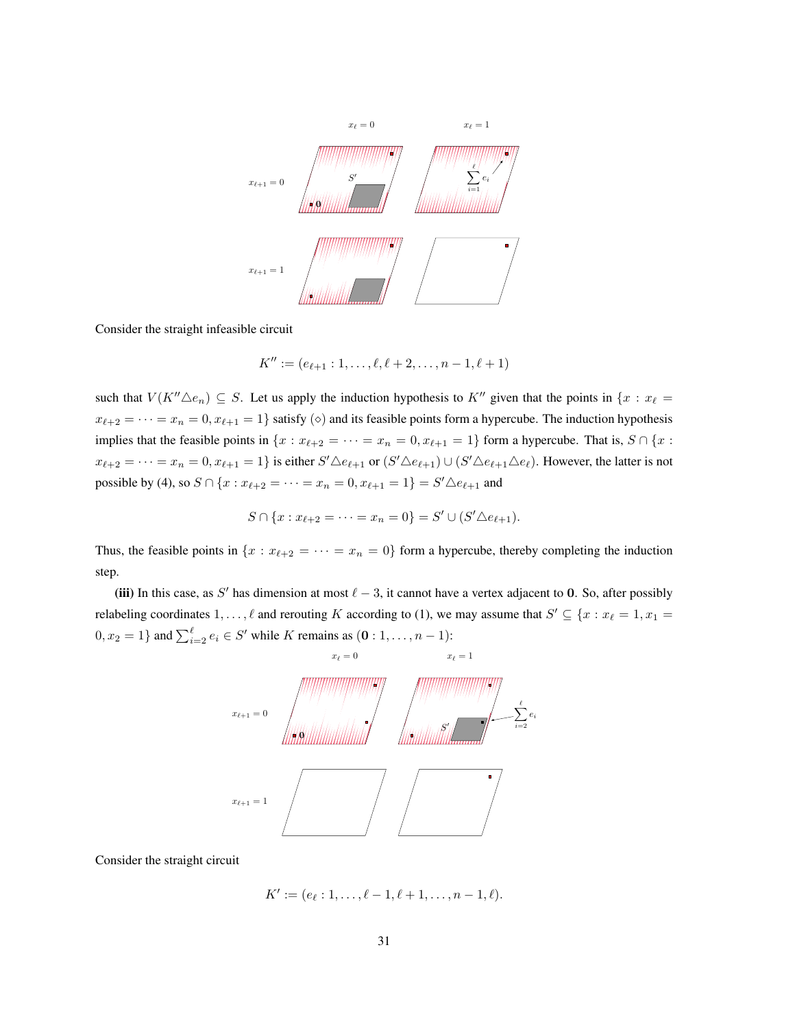Consider the straight infeasible circuit

$$K'' := (e_{\ell+1} : 1, \dots, \ell, \ell+2, \dots, n-1, \ell+1)$$

such that $V(K'' \triangle e_n) \subseteq S$. Let us apply the induction hypothesis to $K''$ given that the points in $\{x : x_\ell = x_{\ell+2} = \cdots = x_n = 0, x_{\ell+1} = 1\}$ satisfy ($\diamond$) and its feasible points form a hypercube. The induction hypothesis implies that the feasible points in $\{x : x_{\ell+2} = \cdots = x_n = 0, x_{\ell+1} = 1\}$ form a hypercube. That is, $S \cap \{x : x_{\ell+2} = \cdots = x_n = 0, x_{\ell+1} = 1\}$ is either $S' \triangle e_{\ell+1}$ or $(S' \triangle e_{\ell+1}) \cup (S' \triangle e_{\ell+1} \triangle e_\ell)$. However, the latter is not possible by (4), so $S \cap \{x : x_{\ell+2} = \cdots = x_n = 0, x_{\ell+1} = 1\} = S' \triangle e_{\ell+1}$ and

$$S \cap \{x : x_{\ell+2} = \cdots = x_n = 0\} = S' \cup (S' \triangle e_{\ell+1}).$$

Thus, the feasible points in $\{x : x_{\ell+2} = \cdots = x_n = 0\}$ form a hypercube, thereby completing the induction step.

**(iii)** In this case, as $S'$ has dimension at most $\ell - 3$, it cannot have a vertex adjacent to $\mathbf{0}$. So, after possibly relabeling coordinates $1, \dots, \ell$ and rerouting $K$ according to (1), we may assume that $S' \subseteq \{x : x_\ell = 1, x_1 = 0, x_2 = 1\}$ and $\sum_{i=2}^{\ell} e_i \in S'$ while $K$ remains as $(\mathbf{0} : 1, \dots, n-1)$:

Consider the straight circuit

$$K' := (e_\ell : 1, \dots, \ell-1, \ell+1, \dots, n-1, \ell).$$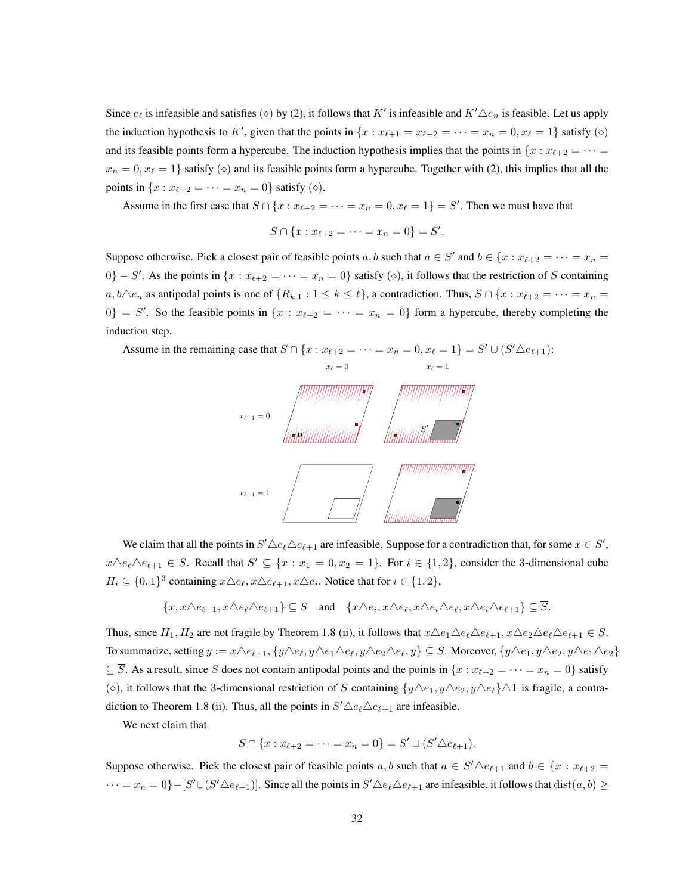Since $e_\ell$ is infeasible and satisfies $(\diamond)$ by (2), it follows that $K'$ is infeasible and $K' \triangle e_n$ is feasible. Let us apply the induction hypothesis to $K'$, given that the points in $\{x : x_{\ell+1} = x_{\ell+2} = \cdots = x_n = 0, x_\ell = 1\}$ satisfy $(\diamond)$ and its feasible points form a hypercube. The induction hypothesis implies that the points in $\{x : x_{\ell+2} = \cdots = x_n = 0, x_\ell = 1\}$ satisfy $(\diamond)$ and its feasible points form a hypercube. Together with (2), this implies that all the points in $\{x : x_{\ell+2} = \cdots = x_n = 0\}$ satisfy $(\diamond)$.

Assume in the first case that $S \cap \{x : x_{\ell+2} = \cdots = x_n = 0, x_\ell = 1\} = S'$. Then we must have that

$$S \cap \{x : x_{\ell+2} = \cdots = x_n = 0\} = S'.$$

Suppose otherwise. Pick a closest pair of feasible points $a, b$ such that $a \in S'$ and $b \in \{x : x_{\ell+2} = \cdots = x_n = 0\} - S'$. As the points in $\{x : x_{\ell+2} = \cdots = x_n = 0\}$ satisfy $(\diamond)$, it follows that the restriction of $S$ containing $a, b \triangle e_n$ as antipodal points is one of $\{R_{k,1} : 1 \le k \le \ell\}$, a contradiction. Thus, $S \cap \{x : x_{\ell+2} = \cdots = x_n = 0\} = S'$. So the feasible points in $\{x : x_{\ell+2} = \cdots = x_n = 0\}$ form a hypercube, thereby completing the induction step.

Assume in the remaining case that $S \cap \{x : x_{\ell+2} = \cdots = x_n = 0, x_\ell = 1\} = S' \cup (S' \triangle e_{\ell+1})$:

We claim that all the points in $S' \triangle e_\ell \triangle e_{\ell+1}$ are infeasible. Suppose for a contradiction that, for some $x \in S'$, $x \triangle e_\ell \triangle e_{\ell+1} \in S$. Recall that $S' \subseteq \{x : x_1 = 0, x_2 = 1\}$. For $i \in \{1, 2\}$, consider the 3-dimensional cube $H_i \subseteq \{0,1\}^3$ containing $x \triangle e_\ell, x \triangle e_{\ell+1}, x \triangle e_i$. Notice that for $i \in \{1, 2\}$,

$$\{x, x\triangle e_{\ell+1}, x\triangle e_\ell \triangle e_{\ell+1}\} \subseteq S \quad \text{and} \quad \{x\triangle e_i, x\triangle e_\ell, x\triangle e_i \triangle e_\ell, x\triangle e_i \triangle e_{\ell+1}\} \subseteq \overline{S}.$$

Thus, since $H_1, H_2$ are not fragile by Theorem 1.8 (ii), it follows that $x\triangle e_1 \triangle e_\ell \triangle e_{\ell+1}, x\triangle e_2 \triangle e_\ell \triangle e_{\ell+1} \in S$. To summarize, setting $y := x \triangle e_{\ell+1}$, $\{y\triangle e_\ell, y\triangle e_1 \triangle e_\ell, y \triangle e_2 \triangle e_\ell, y\} \subseteq S$. Moreover, $\{y\triangle e_1, y\triangle e_2, y\triangle e_1 \triangle e_2\} \subseteq \overline{S}$. As a result, since $S$ does not contain antipodal points and the points in $\{x : x_{\ell+2} = \cdots = x_n = 0\}$ satisfy $(\diamond)$, it follows that the 3-dimensional restriction of $S$ containing $\{y\triangle e_1, y\triangle e_2, y\triangle e_\ell\}\triangle \mathbf{1}$ is fragile, a contradiction to Theorem 1.8 (ii). Thus, all the points in $S' \triangle e_\ell \triangle e_{\ell+1}$ are infeasible.

We next claim that

$$S \cap \{x : x_{\ell+2} = \cdots = x_n = 0\} = S' \cup (S' \triangle e_{\ell+1}).$$

Suppose otherwise. Pick the closest pair of feasible points $a, b$ such that $a \in S' \triangle e_{\ell+1}$ and $b \in \{x : x_{\ell+2} = \cdots = x_n = 0\} - [S' \cup (S' \triangle e_{\ell+1})]$. Since all the points in $S' \triangle e_\ell \triangle e_{\ell+1}$ are infeasible, it follows that $\mathrm{dist}(a, b) \ge$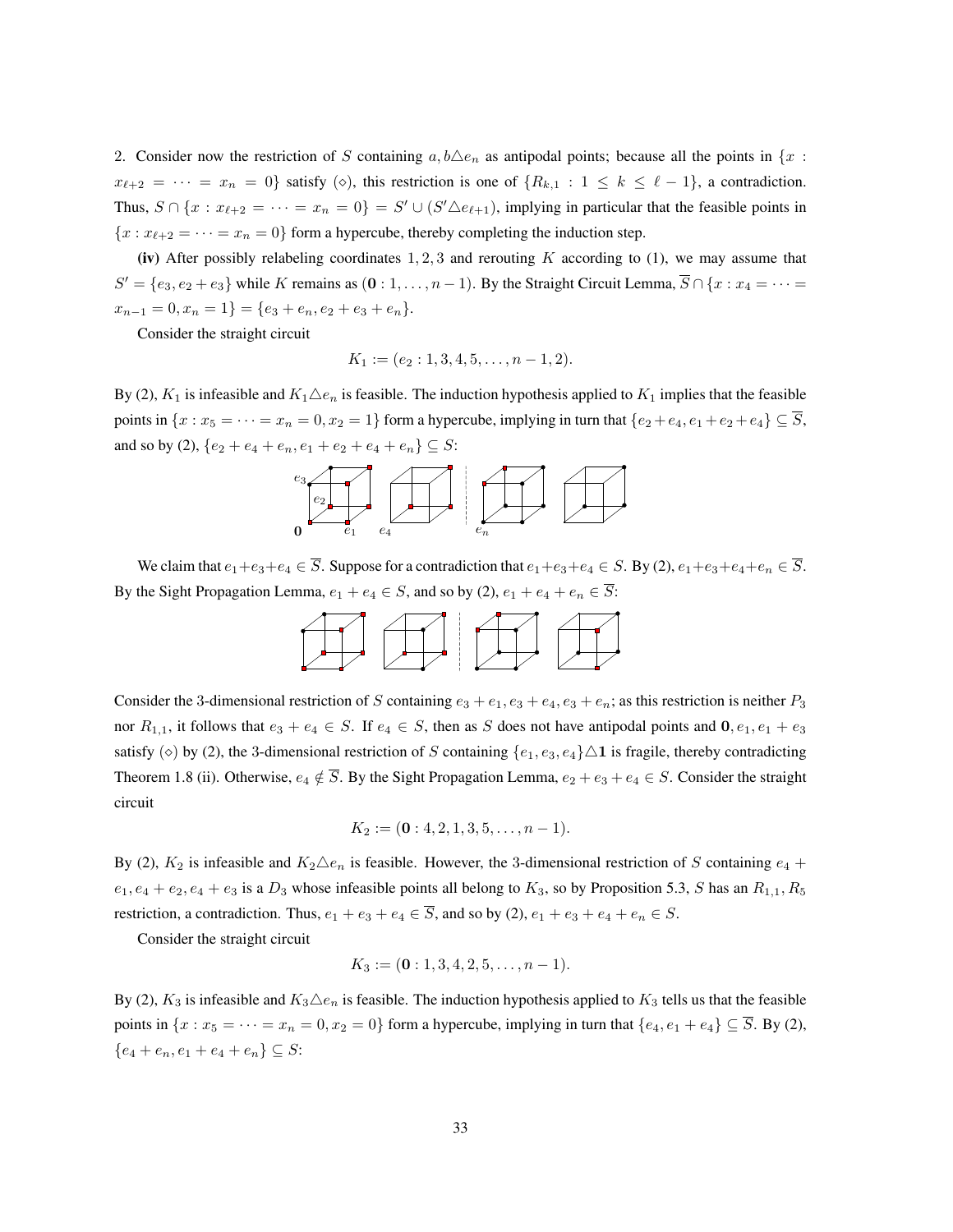2. Consider now the restriction of $S$ containing $a, b\triangle e_n$ as antipodal points; because all the points in $\{x : x_{\ell+2} = \cdots = x_n = 0\}$ satisfy ($\diamond$), this restriction is one of $\{R_{k,1} : 1 \leq k \leq \ell - 1\}$, a contradiction. Thus, $S \cap \{x : x_{\ell+2} = \cdots = x_n = 0\} = S' \cup (S'\triangle e_{\ell+1})$, implying in particular that the feasible points in $\{x : x_{\ell+2} = \cdots = x_n = 0\}$ form a hypercube, thereby completing the induction step.

**(iv)** After possibly relabeling coordinates $1, 2, 3$ and rerouting $K$ according to (1), we may assume that $S' = \{e_3, e_2 + e_3\}$ while $K$ remains as $(\mathbf{0} : 1, \ldots, n-1)$. By the Straight Circuit Lemma, $\overline{S} \cap \{x : x_4 = \cdots = x_{n-1} = 0, x_n = 1\} = \{e_3 + e_n, e_2 + e_3 + e_n\}$.

Consider the straight circuit

$$K_1 := (e_2 : 1, 3, 4, 5, \ldots, n-1, 2).$$

By (2), $K_1$ is infeasible and $K_1\triangle e_n$ is feasible. The induction hypothesis applied to $K_1$ implies that the feasible points in $\{x : x_5 = \cdots = x_n = 0, x_2 = 1\}$ form a hypercube, implying in turn that $\{e_2 + e_4, e_1 + e_2 + e_4\} \subseteq \overline{S}$, and so by (2), $\{e_2 + e_4 + e_n, e_1 + e_2 + e_4 + e_n\} \subseteq S$:

We claim that $e_1 + e_3 + e_4 \in \overline{S}$. Suppose for a contradiction that $e_1 + e_3 + e_4 \in S$. By (2), $e_1 + e_3 + e_4 + e_n \in \overline{S}$. By the Sight Propagation Lemma, $e_1 + e_4 \in S$, and so by (2), $e_1 + e_4 + e_n \in \overline{S}$:

Consider the 3-dimensional restriction of $S$ containing $e_3 + e_1, e_3 + e_4, e_3 + e_n$; as this restriction is neither $P_3$ nor $R_{1,1}$, it follows that $e_3 + e_4 \in S$. If $e_4 \in S$, then as $S$ does not have antipodal points and $\mathbf{0}, e_1, e_1 + e_3$ satisfy ($\diamond$) by (2), the 3-dimensional restriction of $S$ containing $\{e_1, e_3, e_4\}\triangle\mathbf{1}$ is fragile, thereby contradicting Theorem 1.8 (ii). Otherwise, $e_4 \notin \overline{S}$. By the Sight Propagation Lemma, $e_2 + e_3 + e_4 \in S$. Consider the straight circuit

$$K_2 := (\mathbf{0} : 4, 2, 1, 3, 5, \ldots, n-1).$$

By (2), $K_2$ is infeasible and $K_2\triangle e_n$ is feasible. However, the 3-dimensional restriction of $S$ containing $e_4 + e_1, e_4 + e_2, e_4 + e_3$ is a $D_3$ whose infeasible points all belong to $K_3$, so by Proposition 5.3, $S$ has an $R_{1,1}, R_5$ restriction, a contradiction. Thus, $e_1 + e_3 + e_4 \in \overline{S}$, and so by (2), $e_1 + e_3 + e_4 + e_n \in S$.

Consider the straight circuit

$$K_3 := (\mathbf{0} : 1, 3, 4, 2, 5, \ldots, n-1).$$

By (2), $K_3$ is infeasible and $K_3\triangle e_n$ is feasible. The induction hypothesis applied to $K_3$ tells us that the feasible points in $\{x : x_5 = \cdots = x_n = 0, x_2 = 0\}$ form a hypercube, implying in turn that $\{e_4, e_1 + e_4\} \subseteq \overline{S}$. By (2), $\{e_4 + e_n, e_1 + e_4 + e_n\} \subseteq S$: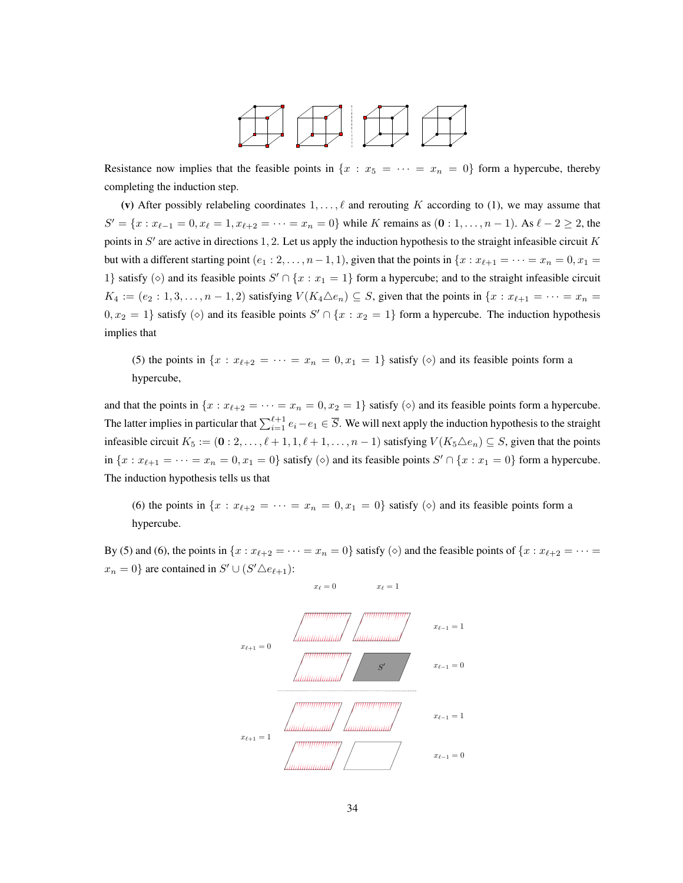Resistance now implies that the feasible points in $\{x : x_5 = \cdots = x_n = 0\}$ form a hypercube, thereby completing the induction step.

**(v)** After possibly relabeling coordinates $1, \ldots, \ell$ and rerouting $K$ according to (1), we may assume that $S' = \{x : x_{\ell-1} = 0, x_\ell = 1, x_{\ell+2} = \cdots = x_n = 0\}$ while $K$ remains as $(\mathbf{0} : 1, \ldots, n-1)$. As $\ell - 2 \geq 2$, the points in $S'$ are active in directions $1, 2$. Let us apply the induction hypothesis to the straight infeasible circuit $K$ but with a different starting point $(e_1 : 2, \ldots, n-1, 1)$, given that the points in $\{x : x_{\ell+1} = \cdots = x_n = 0, x_1 = 1\}$ satisfy $(\diamond)$ and its feasible points $S' \cap \{x : x_1 = 1\}$ form a hypercube; and to the straight infeasible circuit $K_4 := (e_2 : 1, 3, \ldots, n-1, 2)$ satisfying $V(K_4 \triangle e_n) \subseteq S$, given that the points in $\{x : x_{\ell+1} = \cdots = x_n = 0, x_2 = 1\}$ satisfy $(\diamond)$ and its feasible points $S' \cap \{x : x_2 = 1\}$ form a hypercube. The induction hypothesis implies that

> (5) the points in $\{x : x_{\ell+2} = \cdots = x_n = 0, x_1 = 1\}$ satisfy $(\diamond)$ and its feasible points form a hypercube,

and that the points in $\{x : x_{\ell+2} = \cdots = x_n = 0, x_2 = 1\}$ satisfy $(\diamond)$ and its feasible points form a hypercube. The latter implies in particular that $\sum_{i=1}^{\ell+1} e_i - e_1 \in \overline{S}$. We will next apply the induction hypothesis to the straight infeasible circuit $K_5 := (\mathbf{0} : 2, \ldots, \ell+1, 1, \ell+1, \ldots, n-1)$ satisfying $V(K_5 \triangle e_n) \subseteq S$, given that the points in $\{x : x_{\ell+1} = \cdots = x_n = 0, x_1 = 0\}$ satisfy $(\diamond)$ and its feasible points $S' \cap \{x : x_1 = 0\}$ form a hypercube. The induction hypothesis tells us that

> (6) the points in $\{x : x_{\ell+2} = \cdots = x_n = 0, x_1 = 0\}$ satisfy $(\diamond)$ and its feasible points form a hypercube.

By (5) and (6), the points in $\{x : x_{\ell+2} = \cdots = x_n = 0\}$ satisfy $(\diamond)$ and the feasible points of $\{x : x_{\ell+2} = \cdots = x_n = 0\}$ are contained in $S' \cup (S' \triangle e_{\ell+1})$: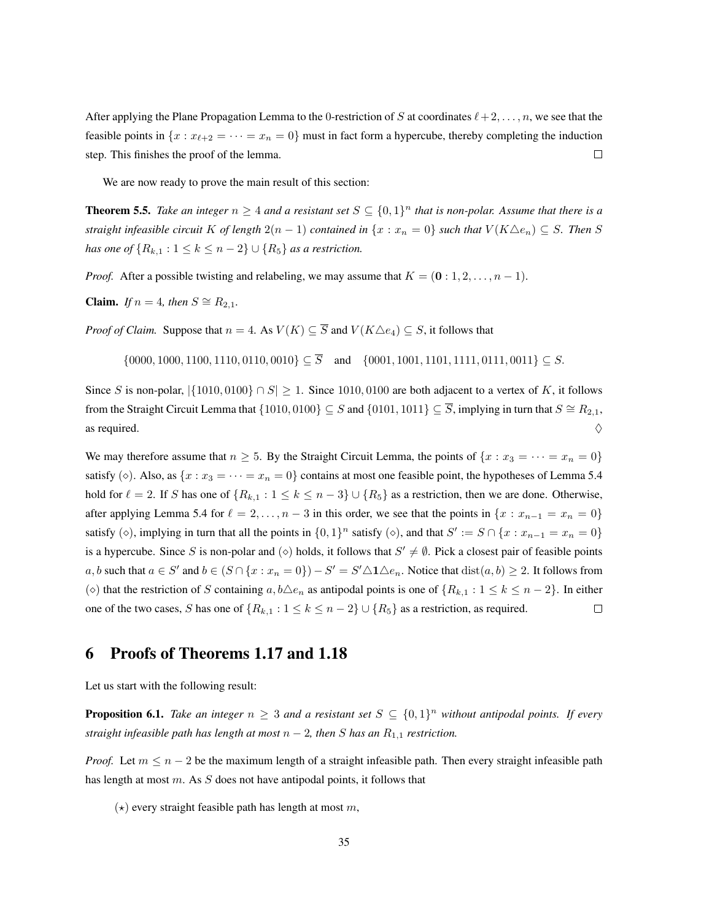After applying the Plane Propagation Lemma to the 0-restriction of $S$ at coordinates $\ell+2,\dots,n$, we see that the feasible points in $\{x : x_{\ell+2} = \cdots = x_n = 0\}$ must in fact form a hypercube, thereby completing the induction step. This finishes the proof of the lemma. $\square$

We are now ready to prove the main result of this section:

**Theorem 5.5.** *Take an integer $n \geq 4$ and a resistant set $S \subseteq \{0,1\}^n$ that is non-polar. Assume that there is a straight infeasible circuit $K$ of length $2(n-1)$ contained in $\{x : x_n = 0\}$ such that $V(K \triangle e_n) \subseteq S$. Then $S$ has one of $\{R_{k,1} : 1 \leq k \leq n-2\} \cup \{R_5\}$ as a restriction.*

*Proof.* After a possible twisting and relabeling, we may assume that $K = (\mathbf{0} : 1, 2, \dots, n-1)$.

**Claim.** *If $n = 4$, then $S \cong R_{2,1}$.*

*Proof of Claim.* Suppose that $n = 4$. As $V(K) \subseteq \overline{S}$ and $V(K \triangle e_4) \subseteq S$, it follows that

$$\{0000, 1000, 1100, 1110, 0110, 0010\} \subseteq \overline{S} \quad \text{and} \quad \{0001, 1001, 1101, 1111, 0111, 0011\} \subseteq S.$$

Since $S$ is non-polar, $|\{1010, 0100\} \cap S| \geq 1$. Since $1010, 0100$ are both adjacent to a vertex of $K$, it follows from the Straight Circuit Lemma that $\{1010, 0100\} \subseteq S$ and $\{0101, 1011\} \subseteq \overline{S}$, implying in turn that $S \cong R_{2,1}$, as required. $\diamondsuit$

We may therefore assume that $n \geq 5$. By the Straight Circuit Lemma, the points of $\{x : x_3 = \cdots = x_n = 0\}$ satisfy ($\diamond$). Also, as $\{x : x_3 = \cdots = x_n = 0\}$ contains at most one feasible point, the hypotheses of Lemma 5.4 hold for $\ell = 2$. If $S$ has one of $\{R_{k,1} : 1 \leq k \leq n-3\} \cup \{R_5\}$ as a restriction, then we are done. Otherwise, after applying Lemma 5.4 for $\ell = 2, \dots, n-3$ in this order, we see that the points in $\{x : x_{n-1} = x_n = 0\}$ satisfy ($\diamond$), implying in turn that all the points in $\{0,1\}^n$ satisfy ($\diamond$), and that $S' := S \cap \{x : x_{n-1} = x_n = 0\}$ is a hypercube. Since $S$ is non-polar and ($\diamond$) holds, it follows that $S' \neq \emptyset$. Pick a closest pair of feasible points $a, b$ such that $a \in S'$ and $b \in (S \cap \{x : x_n = 0\}) - S' = S' \triangle \mathbf{1} \triangle e_n$. Notice that $\operatorname{dist}(a,b) \geq 2$. It follows from ($\diamond$) that the restriction of $S$ containing $a, b \triangle e_n$ as antipodal points is one of $\{R_{k,1} : 1 \leq k \leq n-2\}$. In either one of the two cases, $S$ has one of $\{R_{k,1} : 1 \leq k \leq n-2\} \cup \{R_5\}$ as a restriction, as required. $\square$

## 6 Proofs of Theorems 1.17 and 1.18

Let us start with the following result:

**Proposition 6.1.** *Take an integer $n \geq 3$ and a resistant set $S \subseteq \{0,1\}^n$ without antipodal points. If every straight infeasible path has length at most $n-2$, then $S$ has an $R_{1,1}$ restriction.*

*Proof.* Let $m \leq n-2$ be the maximum length of a straight infeasible path. Then every straight infeasible path has length at most $m$. As $S$ does not have antipodal points, it follows that

($\star$) every straight feasible path has length at most $m$,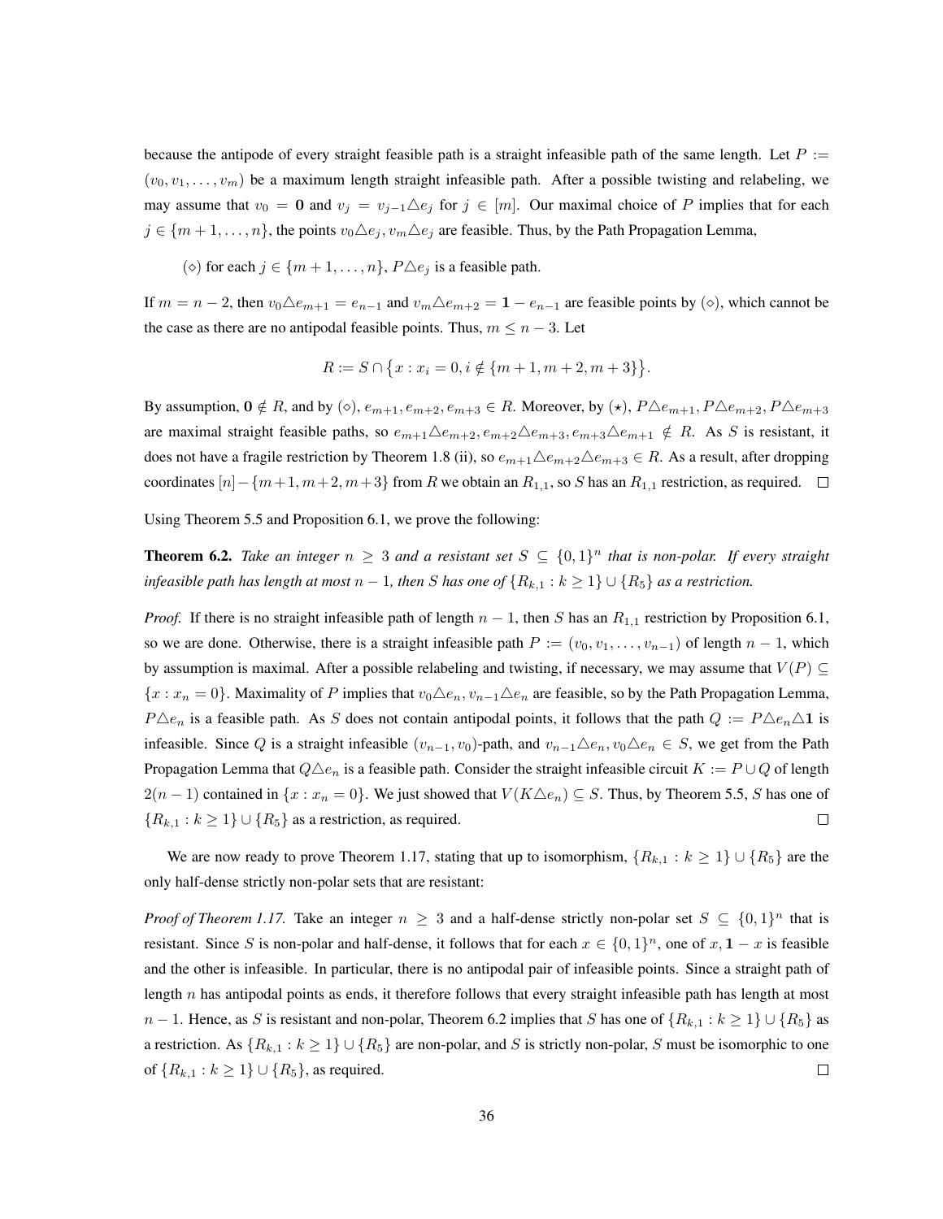because the antipode of every straight feasible path is a straight infeasible path of the same length. Let $P := (v_0, v_1, \ldots, v_m)$ be a maximum length straight infeasible path. After a possible twisting and relabeling, we may assume that $v_0 = \mathbf{0}$ and $v_j = v_{j-1} \triangle e_j$ for $j \in [m]$. Our maximal choice of $P$ implies that for each $j \in \{m+1, \ldots, n\}$, the points $v_0 \triangle e_j, v_m \triangle e_j$ are feasible. Thus, by the Path Propagation Lemma,

($\diamond$) for each $j \in \{m+1, \ldots, n\}$, $P \triangle e_j$ is a feasible path.

If $m = n-2$, then $v_0 \triangle e_{m+1} = e_{n-1}$ and $v_m \triangle e_{m+2} = \mathbf{1} - e_{n-1}$ are feasible points by ($\diamond$), which cannot be the case as there are no antipodal feasible points. Thus, $m \le n-3$. Let

$$R := S \cap \{x : x_i = 0, i \notin \{m+1, m+2, m+3\}\}.$$

By assumption, $\mathbf{0} \notin R$, and by ($\diamond$), $e_{m+1}, e_{m+2}, e_{m+3} \in R$. Moreover, by ($\star$), $P \triangle e_{m+1}, P \triangle e_{m+2}, P \triangle e_{m+3}$ are maximal straight feasible paths, so $e_{m+1} \triangle e_{m+2}, e_{m+2} \triangle e_{m+3}, e_{m+3} \triangle e_{m+1} \notin R$. As $S$ is resistant, it does not have a fragile restriction by Theorem 1.8 (ii), so $e_{m+1} \triangle e_{m+2} \triangle e_{m+3} \in R$. As a result, after dropping coordinates $[n] - \{m+1, m+2, m+3\}$ from $R$ we obtain an $R_{1,1}$, so $S$ has an $R_{1,1}$ restriction, as required. $\square$

Using Theorem 5.5 and Proposition 6.1, we prove the following:

**Theorem 6.2.** *Take an integer $n \ge 3$ and a resistant set $S \subseteq \{0,1\}^n$ that is non-polar. If every straight infeasible path has length at most $n-1$, then $S$ has one of $\{R_{k,1} : k \ge 1\} \cup \{R_5\}$ as a restriction.*

*Proof.* If there is no straight infeasible path of length $n-1$, then $S$ has an $R_{1,1}$ restriction by Proposition 6.1, so we are done. Otherwise, there is a straight infeasible path $P := (v_0, v_1, \ldots, v_{n-1})$ of length $n-1$, which by assumption is maximal. After a possible relabeling and twisting, if necessary, we may assume that $V(P) \subseteq \{x : x_n = 0\}$. Maximality of $P$ implies that $v_0 \triangle e_n, v_{n-1} \triangle e_n$ are feasible, so by the Path Propagation Lemma, $P \triangle e_n$ is a feasible path. As $S$ does not contain antipodal points, it follows that the path $Q := P \triangle e_n \triangle \mathbf{1}$ is infeasible. Since $Q$ is a straight infeasible $(v_{n-1}, v_0)$-path, and $v_{n-1} \triangle e_n, v_0 \triangle e_n \in S$, we get from the Path Propagation Lemma that $Q \triangle e_n$ is a feasible path. Consider the straight infeasible circuit $K := P \cup Q$ of length $2(n-1)$ contained in $\{x : x_n = 0\}$. We just showed that $V(K \triangle e_n) \subseteq S$. Thus, by Theorem 5.5, $S$ has one of $\{R_{k,1} : k \ge 1\} \cup \{R_5\}$ as a restriction, as required. $\square$

We are now ready to prove Theorem 1.17, stating that up to isomorphism, $\{R_{k,1} : k \ge 1\} \cup \{R_5\}$ are the only half-dense strictly non-polar sets that are resistant:

*Proof of Theorem 1.17.* Take an integer $n \ge 3$ and a half-dense strictly non-polar set $S \subseteq \{0,1\}^n$ that is resistant. Since $S$ is non-polar and half-dense, it follows that for each $x \in \{0,1\}^n$, one of $x, \mathbf{1} - x$ is feasible and the other is infeasible. In particular, there is no antipodal pair of infeasible points. Since a straight path of length $n$ has antipodal points as ends, it therefore follows that every straight infeasible path has length at most $n-1$. Hence, as $S$ is resistant and non-polar, Theorem 6.2 implies that $S$ has one of $\{R_{k,1} : k \ge 1\} \cup \{R_5\}$ as a restriction. As $\{R_{k,1} : k \ge 1\} \cup \{R_5\}$ are non-polar, and $S$ is strictly non-polar, $S$ must be isomorphic to one of $\{R_{k,1} : k \ge 1\} \cup \{R_5\}$, as required. $\square$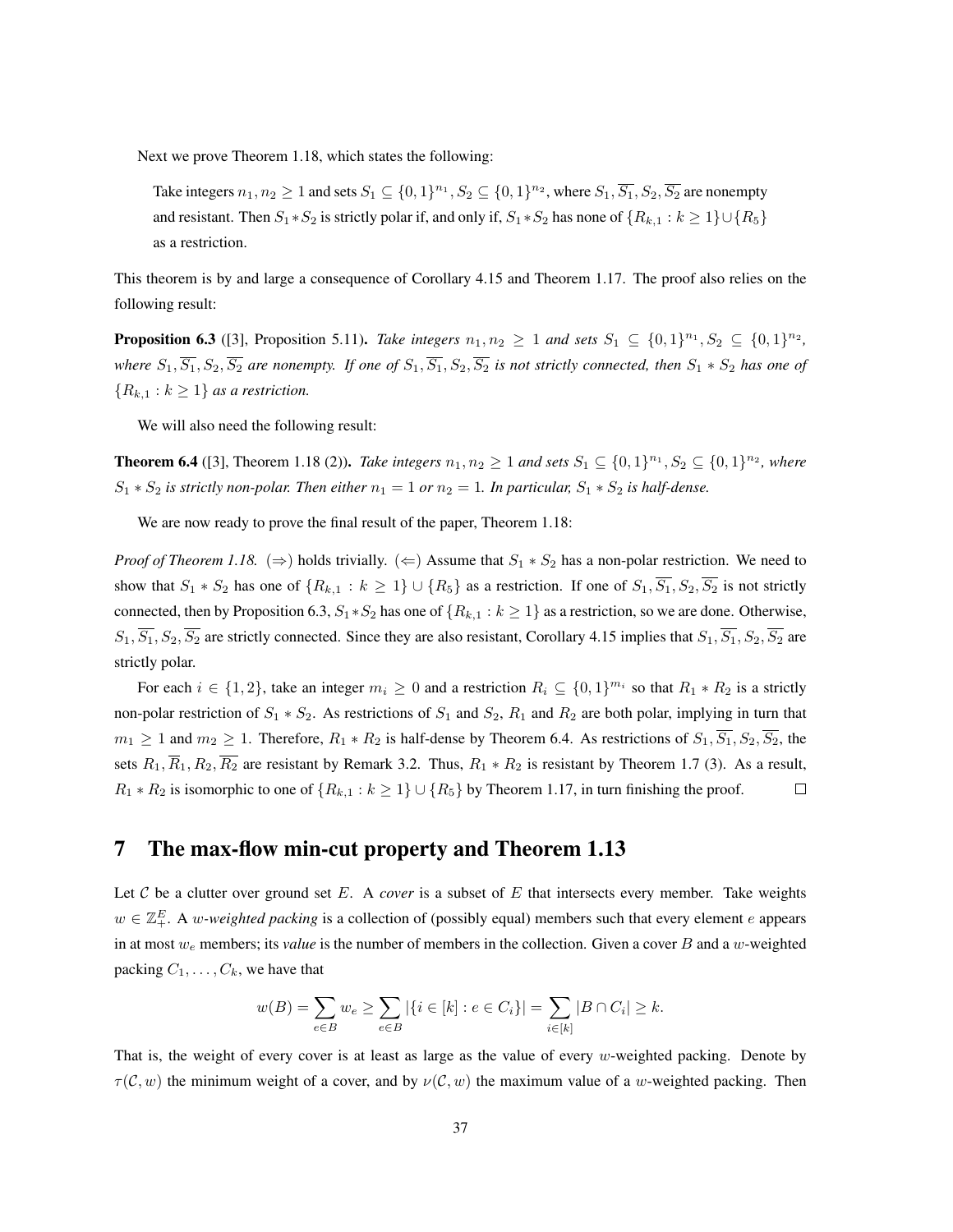Next we prove Theorem 1.18, which states the following:

> Take integers $n_1, n_2 \geq 1$ and sets $S_1 \subseteq \{0,1\}^{n_1}, S_2 \subseteq \{0,1\}^{n_2}$, where $S_1, \overline{S_1}, S_2, \overline{S_2}$ are nonempty and resistant. Then $S_1 * S_2$ is strictly polar if, and only if, $S_1 * S_2$ has none of $\{R_{k,1} : k \geq 1\} \cup \{R_5\}$ as a restriction.

This theorem is by and large a consequence of Corollary 4.15 and Theorem 1.17. The proof also relies on the following result:

**Proposition 6.3** ([3], Proposition 5.11)**.** *Take integers $n_1, n_2 \geq 1$ and sets $S_1 \subseteq \{0,1\}^{n_1}, S_2 \subseteq \{0,1\}^{n_2}$, where $S_1, \overline{S_1}, S_2, \overline{S_2}$ are nonempty. If one of $S_1, \overline{S_1}, S_2, \overline{S_2}$ is not strictly connected, then $S_1 * S_2$ has one of $\{R_{k,1} : k \geq 1\}$ as a restriction.*

We will also need the following result:

**Theorem 6.4** ([3], Theorem 1.18 (2))**.** *Take integers $n_1, n_2 \geq 1$ and sets $S_1 \subseteq \{0,1\}^{n_1}, S_2 \subseteq \{0,1\}^{n_2}$, where $S_1 * S_2$ is strictly non-polar. Then either $n_1 = 1$ or $n_2 = 1$. In particular, $S_1 * S_2$ is half-dense.*

We are now ready to prove the final result of the paper, Theorem 1.18:

*Proof of Theorem 1.18.* ($\Rightarrow$) holds trivially. ($\Leftarrow$) Assume that $S_1 * S_2$ has a non-polar restriction. We need to show that $S_1 * S_2$ has one of $\{R_{k,1} : k \geq 1\} \cup \{R_5\}$ as a restriction. If one of $S_1, \overline{S_1}, S_2, \overline{S_2}$ is not strictly connected, then by Proposition 6.3, $S_1 * S_2$ has one of $\{R_{k,1} : k \geq 1\}$ as a restriction, so we are done. Otherwise, $S_1, \overline{S_1}, S_2, \overline{S_2}$ are strictly connected. Since they are also resistant, Corollary 4.15 implies that $S_1, \overline{S_1}, S_2, \overline{S_2}$ are strictly polar.

For each $i \in \{1,2\}$, take an integer $m_i \geq 0$ and a restriction $R_i \subseteq \{0,1\}^{m_i}$ so that $R_1 * R_2$ is a strictly non-polar restriction of $S_1 * S_2$. As restrictions of $S_1$ and $S_2$, $R_1$ and $R_2$ are both polar, implying in turn that $m_1 \geq 1$ and $m_2 \geq 1$. Therefore, $R_1 * R_2$ is half-dense by Theorem 6.4. As restrictions of $S_1, \overline{S_1}, S_2, \overline{S_2}$, the sets $R_1, \overline{R_1}, R_2, \overline{R_2}$ are resistant by Remark 3.2. Thus, $R_1 * R_2$ is resistant by Theorem 1.7 (3). As a result, $R_1 * R_2$ is isomorphic to one of $\{R_{k,1} : k \geq 1\} \cup \{R_5\}$ by Theorem 1.17, in turn finishing the proof. $\square$

# 7 The max-flow min-cut property and Theorem 1.13

Let $\mathcal{C}$ be a clutter over ground set $E$. A *cover* is a subset of $E$ that intersects every member. Take weights $w \in \mathbb{Z}_+^E$. A *$w$-weighted packing* is a collection of (possibly equal) members such that every element $e$ appears in at most $w_e$ members; its *value* is the number of members in the collection. Given a cover $B$ and a $w$-weighted packing $C_1, \ldots, C_k$, we have that

$$w(B) = \sum_{e \in B} w_e \geq \sum_{e \in B} |\{i \in [k] : e \in C_i\}| = \sum_{i \in [k]} |B \cap C_i| \geq k.$$

That is, the weight of every cover is at least as large as the value of every $w$-weighted packing. Denote by $\tau(\mathcal{C}, w)$ the minimum weight of a cover, and by $\nu(\mathcal{C}, w)$ the maximum value of a $w$-weighted packing. Then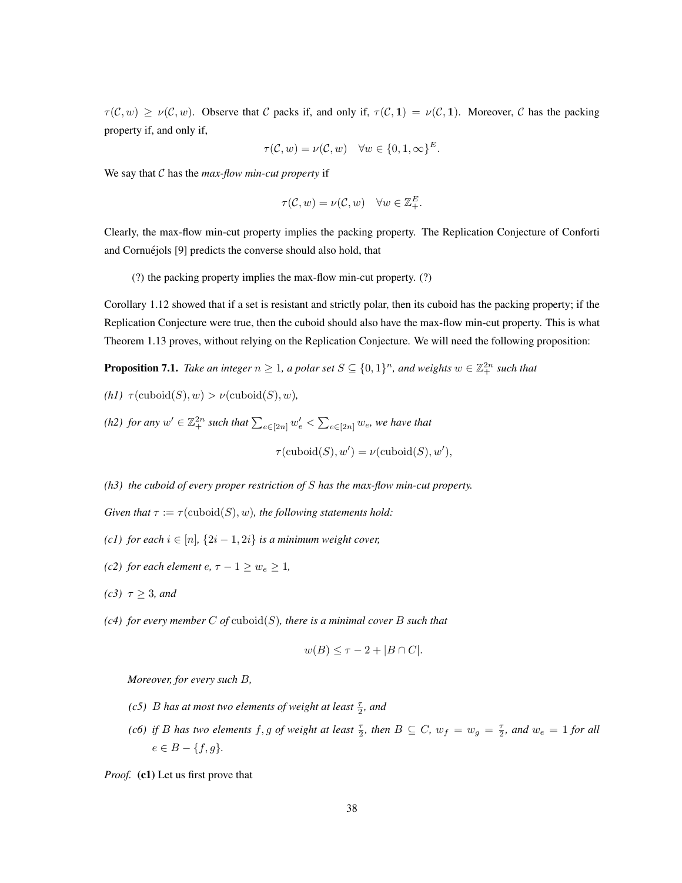$\tau(\mathcal{C}, w) \geq \nu(\mathcal{C}, w)$. Observe that $\mathcal{C}$ packs if, and only if, $\tau(\mathcal{C}, \mathbf{1}) = \nu(\mathcal{C}, \mathbf{1})$. Moreover, $\mathcal{C}$ has the packing property if, and only if,

$$\tau(\mathcal{C}, w) = \nu(\mathcal{C}, w) \quad \forall w \in \{0, 1, \infty\}^E.$$

We say that $\mathcal{C}$ has the *max-flow min-cut property* if

$$\tau(\mathcal{C}, w) = \nu(\mathcal{C}, w) \quad \forall w \in \mathbb{Z}_+^E.$$

Clearly, the max-flow min-cut property implies the packing property. The Replication Conjecture of Conforti and Cornuéjols [9] predicts the converse should also hold, that

> (?) the packing property implies the max-flow min-cut property. (?)

Corollary 1.12 showed that if a set is resistant and strictly polar, then its cuboid has the packing property; if the Replication Conjecture were true, then the cuboid should also have the max-flow min-cut property. This is what Theorem 1.13 proves, without relying on the Replication Conjecture. We will need the following proposition:

**Proposition 7.1.** *Take an integer $n \geq 1$, a polar set $S \subseteq \{0, 1\}^n$, and weights $w \in \mathbb{Z}_+^{2n}$ such that*

*(h1) $\tau(\text{cuboid}(S), w) > \nu(\text{cuboid}(S), w)$,*

*(h2) for any $w' \in \mathbb{Z}_+^{2n}$ such that $\sum_{e \in [2n]} w'_e < \sum_{e \in [2n]} w_e$, we have that*

$$\tau(\text{cuboid}(S), w') = \nu(\text{cuboid}(S), w'),$$

*(h3) the cuboid of every proper restriction of $S$ has the max-flow min-cut property.*

*Given that $\tau := \tau(\text{cuboid}(S), w)$, the following statements hold:*

*(c1) for each $i \in [n]$, $\{2i - 1, 2i\}$ is a minimum weight cover,*

*(c2) for each element $e$, $\tau - 1 \geq w_e \geq 1$,*

*(c3) $\tau \geq 3$, and*

*(c4) for every member $C$ of $\text{cuboid}(S)$, there is a minimal cover $B$ such that*

$$w(B) \leq \tau - 2 + |B \cap C|.$$

*Moreover, for every such $B$,*

*(c5) $B$ has at most two elements of weight at least $\frac{\tau}{2}$, and*

*(c6) if $B$ has two elements $f, g$ of weight at least $\frac{\tau}{2}$, then $B \subseteq C$, $w_f = w_g = \frac{\tau}{2}$, and $w_e = 1$ for all $e \in B - \{f, g\}$.*

*Proof.* **(c1)** Let us first prove that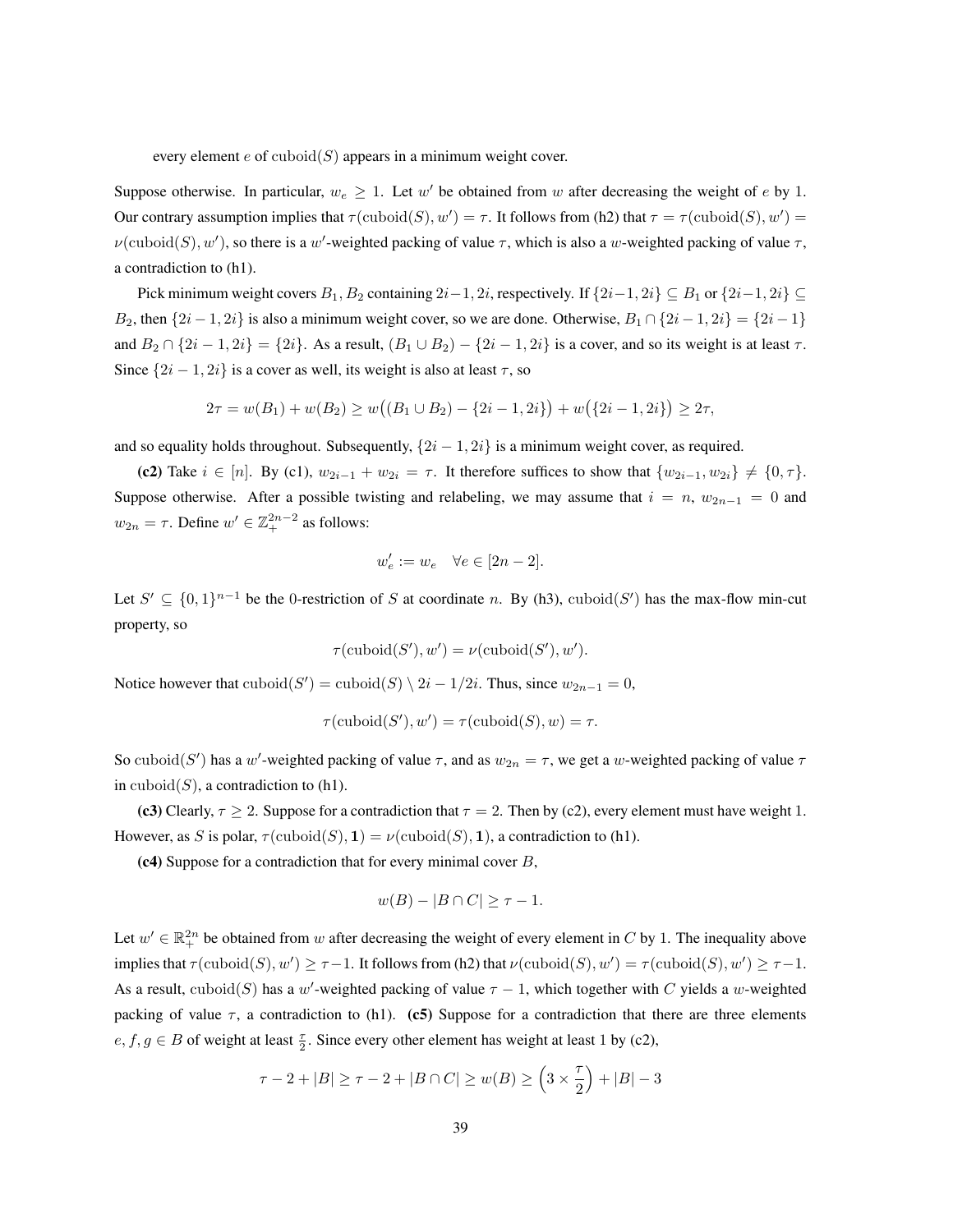every element $e$ of $\mathrm{cuboid}(S)$ appears in a minimum weight cover.

Suppose otherwise. In particular, $w_e \geq 1$. Let $w'$ be obtained from $w$ after decreasing the weight of $e$ by 1. Our contrary assumption implies that $\tau(\mathrm{cuboid}(S), w') = \tau$. It follows from (h2) that $\tau = \tau(\mathrm{cuboid}(S), w') = \nu(\mathrm{cuboid}(S), w')$, so there is a $w'$-weighted packing of value $\tau$, which is also a $w$-weighted packing of value $\tau$, a contradiction to (h1).

Pick minimum weight covers $B_1, B_2$ containing $2i-1, 2i$, respectively. If $\{2i-1, 2i\} \subseteq B_1$ or $\{2i-1, 2i\} \subseteq B_2$, then $\{2i-1, 2i\}$ is also a minimum weight cover, so we are done. Otherwise, $B_1 \cap \{2i-1, 2i\} = \{2i-1\}$ and $B_2 \cap \{2i-1, 2i\} = \{2i\}$. As a result, $(B_1 \cup B_2) - \{2i-1, 2i\}$ is a cover, and so its weight is at least $\tau$. Since $\{2i-1, 2i\}$ is a cover as well, its weight is also at least $\tau$, so

$$2\tau = w(B_1) + w(B_2) \geq w\big((B_1 \cup B_2) - \{2i-1, 2i\}\big) + w\big(\{2i-1, 2i\}\big) \geq 2\tau,$$

and so equality holds throughout. Subsequently, $\{2i-1, 2i\}$ is a minimum weight cover, as required.

**(c2)** Take $i \in [n]$. By (c1), $w_{2i-1} + w_{2i} = \tau$. It therefore suffices to show that $\{w_{2i-1}, w_{2i}\} \neq \{0, \tau\}$. Suppose otherwise. After a possible twisting and relabeling, we may assume that $i = n$, $w_{2n-1} = 0$ and $w_{2n} = \tau$. Define $w' \in \mathbb{Z}_+^{2n-2}$ as follows:

$$w'_e := w_e \quad \forall e \in [2n-2].$$

Let $S' \subseteq \{0,1\}^{n-1}$ be the 0-restriction of $S$ at coordinate $n$. By (h3), $\mathrm{cuboid}(S')$ has the max-flow min-cut property, so

$$\tau(\mathrm{cuboid}(S'), w') = \nu(\mathrm{cuboid}(S'), w').$$

Notice however that $\mathrm{cuboid}(S') = \mathrm{cuboid}(S) \setminus 2i-1/2i$. Thus, since $w_{2n-1} = 0$,

$$\tau(\mathrm{cuboid}(S'), w') = \tau(\mathrm{cuboid}(S), w) = \tau.$$

So $\mathrm{cuboid}(S')$ has a $w'$-weighted packing of value $\tau$, and as $w_{2n} = \tau$, we get a $w$-weighted packing of value $\tau$ in $\mathrm{cuboid}(S)$, a contradiction to (h1).

**(c3)** Clearly, $\tau \geq 2$. Suppose for a contradiction that $\tau = 2$. Then by (c2), every element must have weight 1. However, as $S$ is polar, $\tau(\mathrm{cuboid}(S), \mathbf{1}) = \nu(\mathrm{cuboid}(S), \mathbf{1})$, a contradiction to (h1).

**(c4)** Suppose for a contradiction that for every minimal cover $B$,

$$w(B) - |B \cap C| \geq \tau - 1.$$

Let $w' \in \mathbb{R}_+^{2n}$ be obtained from $w$ after decreasing the weight of every element in $C$ by 1. The inequality above implies that $\tau(\mathrm{cuboid}(S), w') \geq \tau - 1$. It follows from (h2) that $\nu(\mathrm{cuboid}(S), w') = \tau(\mathrm{cuboid}(S), w') \geq \tau - 1$. As a result, $\mathrm{cuboid}(S)$ has a $w'$-weighted packing of value $\tau - 1$, which together with $C$ yields a $w$-weighted packing of value $\tau$, a contradiction to (h1). **(c5)** Suppose for a contradiction that there are three elements $e, f, g \in B$ of weight at least $\frac{\tau}{2}$. Since every other element has weight at least 1 by (c2),

$$\tau - 2 + |B| \geq \tau - 2 + |B \cap C| \geq w(B) \geq \left(3 \times \frac{\tau}{2}\right) + |B| - 3$$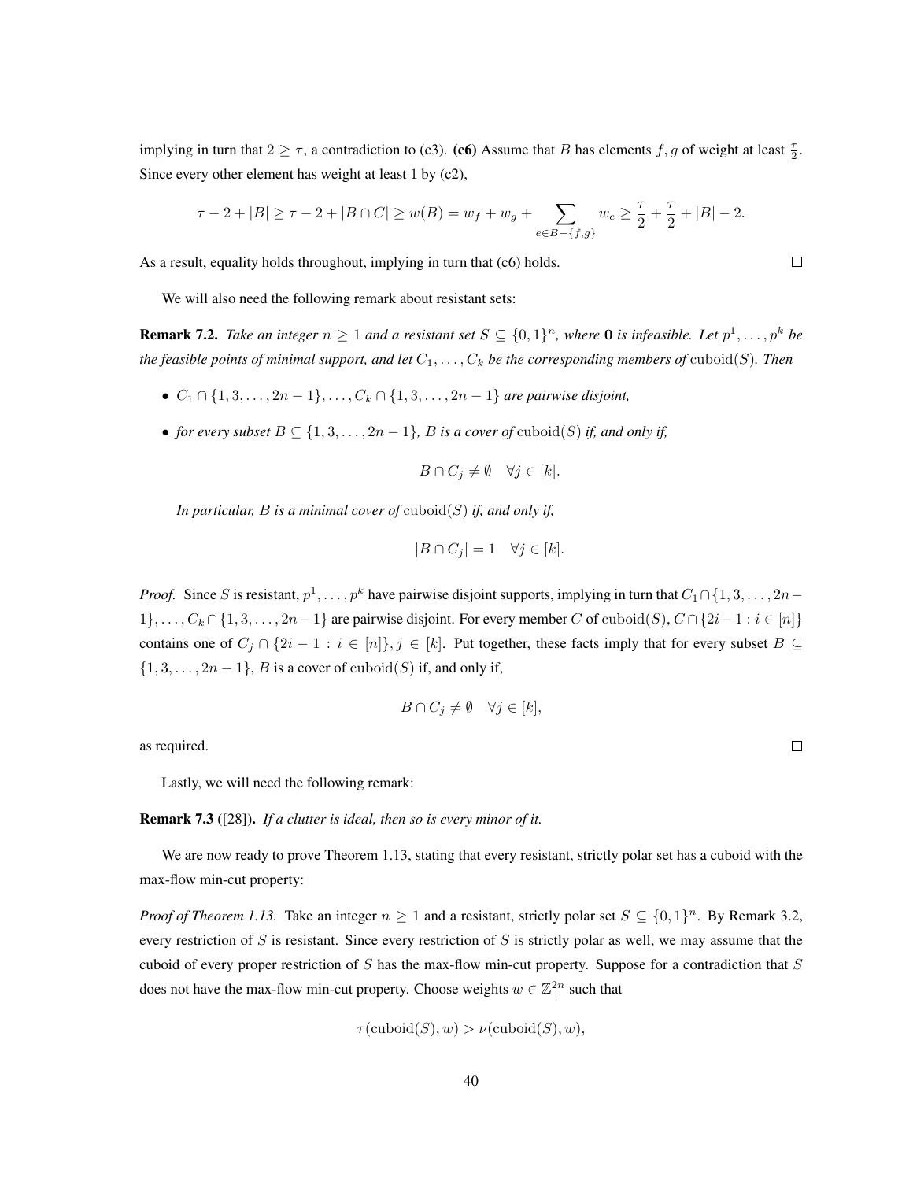implying in turn that $2 \geq \tau$, a contradiction to (c3). **(c6)** Assume that $B$ has elements $f, g$ of weight at least $\frac{\tau}{2}$. Since every other element has weight at least 1 by (c2),

$$\tau - 2 + |B| \geq \tau - 2 + |B \cap C| \geq w(B) = w_f + w_g + \sum_{e \in B - \{f,g\}} w_e \geq \frac{\tau}{2} + \frac{\tau}{2} + |B| - 2.$$

As a result, equality holds throughout, implying in turn that (c6) holds. ☐

We will also need the following remark about resistant sets:

**Remark 7.2.** *Take an integer $n \geq 1$ and a resistant set $S \subseteq \{0,1\}^n$, where $\mathbf{0}$ is infeasible. Let $p^1, \ldots, p^k$ be the feasible points of minimal support, and let $C_1, \ldots, C_k$ be the corresponding members of $\mathrm{cuboid}(S)$. Then*

- *$C_1 \cap \{1, 3, \ldots, 2n-1\}, \ldots, C_k \cap \{1, 3, \ldots, 2n-1\}$ are pairwise disjoint,*
- *for every subset $B \subseteq \{1, 3, \ldots, 2n-1\}$, $B$ is a cover of $\mathrm{cuboid}(S)$ if, and only if,*

$$B \cap C_j \neq \emptyset \quad \forall j \in [k].$$

*In particular, $B$ is a minimal cover of $\mathrm{cuboid}(S)$ if, and only if,*

$$|B \cap C_j| = 1 \quad \forall j \in [k].$$

*Proof.* Since $S$ is resistant, $p^1, \ldots, p^k$ have pairwise disjoint supports, implying in turn that $C_1 \cap \{1, 3, \ldots, 2n-1\}, \ldots, C_k \cap \{1, 3, \ldots, 2n-1\}$ are pairwise disjoint. For every member $C$ of $\mathrm{cuboid}(S)$, $C \cap \{2i-1 : i \in [n]\}$ contains one of $C_j \cap \{2i-1 : i \in [n]\}, j \in [k]$. Put together, these facts imply that for every subset $B \subseteq \{1, 3, \ldots, 2n-1\}$, $B$ is a cover of $\mathrm{cuboid}(S)$ if, and only if,

$$B \cap C_j \neq \emptyset \quad \forall j \in [k],$$

as required. ☐

Lastly, we will need the following remark:

**Remark 7.3** ([28]). *If a clutter is ideal, then so is every minor of it.*

We are now ready to prove Theorem 1.13, stating that every resistant, strictly polar set has a cuboid with the max-flow min-cut property:

*Proof of Theorem 1.13.* Take an integer $n \geq 1$ and a resistant, strictly polar set $S \subseteq \{0,1\}^n$. By Remark 3.2, every restriction of $S$ is resistant. Since every restriction of $S$ is strictly polar as well, we may assume that the cuboid of every proper restriction of $S$ has the max-flow min-cut property. Suppose for a contradiction that $S$ does not have the max-flow min-cut property. Choose weights $w \in \mathbb{Z}^{2n}_+$ such that

$$\tau(\mathrm{cuboid}(S), w) > \nu(\mathrm{cuboid}(S), w),$$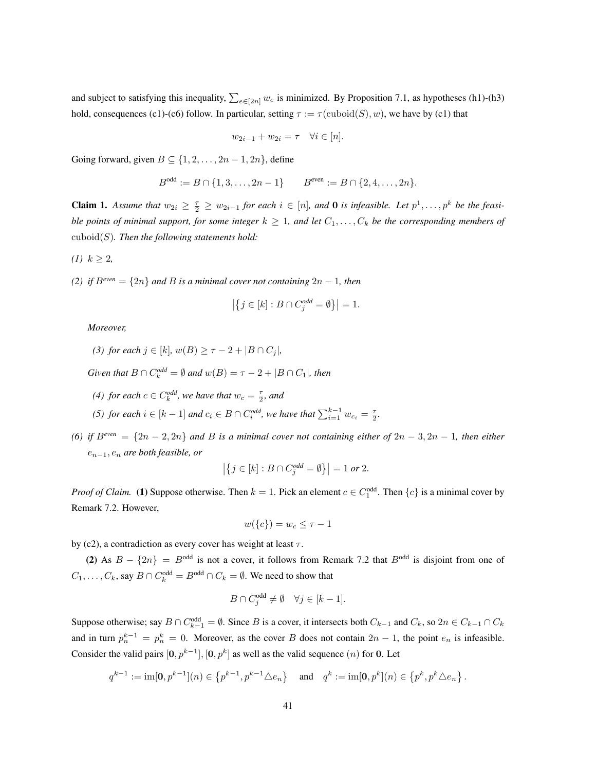and subject to satisfying this inequality, $\sum_{e\in[2n]} w_e$ is minimized. By Proposition 7.1, as hypotheses (h1)-(h3) hold, consequences (c1)-(c6) follow. In particular, setting $\tau := \tau(\mathrm{cuboid}(S), w)$, we have by (c1) that

$$w_{2i-1} + w_{2i} = \tau \quad \forall i \in [n].$$

Going forward, given $B \subseteq \{1, 2, \ldots, 2n-1, 2n\}$, define

$$B^{\text{odd}} := B \cap \{1, 3, \ldots, 2n-1\} \qquad B^{\text{even}} := B \cap \{2, 4, \ldots, 2n\}.$$

**Claim 1.** *Assume that $w_{2i} \geq \frac{\tau}{2} \geq w_{2i-1}$ for each $i \in [n]$, and $\mathbf{0}$ is infeasible. Let $p^1, \ldots, p^k$ be the feasible points of minimal support, for some integer $k \geq 1$, and let $C_1, \ldots, C_k$ be the corresponding members of $\mathrm{cuboid}(S)$. Then the following statements hold:*

*(1) $k \geq 2$,*

*(2) if $B^{even} = \{2n\}$ and $B$ is a minimal cover not containing $2n-1$, then*

$$\left|\left\{j \in [k] : B \cap C_j^{odd} = \emptyset\right\}\right| = 1.$$

*Moreover,*

*(3) for each $j \in [k]$, $w(B) \geq \tau - 2 + |B \cap C_j|$,*

*Given that $B \cap C_k^{odd} = \emptyset$ and $w(B) = \tau - 2 + |B \cap C_1|$, then*

*(4) for each $c \in C_k^{odd}$, we have that $w_c = \frac{\tau}{2}$, and*

*(5) for each $i \in [k-1]$ and $c_i \in B \cap C_i^{odd}$, we have that $\sum_{i=1}^{k-1} w_{c_i} = \frac{\tau}{2}$.*

*(6) if $B^{even} = \{2n-2, 2n\}$ and $B$ is a minimal cover not containing either of $2n-3, 2n-1$, then either $e_{n-1}, e_n$ are both feasible, or*

$$\left|\left\{j \in [k] : B \cap C_j^{odd} = \emptyset\right\}\right| = 1 \text{ or } 2.$$

*Proof of Claim.* **(1)** Suppose otherwise. Then $k = 1$. Pick an element $c \in C_1^{\text{odd}}$. Then $\{c\}$ is a minimal cover by Remark 7.2. However,

$$w(\{c\}) = w_c \leq \tau - 1$$

by (c2), a contradiction as every cover has weight at least $\tau$.

**(2)** As $B - \{2n\} = B^{\text{odd}}$ is not a cover, it follows from Remark 7.2 that $B^{\text{odd}}$ is disjoint from one of $C_1, \ldots, C_k$, say $B \cap C_k^{\text{odd}} = B^{\text{odd}} \cap C_k = \emptyset$. We need to show that

$$B \cap C_j^{\text{odd}} \neq \emptyset \quad \forall j \in [k-1].$$

Suppose otherwise; say $B \cap C_{k-1}^{\text{odd}} = \emptyset$. Since $B$ is a cover, it intersects both $C_{k-1}$ and $C_k$, so $2n \in C_{k-1} \cap C_k$ and in turn $p_n^{k-1} = p_n^k = 0$. Moreover, as the cover $B$ does not contain $2n-1$, the point $e_n$ is infeasible. Consider the valid pairs $[\mathbf{0}, p^{k-1}], [\mathbf{0}, p^k]$ as well as the valid sequence $(n)$ for $\mathbf{0}$. Let

$$q^{k-1} := \mathrm{im}[\mathbf{0}, p^{k-1}](n) \in \left\{p^{k-1}, p^{k-1} \triangle e_n\right\} \quad \text{ and } \quad q^k := \mathrm{im}[\mathbf{0}, p^k](n) \in \left\{p^k, p^k \triangle e_n\right\}.$$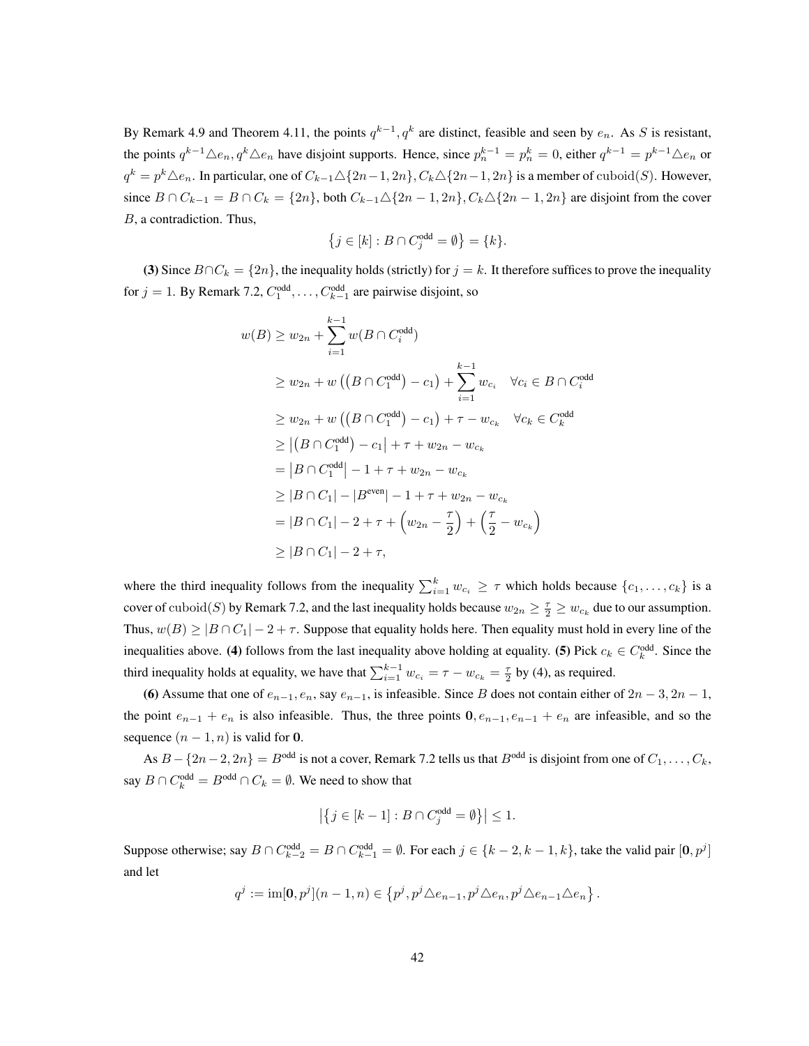By Remark 4.9 and Theorem 4.11, the points $q^{k-1}, q^k$ are distinct, feasible and seen by $e_n$. As $S$ is resistant, the points $q^{k-1}\triangle e_n, q^k\triangle e_n$ have disjoint supports. Hence, since $p^{k-1}_n = p^k_n = 0$, either $q^{k-1} = p^{k-1}\triangle e_n$ or $q^k = p^k\triangle e_n$. In particular, one of $C_{k-1}\triangle\{2n-1, 2n\}, C_k\triangle\{2n-1, 2n\}$ is a member of $\mathrm{cuboid}(S)$. However, since $B \cap C_{k-1} = B \cap C_k = \{2n\}$, both $C_{k-1}\triangle\{2n-1, 2n\}, C_k\triangle\{2n-1, 2n\}$ are disjoint from the cover $B$, a contradiction. Thus,

$$\left\{j \in [k] : B \cap C^{\text{odd}}_j = \emptyset\right\} = \{k\}.$$

**(3)** Since $B \cap C_k = \{2n\}$, the inequality holds (strictly) for $j = k$. It therefore suffices to prove the inequality for $j = 1$. By Remark 7.2, $C^{\text{odd}}_1, \ldots, C^{\text{odd}}_{k-1}$ are pairwise disjoint, so

$$\begin{aligned}
w(B) &\geq w_{2n} + \sum_{i=1}^{k-1} w(B \cap C^{\text{odd}}_i) \\
&\geq w_{2n} + w\left(\left(B \cap C^{\text{odd}}_1\right) - c_1\right) + \sum_{i=1}^{k-1} w_{c_i} \quad \forall c_i \in B \cap C^{\text{odd}}_i \\
&\geq w_{2n} + w\left(\left(B \cap C^{\text{odd}}_1\right) - c_1\right) + \tau - w_{c_k} \quad \forall c_k \in C^{\text{odd}}_k \\
&\geq \left|\left(B \cap C^{\text{odd}}_1\right) - c_1\right| + \tau + w_{2n} - w_{c_k} \\
&= \left|B \cap C^{\text{odd}}_1\right| - 1 + \tau + w_{2n} - w_{c_k} \\
&\geq |B \cap C_1| - |B^{\text{even}}| - 1 + \tau + w_{2n} - w_{c_k} \\
&= |B \cap C_1| - 2 + \tau + \left(w_{2n} - \frac{\tau}{2}\right) + \left(\frac{\tau}{2} - w_{c_k}\right) \\
&\geq |B \cap C_1| - 2 + \tau,
\end{aligned}$$

where the third inequality follows from the inequality $\sum_{i=1}^{k} w_{c_i} \geq \tau$ which holds because $\{c_1, \ldots, c_k\}$ is a cover of $\mathrm{cuboid}(S)$ by Remark 7.2, and the last inequality holds because $w_{2n} \geq \frac{\tau}{2} \geq w_{c_k}$ due to our assumption. Thus, $w(B) \geq |B \cap C_1| - 2 + \tau$. Suppose that equality holds here. Then equality must hold in every line of the inequalities above. **(4)** follows from the last inequality above holding at equality. **(5)** Pick $c_k \in C^{\text{odd}}_k$. Since the third inequality holds at equality, we have that $\sum_{i=1}^{k-1} w_{c_i} = \tau - w_{c_k} = \frac{\tau}{2}$ by (4), as required.

**(6)** Assume that one of $e_{n-1}, e_n$, say $e_{n-1}$, is infeasible. Since $B$ does not contain either of $2n-3, 2n-1$, the point $e_{n-1} + e_n$ is also infeasible. Thus, the three points $\mathbf{0}, e_{n-1}, e_{n-1} + e_n$ are infeasible, and so the sequence $(n-1, n)$ is valid for $\mathbf{0}$.

As $B - \{2n-2, 2n\} = B^{\text{odd}}$ is not a cover, Remark 7.2 tells us that $B^{\text{odd}}$ is disjoint from one of $C_1, \ldots, C_k$, say $B \cap C^{\text{odd}}_k = B^{\text{odd}} \cap C_k = \emptyset$. We need to show that

$$\left|\left\{j \in [k-1] : B \cap C^{\text{odd}}_j = \emptyset\right\}\right| \leq 1.$$

Suppose otherwise; say $B \cap C^{\text{odd}}_{k-2} = B \cap C^{\text{odd}}_{k-1} = \emptyset$. For each $j \in \{k-2, k-1, k\}$, take the valid pair $[\mathbf{0}, p^j]$ and let

$$q^j := \mathrm{im}[\mathbf{0}, p^j](n-1, n) \in \left\{p^j, p^j\triangle e_{n-1}, p^j\triangle e_n, p^j\triangle e_{n-1}\triangle e_n\right\}.$$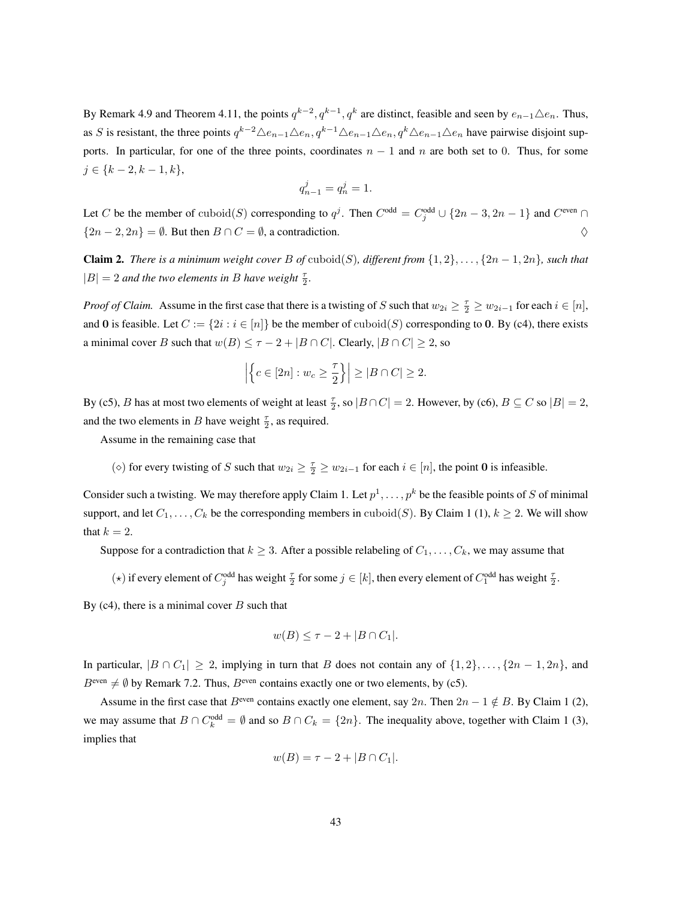By Remark 4.9 and Theorem 4.11, the points $q^{k-2}, q^{k-1}, q^k$ are distinct, feasible and seen by $e_{n-1}\triangle e_n$. Thus, as $S$ is resistant, the three points $q^{k-2}\triangle e_{n-1}\triangle e_n, q^{k-1}\triangle e_{n-1}\triangle e_n, q^k\triangle e_{n-1}\triangle e_n$ have pairwise disjoint supports. In particular, for one of the three points, coordinates $n-1$ and $n$ are both set to 0. Thus, for some $j \in \{k-2, k-1, k\}$,

$$q^j_{n-1} = q^j_n = 1.$$

Let $C$ be the member of $\mathrm{cuboid}(S)$ corresponding to $q^j$. Then $C^{\mathrm{odd}} = C^{\mathrm{odd}}_j \cup \{2n-3, 2n-1\}$ and $C^{\mathrm{even}} \cap \{2n-2, 2n\} = \emptyset$. But then $B \cap C = \emptyset$, a contradiction. ♢

**Claim 2.** *There is a minimum weight cover $B$ of $\mathrm{cuboid}(S)$, different from $\{1,2\}, \ldots, \{2n-1, 2n\}$, such that $|B| = 2$ and the two elements in $B$ have weight $\frac{\tau}{2}$.*

*Proof of Claim.* Assume in the first case that there is a twisting of $S$ such that $w_{2i} \geq \frac{\tau}{2} \geq w_{2i-1}$ for each $i \in [n]$, and $\mathbf{0}$ is feasible. Let $C := \{2i : i \in [n]\}$ be the member of $\mathrm{cuboid}(S)$ corresponding to $\mathbf{0}$. By (c4), there exists a minimal cover $B$ such that $w(B) \leq \tau - 2 + |B \cap C|$. Clearly, $|B \cap C| \geq 2$, so

$$\left|\left\{c \in [2n] : w_c \geq \frac{\tau}{2}\right\}\right| \geq |B \cap C| \geq 2.$$

By (c5), $B$ has at most two elements of weight at least $\frac{\tau}{2}$, so $|B \cap C| = 2$. However, by (c6), $B \subseteq C$ so $|B| = 2$, and the two elements in $B$ have weight $\frac{\tau}{2}$, as required.

Assume in the remaining case that

($\diamond$) for every twisting of $S$ such that $w_{2i} \geq \frac{\tau}{2} \geq w_{2i-1}$ for each $i \in [n]$, the point $\mathbf{0}$ is infeasible.

Consider such a twisting. We may therefore apply Claim 1. Let $p^1, \ldots, p^k$ be the feasible points of $S$ of minimal support, and let $C_1, \ldots, C_k$ be the corresponding members in $\mathrm{cuboid}(S)$. By Claim 1 (1), $k \geq 2$. We will show that $k = 2$.

Suppose for a contradiction that $k \geq 3$. After a possible relabeling of $C_1, \ldots, C_k$, we may assume that

($\star$) if every element of $C^{\mathrm{odd}}_j$ has weight $\frac{\tau}{2}$ for some $j \in [k]$, then every element of $C^{\mathrm{odd}}_1$ has weight $\frac{\tau}{2}$.

By (c4), there is a minimal cover $B$ such that

$$w(B) \leq \tau - 2 + |B \cap C_1|.$$

In particular, $|B \cap C_1| \geq 2$, implying in turn that $B$ does not contain any of $\{1,2\}, \ldots, \{2n-1, 2n\}$, and $B^{\mathrm{even}} \neq \emptyset$ by Remark 7.2. Thus, $B^{\mathrm{even}}$ contains exactly one or two elements, by (c5).

Assume in the first case that $B^{\mathrm{even}}$ contains exactly one element, say $2n$. Then $2n-1 \notin B$. By Claim 1 (2), we may assume that $B \cap C^{\mathrm{odd}}_k = \emptyset$ and so $B \cap C_k = \{2n\}$. The inequality above, together with Claim 1 (3), implies that

$$w(B) = \tau - 2 + |B \cap C_1|.$$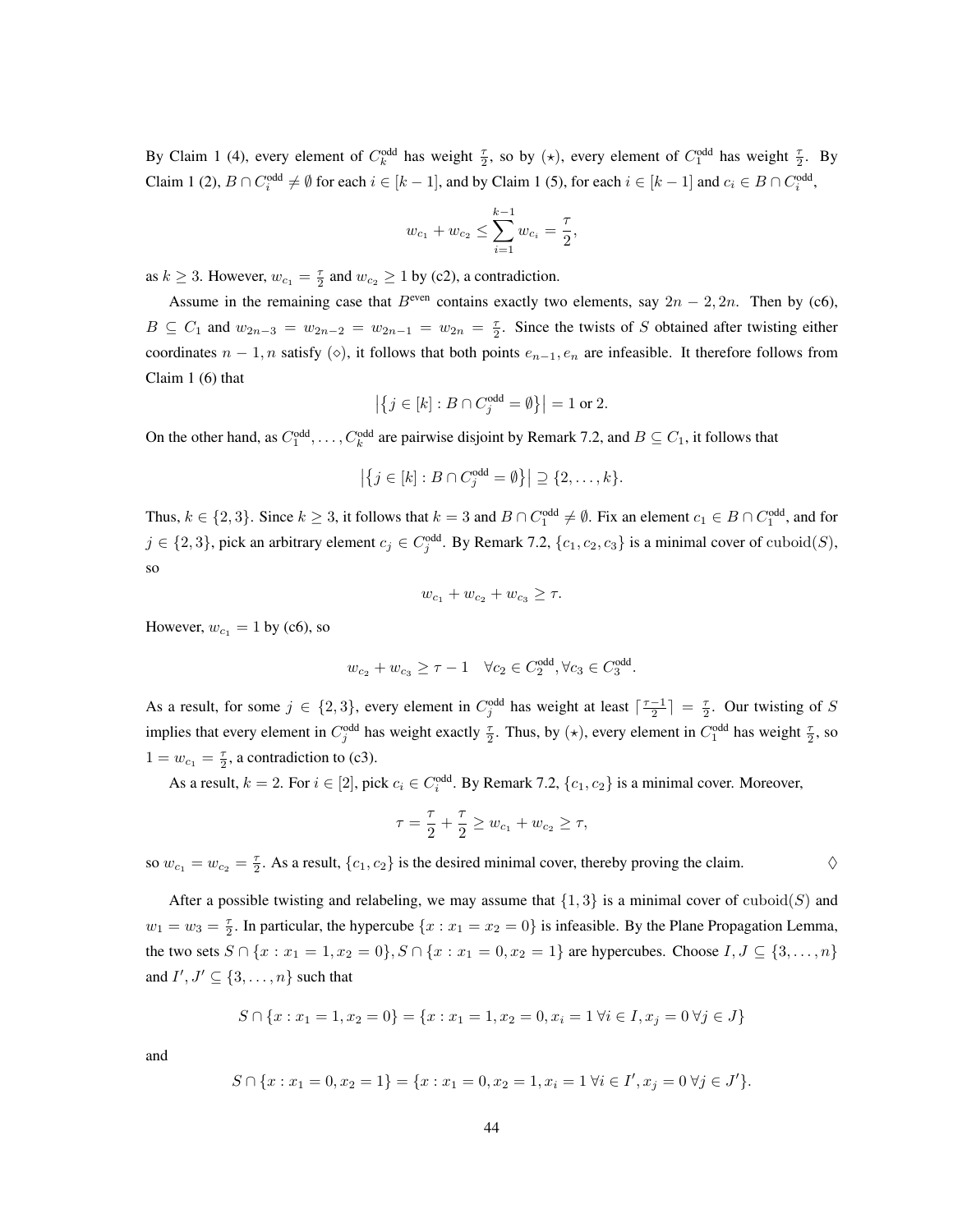By Claim 1 (4), every element of $C_k^{\text{odd}}$ has weight $\frac{\tau}{2}$, so by $(\star)$, every element of $C_1^{\text{odd}}$ has weight $\frac{\tau}{2}$. By Claim 1 (2), $B \cap C_i^{\text{odd}} \neq \emptyset$ for each $i \in [k-1]$, and by Claim 1 (5), for each $i \in [k-1]$ and $c_i \in B \cap C_i^{\text{odd}}$,

$$w_{c_1} + w_{c_2} \leq \sum_{i=1}^{k-1} w_{c_i} = \frac{\tau}{2},$$

as $k \geq 3$. However, $w_{c_1} = \frac{\tau}{2}$ and $w_{c_2} \geq 1$ by (c2), a contradiction.

Assume in the remaining case that $B^{\text{even}}$ contains exactly two elements, say $2n-2, 2n$. Then by (c6), $B \subseteq C_1$ and $w_{2n-3} = w_{2n-2} = w_{2n-1} = w_{2n} = \frac{\tau}{2}$. Since the twists of $S$ obtained after twisting either coordinates $n-1, n$ satisfy $(\diamond)$, it follows that both points $e_{n-1}, e_n$ are infeasible. It therefore follows from Claim 1 (6) that

$$\left|\left\{j \in [k] : B \cap C_j^{\text{odd}} = \emptyset\right\}\right| = 1 \text{ or } 2.$$

On the other hand, as $C_1^{\text{odd}}, \ldots, C_k^{\text{odd}}$ are pairwise disjoint by Remark 7.2, and $B \subseteq C_1$, it follows that

$$\left|\left\{j \in [k] : B \cap C_j^{\text{odd}} = \emptyset\right\}\right| \supseteq \{2, \ldots, k\}.$$

Thus, $k \in \{2, 3\}$. Since $k \geq 3$, it follows that $k = 3$ and $B \cap C_1^{\text{odd}} \neq \emptyset$. Fix an element $c_1 \in B \cap C_1^{\text{odd}}$, and for $j \in \{2, 3\}$, pick an arbitrary element $c_j \in C_j^{\text{odd}}$. By Remark 7.2, $\{c_1, c_2, c_3\}$ is a minimal cover of $\text{cuboid}(S)$, so

$$w_{c_1} + w_{c_2} + w_{c_3} \geq \tau.$$

However, $w_{c_1} = 1$ by (c6), so

$$w_{c_2} + w_{c_3} \geq \tau - 1 \quad \forall c_2 \in C_2^{\text{odd}}, \forall c_3 \in C_3^{\text{odd}}.$$

As a result, for some $j \in \{2, 3\}$, every element in $C_j^{\text{odd}}$ has weight at least $\lceil \frac{\tau-1}{2} \rceil = \frac{\tau}{2}$. Our twisting of $S$ implies that every element in $C_j^{\text{odd}}$ has weight exactly $\frac{\tau}{2}$. Thus, by $(\star)$, every element in $C_1^{\text{odd}}$ has weight $\frac{\tau}{2}$, so $1 = w_{c_1} = \frac{\tau}{2}$, a contradiction to (c3).

As a result, $k = 2$. For $i \in [2]$, pick $c_i \in C_i^{\text{odd}}$. By Remark 7.2, $\{c_1, c_2\}$ is a minimal cover. Moreover,

$$\tau = \frac{\tau}{2} + \frac{\tau}{2} \geq w_{c_1} + w_{c_2} \geq \tau,$$

so $w_{c_1} = w_{c_2} = \frac{\tau}{2}$. As a result, $\{c_1, c_2\}$ is the desired minimal cover, thereby proving the claim. $\diamondsuit$

After a possible twisting and relabeling, we may assume that $\{1, 3\}$ is a minimal cover of $\text{cuboid}(S)$ and $w_1 = w_3 = \frac{\tau}{2}$. In particular, the hypercube $\{x : x_1 = x_2 = 0\}$ is infeasible. By the Plane Propagation Lemma, the two sets $S \cap \{x : x_1 = 1, x_2 = 0\}, S \cap \{x : x_1 = 0, x_2 = 1\}$ are hypercubes. Choose $I, J \subseteq \{3, \ldots, n\}$ and $I', J' \subseteq \{3, \ldots, n\}$ such that

$$S \cap \{x : x_1 = 1, x_2 = 0\} = \{x : x_1 = 1, x_2 = 0, x_i = 1 \; \forall i \in I, x_j = 0 \; \forall j \in J\}$$

and

$$S \cap \{x : x_1 = 0, x_2 = 1\} = \{x : x_1 = 0, x_2 = 1, x_i = 1 \; \forall i \in I', x_j = 0 \; \forall j \in J'\}.$$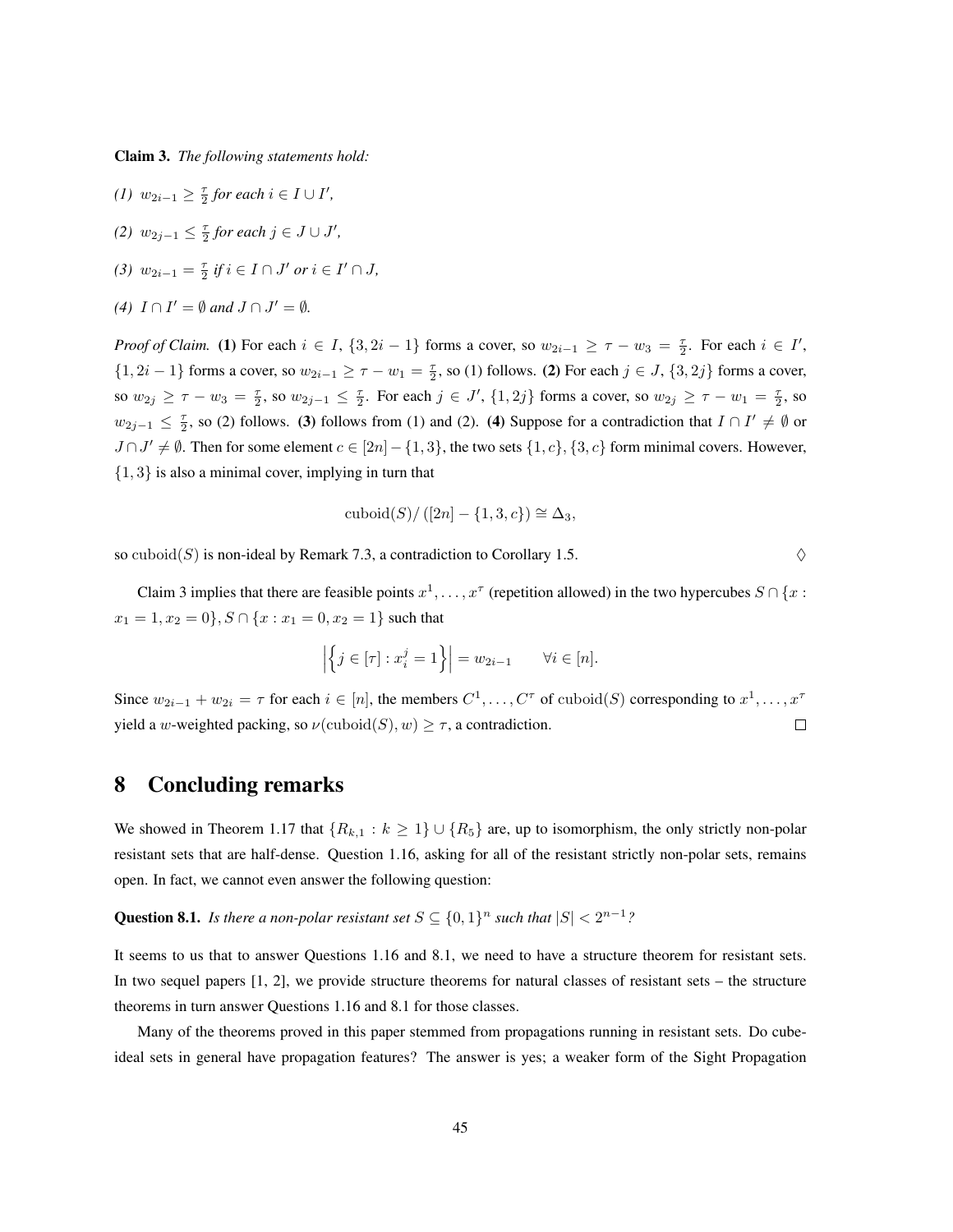**Claim 3.** *The following statements hold:*

*(1)* $w_{2i-1} \geq \frac{\tau}{2}$ *for each* $i \in I \cup I'$,

*(2)* $w_{2j-1} \leq \frac{\tau}{2}$ *for each* $j \in J \cup J'$,

*(3)* $w_{2i-1} = \frac{\tau}{2}$ *if* $i \in I \cap J'$ *or* $i \in I' \cap J$,

*(4)* $I \cap I' = \emptyset$ *and* $J \cap J' = \emptyset$.

*Proof of Claim.* **(1)** For each $i \in I$, $\{3, 2i-1\}$ forms a cover, so $w_{2i-1} \geq \tau - w_3 = \frac{\tau}{2}$. For each $i \in I'$, $\{1, 2i-1\}$ forms a cover, so $w_{2i-1} \geq \tau - w_1 = \frac{\tau}{2}$, so (1) follows. **(2)** For each $j \in J$, $\{3, 2j\}$ forms a cover, so $w_{2j} \geq \tau - w_3 = \frac{\tau}{2}$, so $w_{2j-1} \leq \frac{\tau}{2}$. For each $j \in J'$, $\{1, 2j\}$ forms a cover, so $w_{2j} \geq \tau - w_1 = \frac{\tau}{2}$, so $w_{2j-1} \leq \frac{\tau}{2}$, so (2) follows. **(3)** follows from (1) and (2). **(4)** Suppose for a contradiction that $I \cap I' \neq \emptyset$ or $J \cap J' \neq \emptyset$. Then for some element $c \in [2n] - \{1, 3\}$, the two sets $\{1, c\}, \{3, c\}$ form minimal covers. However, $\{1, 3\}$ is also a minimal cover, implying in turn that

$$\operatorname{cuboid}(S)/\left([2n] - \{1, 3, c\}\right) \cong \Delta_3,$$

so $\operatorname{cuboid}(S)$ is non-ideal by Remark 7.3, a contradiction to Corollary 1.5. $\Diamond$

Claim 3 implies that there are feasible points $x^1, \ldots, x^\tau$ (repetition allowed) in the two hypercubes $S \cap \{x : x_1 = 1, x_2 = 0\}, S \cap \{x : x_1 = 0, x_2 = 1\}$ such that

$$\left|\left\{j \in [\tau] : x_i^j = 1\right\}\right| = w_{2i-1} \qquad \forall i \in [n].$$

Since $w_{2i-1} + w_{2i} = \tau$ for each $i \in [n]$, the members $C^1, \ldots, C^\tau$ of $\operatorname{cuboid}(S)$ corresponding to $x^1, \ldots, x^\tau$ yield a $w$-weighted packing, so $\nu(\operatorname{cuboid}(S), w) \geq \tau$, a contradiction. $\square$

# 8 Concluding remarks

We showed in Theorem 1.17 that $\{R_{k,1} : k \geq 1\} \cup \{R_5\}$ are, up to isomorphism, the only strictly non-polar resistant sets that are half-dense. Question 1.16, asking for all of the resistant strictly non-polar sets, remains open. In fact, we cannot even answer the following question:

**Question 8.1.** *Is there a non-polar resistant set* $S \subseteq \{0,1\}^n$ *such that* $|S| < 2^{n-1}$*?*

It seems to us that to answer Questions 1.16 and 8.1, we need to have a structure theorem for resistant sets. In two sequel papers [1, 2], we provide structure theorems for natural classes of resistant sets – the structure theorems in turn answer Questions 1.16 and 8.1 for those classes.

Many of the theorems proved in this paper stemmed from propagations running in resistant sets. Do cube-ideal sets in general have propagation features? The answer is yes; a weaker form of the Sight Propagation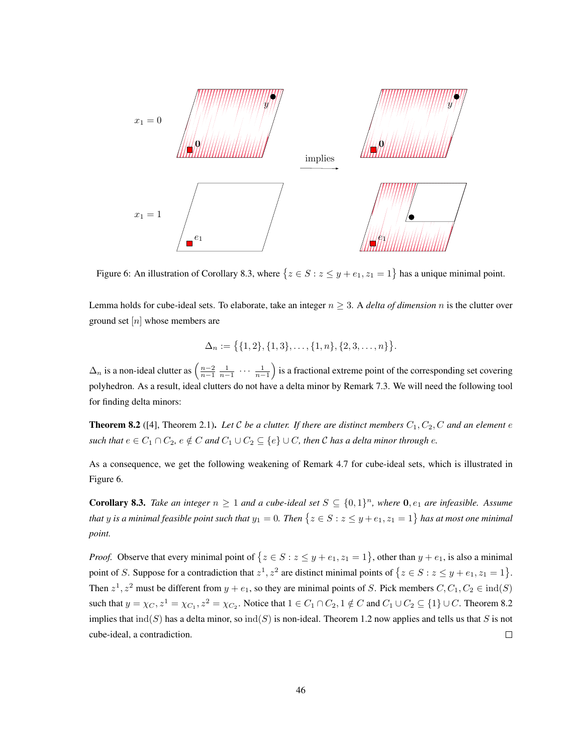Figure 6: An illustration of Corollary 8.3, where $\{z \in S : z \le y + e_1, z_1 = 1\}$ has a unique minimal point.

Lemma holds for cube-ideal sets. To elaborate, take an integer $n \ge 3$. A *delta of dimension* $n$ is the clutter over ground set $[n]$ whose members are

$$\Delta_n := \{\{1,2\},\{1,3\},\ldots,\{1,n\},\{2,3,\ldots,n\}\}.$$

$\Delta_n$ is a non-ideal clutter as $\left(\frac{n-2}{n-1}\ \frac{1}{n-1}\ \cdots\ \frac{1}{n-1}\right)$ is a fractional extreme point of the corresponding set covering polyhedron. As a result, ideal clutters do not have a delta minor by Remark 7.3. We will need the following tool for finding delta minors:

**Theorem 8.2** ([4], Theorem 2.1)**.** *Let $\mathcal{C}$ be a clutter. If there are distinct members $C_1, C_2, C$ and an element $e$ such that $e \in C_1 \cap C_2$, $e \notin C$ and $C_1 \cup C_2 \subseteq \{e\} \cup C$, then $\mathcal{C}$ has a delta minor through $e$.*

As a consequence, we get the following weakening of Remark 4.7 for cube-ideal sets, which is illustrated in Figure 6.

**Corollary 8.3.** *Take an integer $n \ge 1$ and a cube-ideal set $S \subseteq \{0,1\}^n$, where $\mathbf{0}, e_1$ are infeasible. Assume that $y$ is a minimal feasible point such that $y_1 = 0$. Then $\{z \in S : z \le y + e_1, z_1 = 1\}$ has at most one minimal point.*

*Proof.* Observe that every minimal point of $\{z \in S : z \le y + e_1, z_1 = 1\}$, other than $y + e_1$, is also a minimal point of $S$. Suppose for a contradiction that $z^1, z^2$ are distinct minimal points of $\{z \in S : z \le y + e_1, z_1 = 1\}$. Then $z^1, z^2$ must be different from $y + e_1$, so they are minimal points of $S$. Pick members $C, C_1, C_2 \in \text{ind}(S)$ such that $y = \chi_C, z^1 = \chi_{C_1}, z^2 = \chi_{C_2}$. Notice that $1 \in C_1 \cap C_2, 1 \notin C$ and $C_1 \cup C_2 \subseteq \{1\} \cup C$. Theorem 8.2 implies that $\text{ind}(S)$ has a delta minor, so $\text{ind}(S)$ is non-ideal. Theorem 1.2 now applies and tells us that $S$ is not cube-ideal, a contradiction. $\square$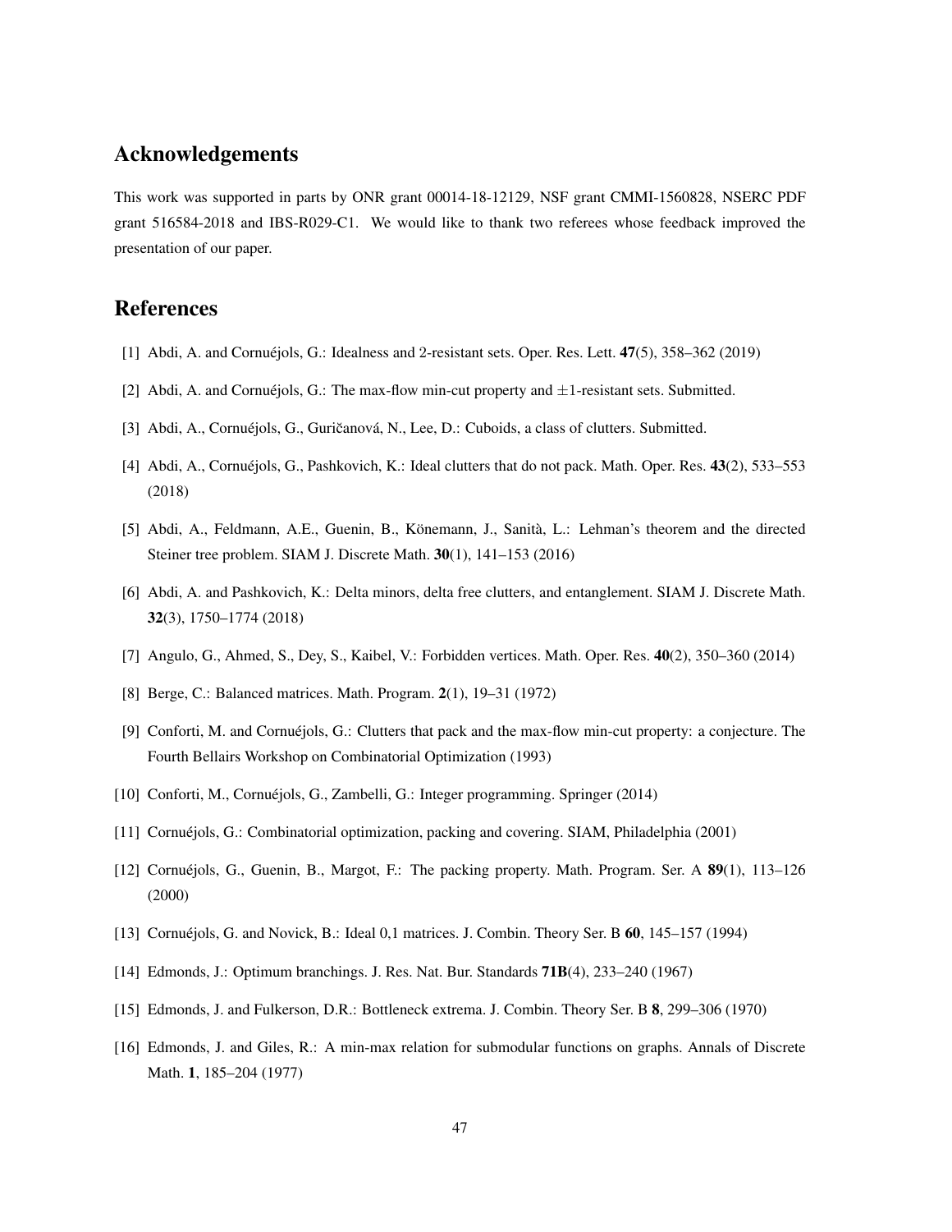## Acknowledgements

This work was supported in parts by ONR grant 00014-18-12129, NSF grant CMMI-1560828, NSERC PDF grant 516584-2018 and IBS-R029-C1. We would like to thank two referees whose feedback improved the presentation of our paper.

## References

[1] Abdi, A. and Cornuéjols, G.: Idealness and 2-resistant sets. Oper. Res. Lett. **47**(5), 358–362 (2019)

[2] Abdi, A. and Cornuéjols, G.: The max-flow min-cut property and $\pm 1$-resistant sets. Submitted.

[3] Abdi, A., Cornuéjols, G., Guričanová, N., Lee, D.: Cuboids, a class of clutters. Submitted.

[4] Abdi, A., Cornuéjols, G., Pashkovich, K.: Ideal clutters that do not pack. Math. Oper. Res. **43**(2), 533–553 (2018)

[5] Abdi, A., Feldmann, A.E., Guenin, B., Könemann, J., Sanità, L.: Lehman's theorem and the directed Steiner tree problem. SIAM J. Discrete Math. **30**(1), 141–153 (2016)

[6] Abdi, A. and Pashkovich, K.: Delta minors, delta free clutters, and entanglement. SIAM J. Discrete Math. **32**(3), 1750–1774 (2018)

[7] Angulo, G., Ahmed, S., Dey, S., Kaibel, V.: Forbidden vertices. Math. Oper. Res. **40**(2), 350–360 (2014)

[8] Berge, C.: Balanced matrices. Math. Program. **2**(1), 19–31 (1972)

[9] Conforti, M. and Cornuéjols, G.: Clutters that pack and the max-flow min-cut property: a conjecture. The Fourth Bellairs Workshop on Combinatorial Optimization (1993)

[10] Conforti, M., Cornuéjols, G., Zambelli, G.: Integer programming. Springer (2014)

[11] Cornuéjols, G.: Combinatorial optimization, packing and covering. SIAM, Philadelphia (2001)

[12] Cornuéjols, G., Guenin, B., Margot, F.: The packing property. Math. Program. Ser. A **89**(1), 113–126 (2000)

[13] Cornuéjols, G. and Novick, B.: Ideal 0,1 matrices. J. Combin. Theory Ser. B **60**, 145–157 (1994)

[14] Edmonds, J.: Optimum branchings. J. Res. Nat. Bur. Standards **71B**(4), 233–240 (1967)

[15] Edmonds, J. and Fulkerson, D.R.: Bottleneck extrema. J. Combin. Theory Ser. B **8**, 299–306 (1970)

[16] Edmonds, J. and Giles, R.: A min-max relation for submodular functions on graphs. Annals of Discrete Math. **1**, 185–204 (1977)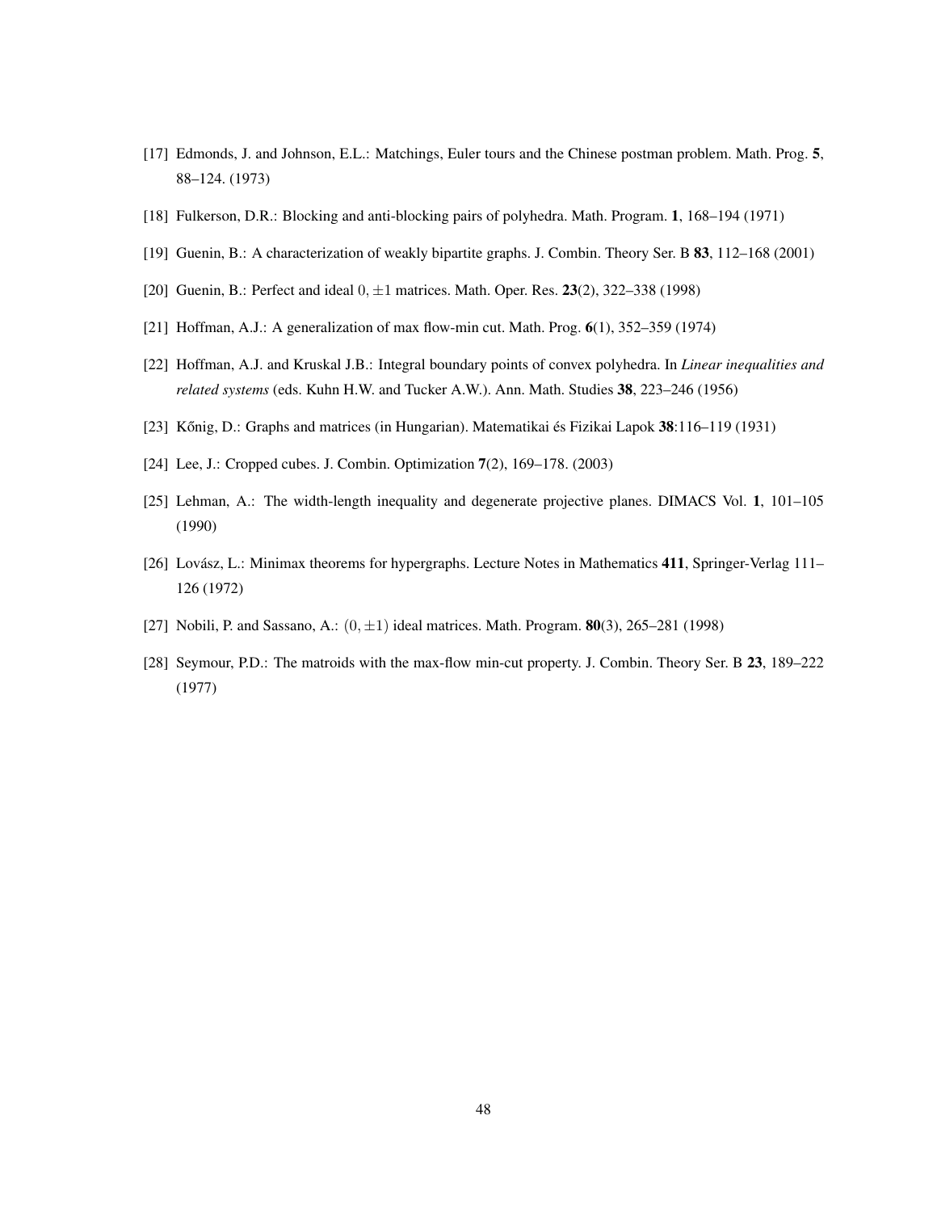[17] Edmonds, J. and Johnson, E.L.: Matchings, Euler tours and the Chinese postman problem. Math. Prog. **5**, 88–124. (1973)

[18] Fulkerson, D.R.: Blocking and anti-blocking pairs of polyhedra. Math. Program. **1**, 168–194 (1971)

[19] Guenin, B.: A characterization of weakly bipartite graphs. J. Combin. Theory Ser. B **83**, 112–168 (2001)

[20] Guenin, B.: Perfect and ideal $0, \pm 1$ matrices. Math. Oper. Res. **23**(2), 322–338 (1998)

[21] Hoffman, A.J.: A generalization of max flow-min cut. Math. Prog. **6**(1), 352–359 (1974)

[22] Hoffman, A.J. and Kruskal J.B.: Integral boundary points of convex polyhedra. In *Linear inequalities and related systems* (eds. Kuhn H.W. and Tucker A.W.). Ann. Math. Studies **38**, 223–246 (1956)

[23] Kőnig, D.: Graphs and matrices (in Hungarian). Matematikai és Fizikai Lapok **38**:116–119 (1931)

[24] Lee, J.: Cropped cubes. J. Combin. Optimization **7**(2), 169–178. (2003)

[25] Lehman, A.: The width-length inequality and degenerate projective planes. DIMACS Vol. **1**, 101–105 (1990)

[26] Lovász, L.: Minimax theorems for hypergraphs. Lecture Notes in Mathematics **411**, Springer-Verlag 111–126 (1972)

[27] Nobili, P. and Sassano, A.: $(0, \pm 1)$ ideal matrices. Math. Program. **80**(3), 265–281 (1998)

[28] Seymour, P.D.: The matroids with the max-flow min-cut property. J. Combin. Theory Ser. B **23**, 189–222 (1977)